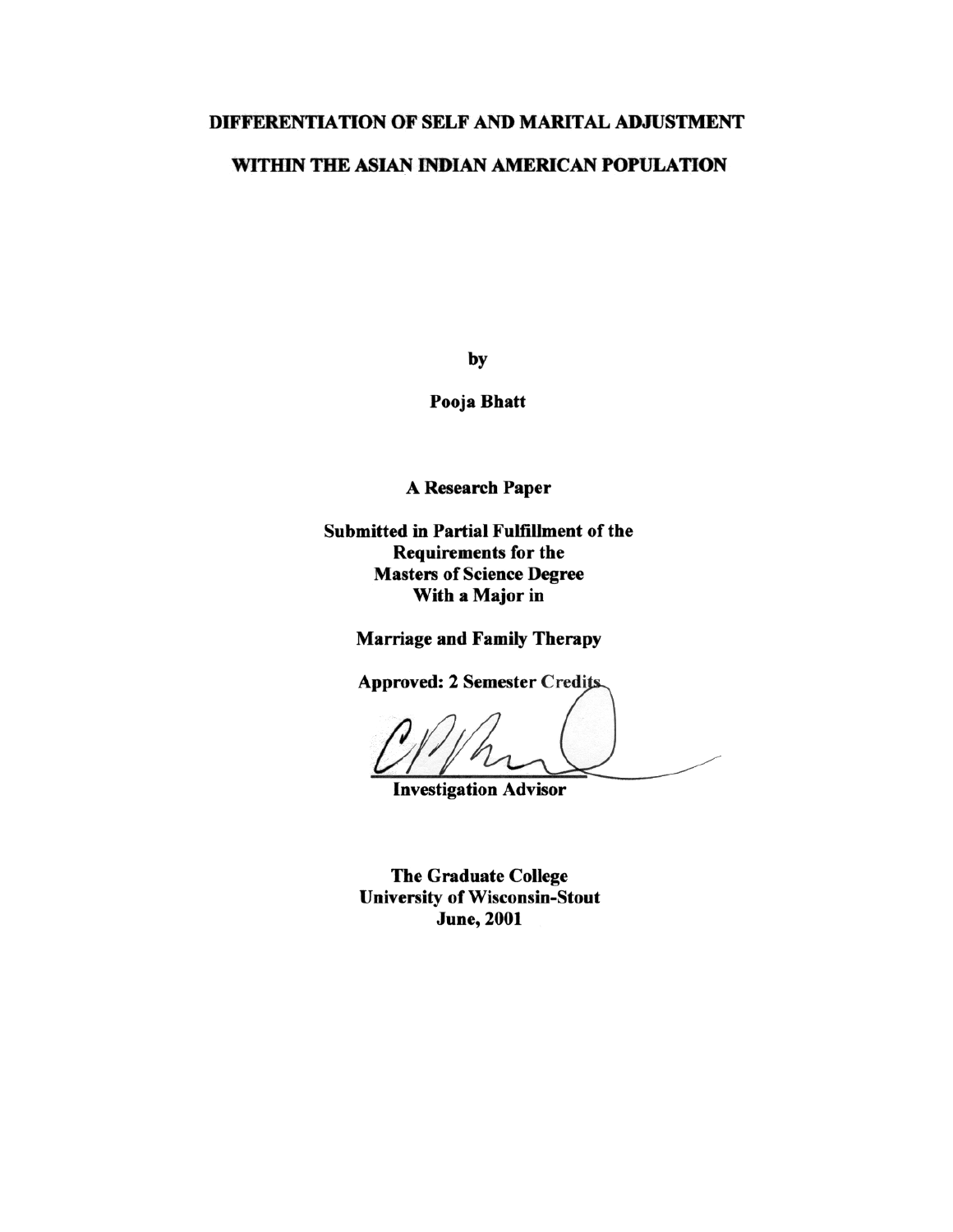# DIFFERENTIATION OF SELF AND MARITAL ADJUSTMENT WITHIN THE ASIAN INDIAN AMERICAN POPULATION

by

**Pooja Bhatt**

**A Research Paper**

**Submitted in Partial Fulfillment of the Requirements for the Masters of Science Degree With a Major in**

**Marriage and Family Therapy**

**Approved: 2 Semester Credits**

**Investigation Advisor**

**The Graduate College**
**University of Wisconsin-Stout**
**June, 2001**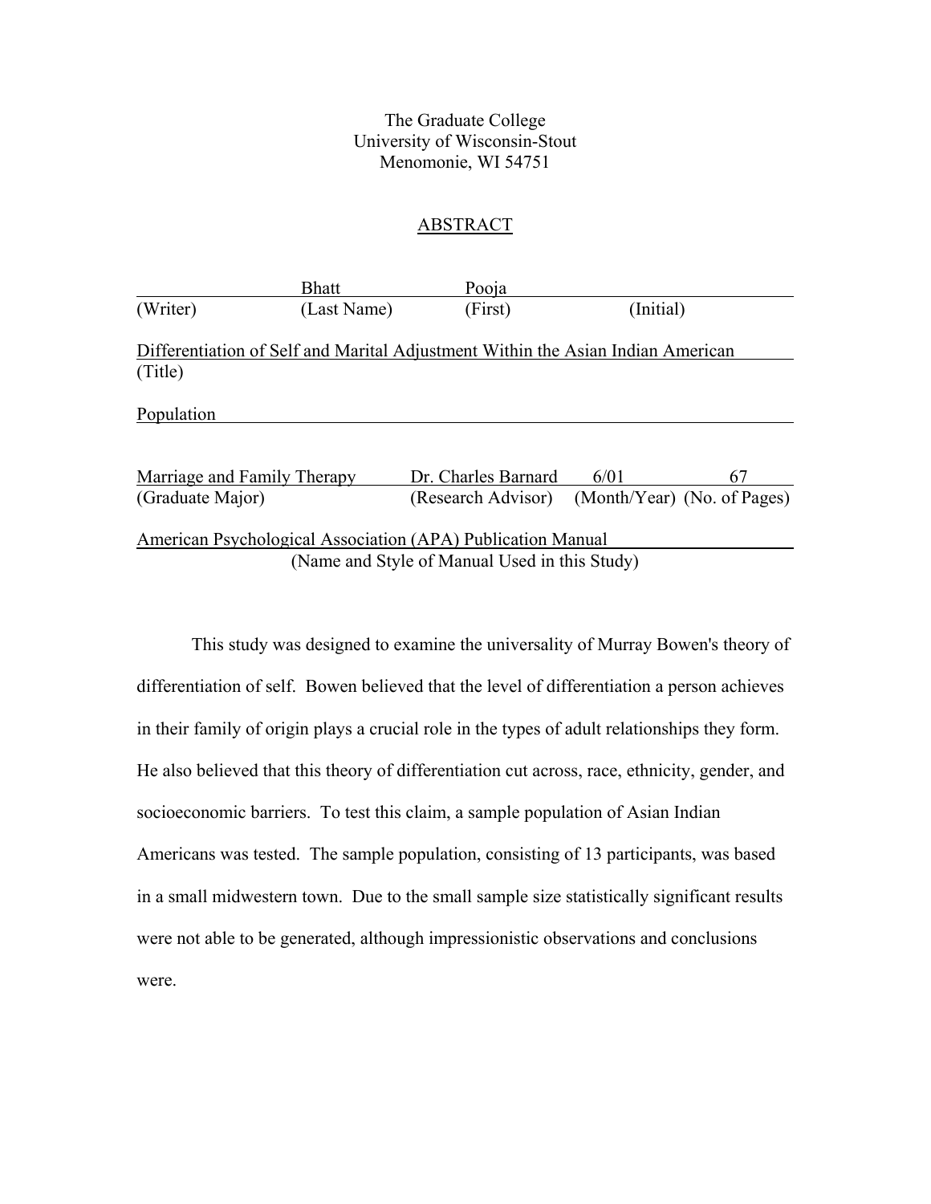The Graduate College
University of Wisconsin-Stout
Menomonie, WI 54751

## ABSTRACT

| | Bhatt | Pooja | |
|---|---|---|---|
| (Writer) | (Last Name) | (First) | (Initial) |

Differentiation of Self and Marital Adjustment Within the Asian Indian American
(Title)

Population

| Marriage and Family Therapy | Dr. Charles Barnard | 6/01 | 67 |
|---|---|---|---|
| (Graduate Major) | (Research Advisor) | (Month/Year) | (No. of Pages) |

American Psychological Association (APA) Publication Manual
(Name and Style of Manual Used in this Study)

This study was designed to examine the universality of Murray Bowen's theory of differentiation of self. Bowen believed that the level of differentiation a person achieves in their family of origin plays a crucial role in the types of adult relationships they form. He also believed that this theory of differentiation cut across, race, ethnicity, gender, and socioeconomic barriers. To test this claim, a sample population of Asian Indian Americans was tested. The sample population, consisting of 13 participants, was based in a small midwestern town. Due to the small sample size statistically significant results were not able to be generated, although impressionistic observations and conclusions were.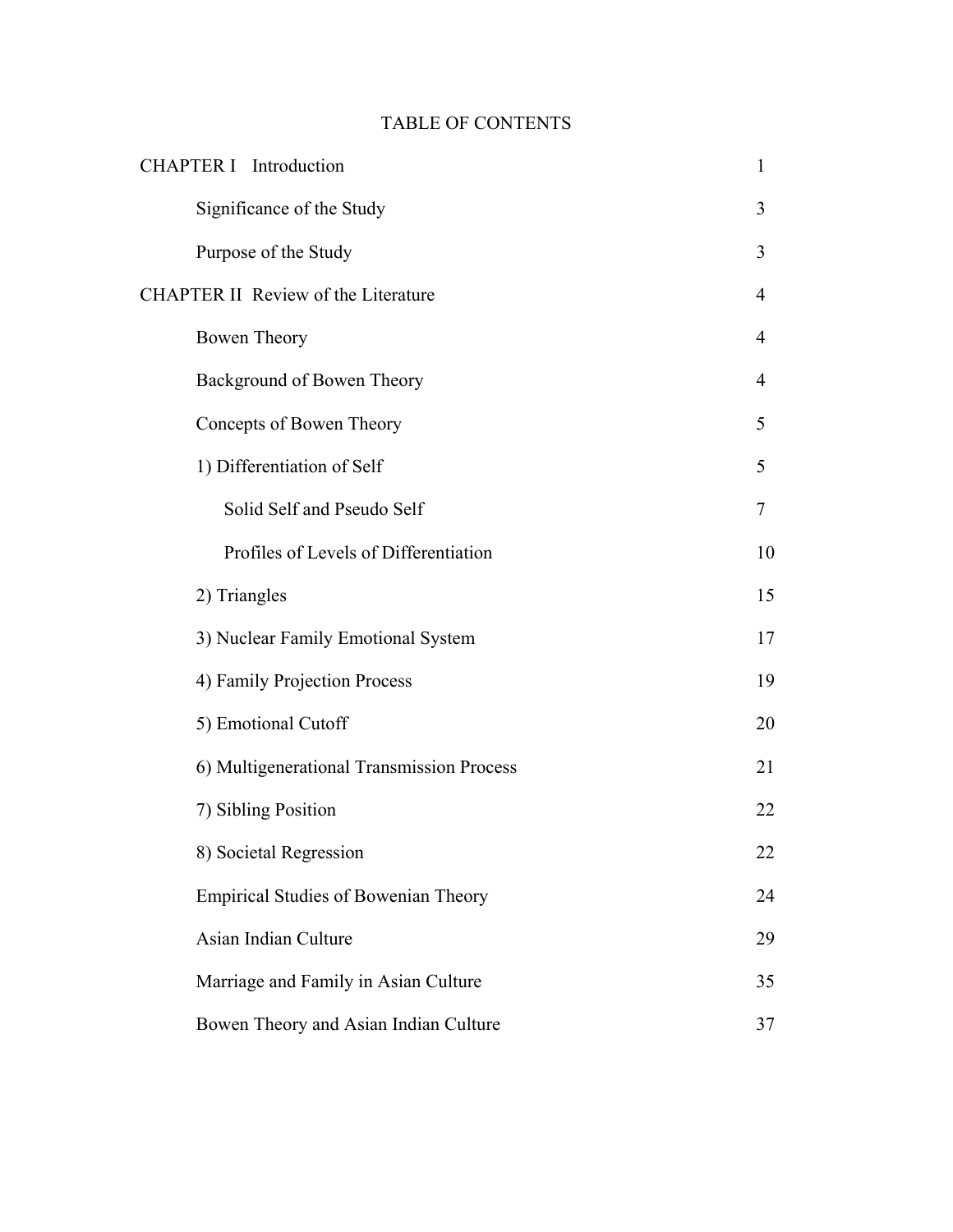# TABLE OF CONTENTS

| | |
|---|---|
| CHAPTER I Introduction | 1 |
| Significance of the Study | 3 |
| Purpose of the Study | 3 |
| CHAPTER II Review of the Literature | 4 |
| Bowen Theory | 4 |
| Background of Bowen Theory | 4 |
| Concepts of Bowen Theory | 5 |
| 1) Differentiation of Self | 5 |
| Solid Self and Pseudo Self | 7 |
| Profiles of Levels of Differentiation | 10 |
| 2) Triangles | 15 |
| 3) Nuclear Family Emotional System | 17 |
| 4) Family Projection Process | 19 |
| 5) Emotional Cutoff | 20 |
| 6) Multigenerational Transmission Process | 21 |
| 7) Sibling Position | 22 |
| 8) Societal Regression | 22 |
| Empirical Studies of Bowenian Theory | 24 |
| Asian Indian Culture | 29 |
| Marriage and Family in Asian Culture | 35 |
| Bowen Theory and Asian Indian Culture | 37 |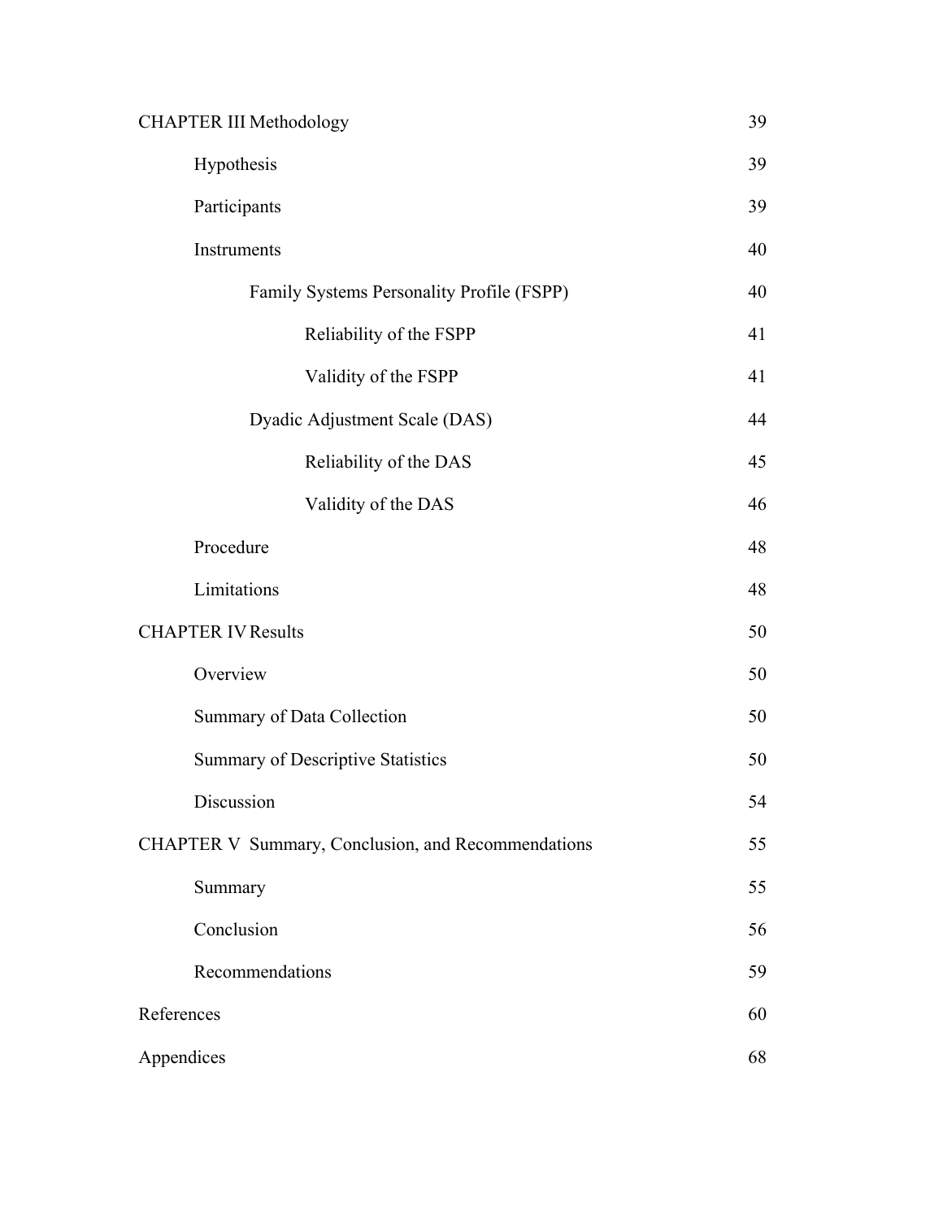| | |
|---|---|
| CHAPTER III Methodology | 39 |
| Hypothesis | 39 |
| Participants | 39 |
| Instruments | 40 |
| Family Systems Personality Profile (FSPP) | 40 |
| Reliability of the FSPP | 41 |
| Validity of the FSPP | 41 |
| Dyadic Adjustment Scale (DAS) | 44 |
| Reliability of the DAS | 45 |
| Validity of the DAS | 46 |
| Procedure | 48 |
| Limitations | 48 |
| CHAPTER IV Results | 50 |
| Overview | 50 |
| Summary of Data Collection | 50 |
| Summary of Descriptive Statistics | 50 |
| Discussion | 54 |
| CHAPTER V Summary, Conclusion, and Recommendations | 55 |
| Summary | 55 |
| Conclusion | 56 |
| Recommendations | 59 |
| References | 60 |
| Appendices | 68 |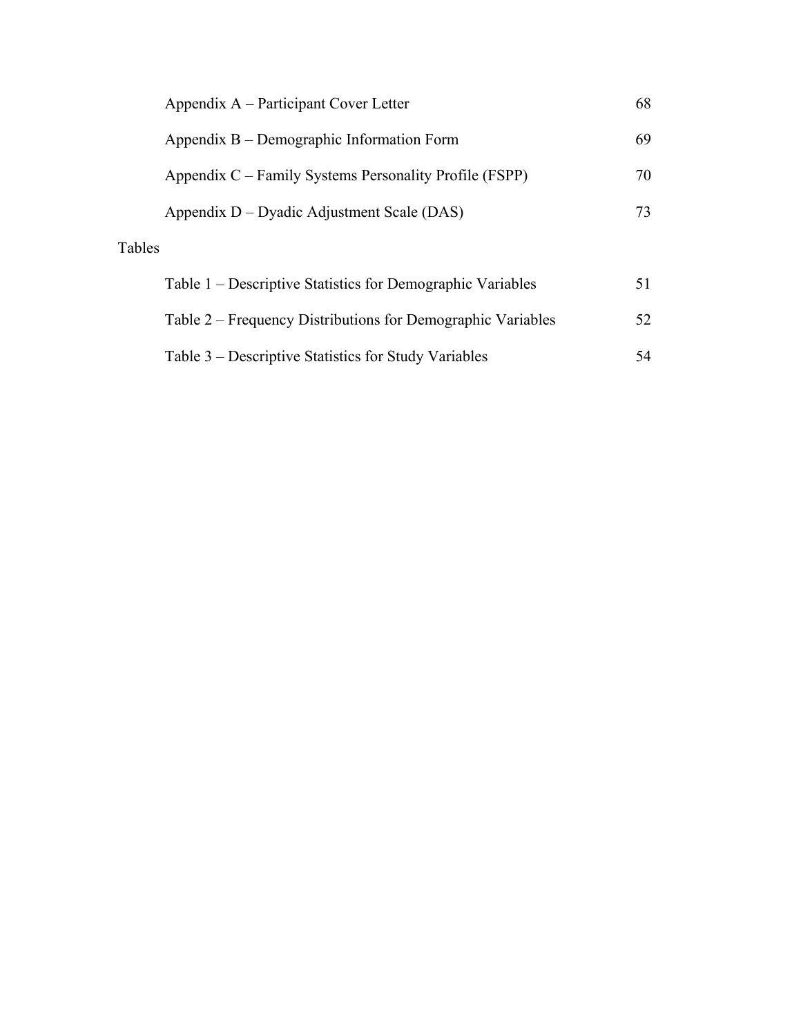Appendix A – Participant Cover Letter 68

Appendix B – Demographic Information Form 69

Appendix C – Family Systems Personality Profile (FSPP) 70

Appendix D – Dyadic Adjustment Scale (DAS) 73

Tables

Table 1 – Descriptive Statistics for Demographic Variables 51

Table 2 – Frequency Distributions for Demographic Variables 52

Table 3 – Descriptive Statistics for Study Variables 54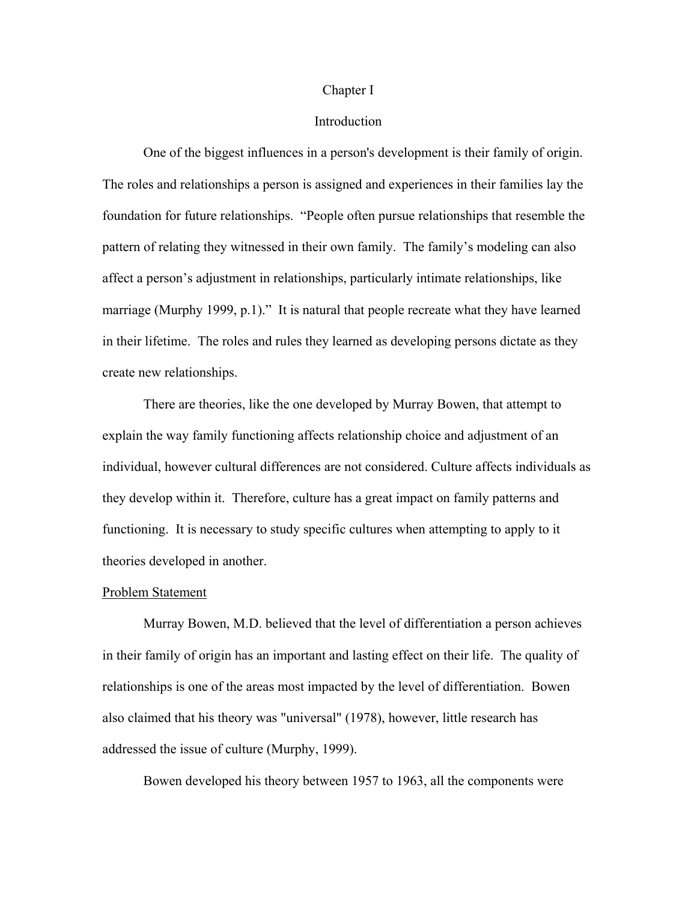# Chapter I

## Introduction

One of the biggest influences in a person's development is their family of origin. The roles and relationships a person is assigned and experiences in their families lay the foundation for future relationships. "People often pursue relationships that resemble the pattern of relating they witnessed in their own family. The family's modeling can also affect a person's adjustment in relationships, particularly intimate relationships, like marriage (Murphy 1999, p.1)." It is natural that people recreate what they have learned in their lifetime. The roles and rules they learned as developing persons dictate as they create new relationships.

There are theories, like the one developed by Murray Bowen, that attempt to explain the way family functioning affects relationship choice and adjustment of an individual, however cultural differences are not considered. Culture affects individuals as they develop within it. Therefore, culture has a great impact on family patterns and functioning. It is necessary to study specific cultures when attempting to apply to it theories developed in another.

### Problem Statement

Murray Bowen, M.D. believed that the level of differentiation a person achieves in their family of origin has an important and lasting effect on their life. The quality of relationships is one of the areas most impacted by the level of differentiation. Bowen also claimed that his theory was "universal" (1978), however, little research has addressed the issue of culture (Murphy, 1999).

Bowen developed his theory between 1957 to 1963, all the components were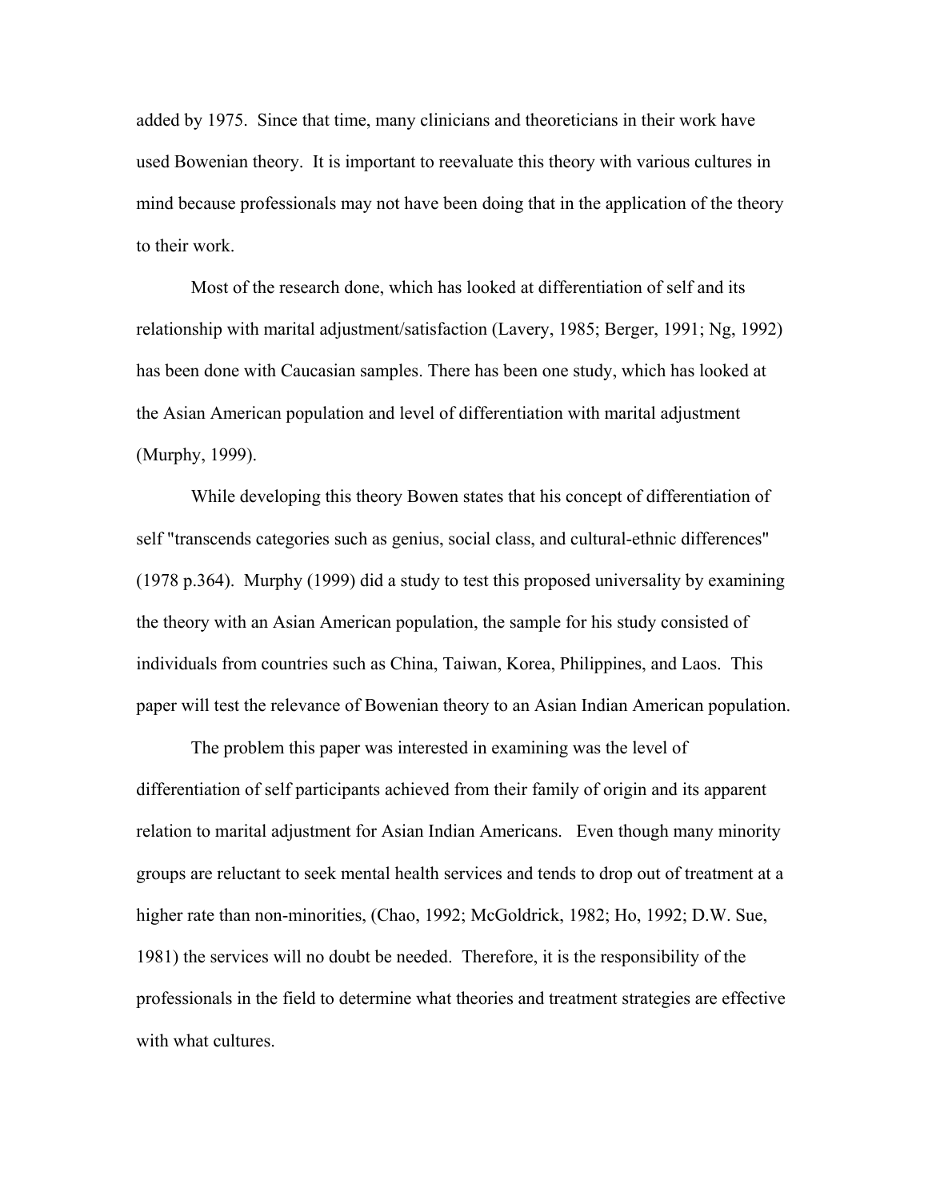added by 1975. Since that time, many clinicians and theoreticians in their work have used Bowenian theory. It is important to reevaluate this theory with various cultures in mind because professionals may not have been doing that in the application of the theory to their work.

Most of the research done, which has looked at differentiation of self and its relationship with marital adjustment/satisfaction (Lavery, 1985; Berger, 1991; Ng, 1992) has been done with Caucasian samples. There has been one study, which has looked at the Asian American population and level of differentiation with marital adjustment (Murphy, 1999).

While developing this theory Bowen states that his concept of differentiation of self "transcends categories such as genius, social class, and cultural-ethnic differences" (1978 p.364). Murphy (1999) did a study to test this proposed universality by examining the theory with an Asian American population, the sample for his study consisted of individuals from countries such as China, Taiwan, Korea, Philippines, and Laos. This paper will test the relevance of Bowenian theory to an Asian Indian American population.

The problem this paper was interested in examining was the level of differentiation of self participants achieved from their family of origin and its apparent relation to marital adjustment for Asian Indian Americans. Even though many minority groups are reluctant to seek mental health services and tends to drop out of treatment at a higher rate than non-minorities, (Chao, 1992; McGoldrick, 1982; Ho, 1992; D.W. Sue, 1981) the services will no doubt be needed. Therefore, it is the responsibility of the professionals in the field to determine what theories and treatment strategies are effective with what cultures.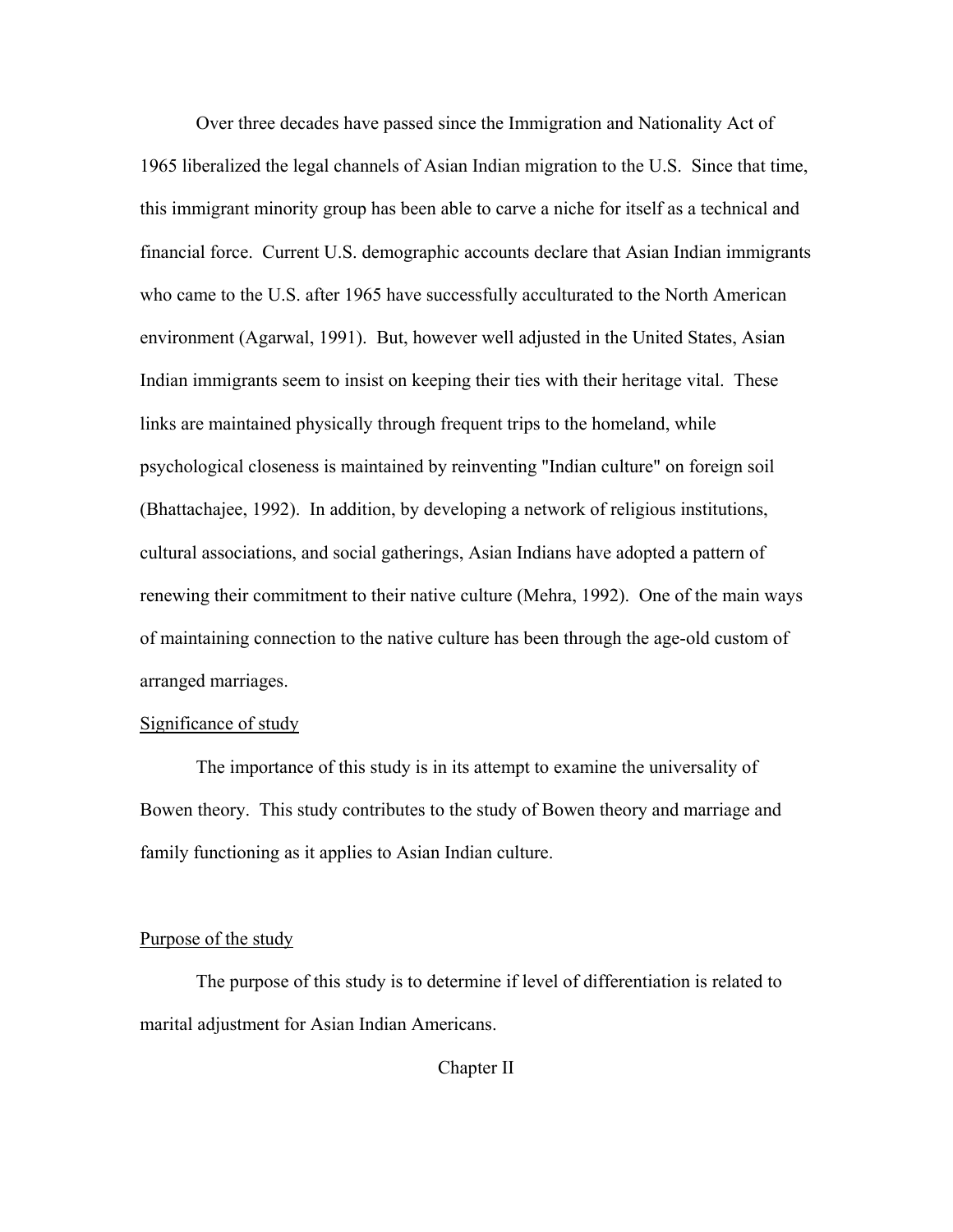Over three decades have passed since the Immigration and Nationality Act of 1965 liberalized the legal channels of Asian Indian migration to the U.S. Since that time, this immigrant minority group has been able to carve a niche for itself as a technical and financial force. Current U.S. demographic accounts declare that Asian Indian immigrants who came to the U.S. after 1965 have successfully acculturated to the North American environment (Agarwal, 1991). But, however well adjusted in the United States, Asian Indian immigrants seem to insist on keeping their ties with their heritage vital. These links are maintained physically through frequent trips to the homeland, while psychological closeness is maintained by reinventing "Indian culture" on foreign soil (Bhattachajee, 1992). In addition, by developing a network of religious institutions, cultural associations, and social gatherings, Asian Indians have adopted a pattern of renewing their commitment to their native culture (Mehra, 1992). One of the main ways of maintaining connection to the native culture has been through the age-old custom of arranged marriages.

## Significance of study

The importance of this study is in its attempt to examine the universality of Bowen theory. This study contributes to the study of Bowen theory and marriage and family functioning as it applies to Asian Indian culture.

## Purpose of the study

The purpose of this study is to determine if level of differentiation is related to marital adjustment for Asian Indian Americans.

# Chapter II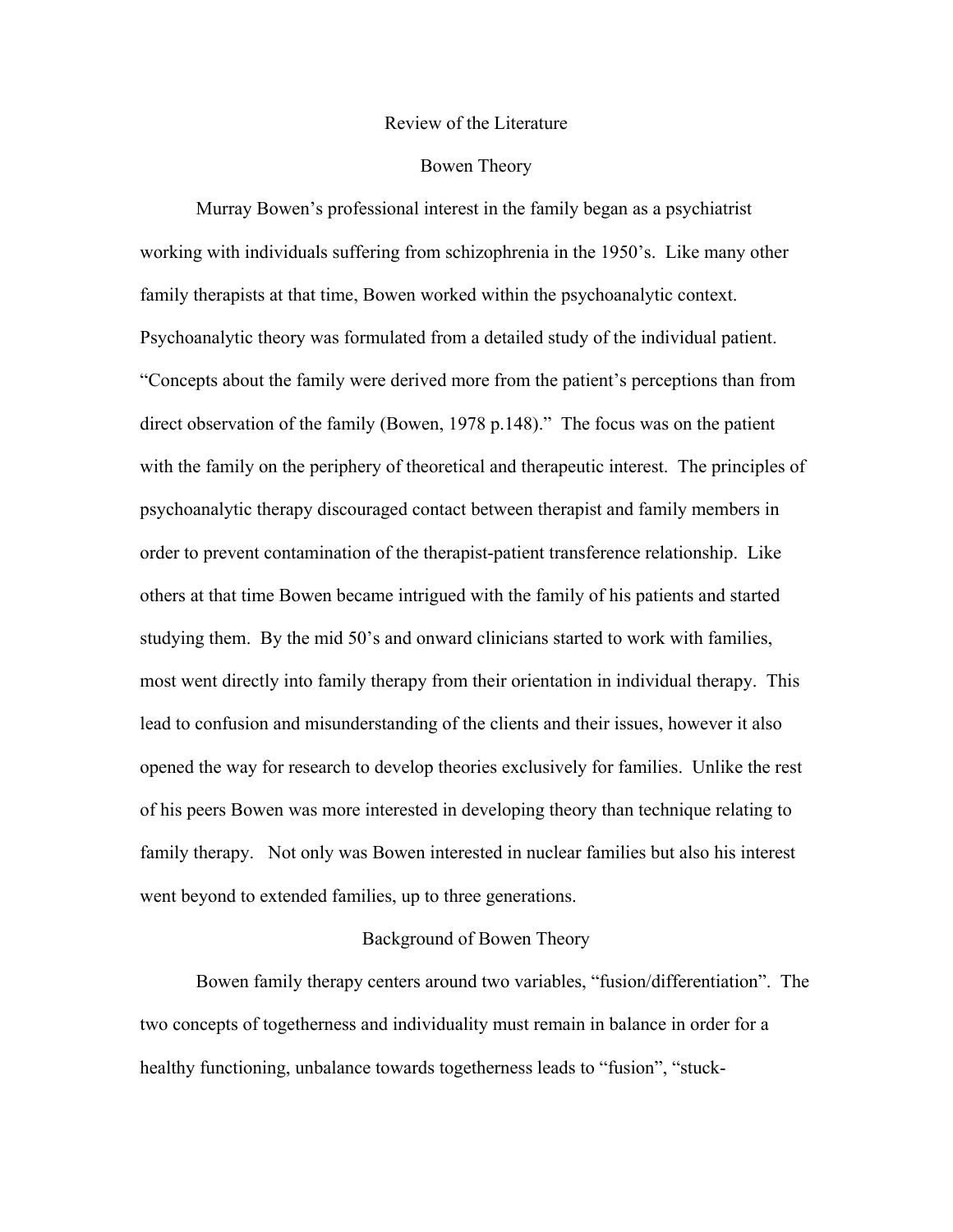## Review of the Literature

### Bowen Theory

Murray Bowen's professional interest in the family began as a psychiatrist working with individuals suffering from schizophrenia in the 1950's. Like many other family therapists at that time, Bowen worked within the psychoanalytic context. Psychoanalytic theory was formulated from a detailed study of the individual patient. "Concepts about the family were derived more from the patient's perceptions than from direct observation of the family (Bowen, 1978 p.148)." The focus was on the patient with the family on the periphery of theoretical and therapeutic interest. The principles of psychoanalytic therapy discouraged contact between therapist and family members in order to prevent contamination of the therapist-patient transference relationship. Like others at that time Bowen became intrigued with the family of his patients and started studying them. By the mid 50's and onward clinicians started to work with families, most went directly into family therapy from their orientation in individual therapy. This lead to confusion and misunderstanding of the clients and their issues, however it also opened the way for research to develop theories exclusively for families. Unlike the rest of his peers Bowen was more interested in developing theory than technique relating to family therapy. Not only was Bowen interested in nuclear families but also his interest went beyond to extended families, up to three generations.

### Background of Bowen Theory

Bowen family therapy centers around two variables, "fusion/differentiation". The two concepts of togetherness and individuality must remain in balance in order for a healthy functioning, unbalance towards togetherness leads to "fusion", "stuck-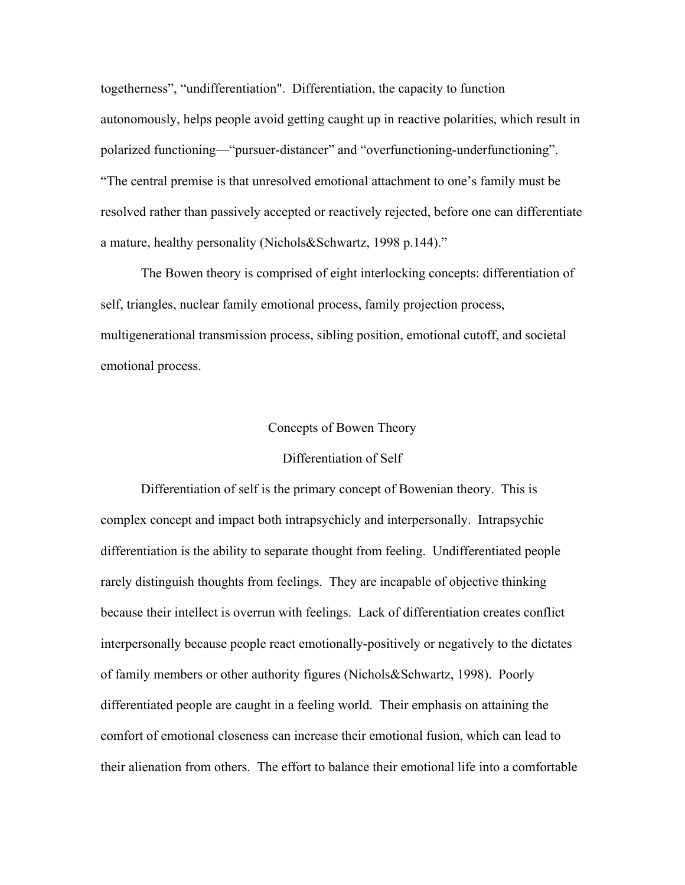togetherness", "undifferentiation". Differentiation, the capacity to function autonomously, helps people avoid getting caught up in reactive polarities, which result in polarized functioning—"pursuer-distancer" and "overfunctioning-underfunctioning". "The central premise is that unresolved emotional attachment to one's family must be resolved rather than passively accepted or reactively rejected, before one can differentiate a mature, healthy personality (Nichols&Schwartz, 1998 p.144)."

The Bowen theory is comprised of eight interlocking concepts: differentiation of self, triangles, nuclear family emotional process, family projection process, multigenerational transmission process, sibling position, emotional cutoff, and societal emotional process.

## Concepts of Bowen Theory

### Differentiation of Self

Differentiation of self is the primary concept of Bowenian theory. This is complex concept and impact both intrapsychicly and interpersonally. Intrapsychic differentiation is the ability to separate thought from feeling. Undifferentiated people rarely distinguish thoughts from feelings. They are incapable of objective thinking because their intellect is overrun with feelings. Lack of differentiation creates conflict interpersonally because people react emotionally-positively or negatively to the dictates of family members or other authority figures (Nichols&Schwartz, 1998). Poorly differentiated people are caught in a feeling world. Their emphasis on attaining the comfort of emotional closeness can increase their emotional fusion, which can lead to their alienation from others. The effort to balance their emotional life into a comfortable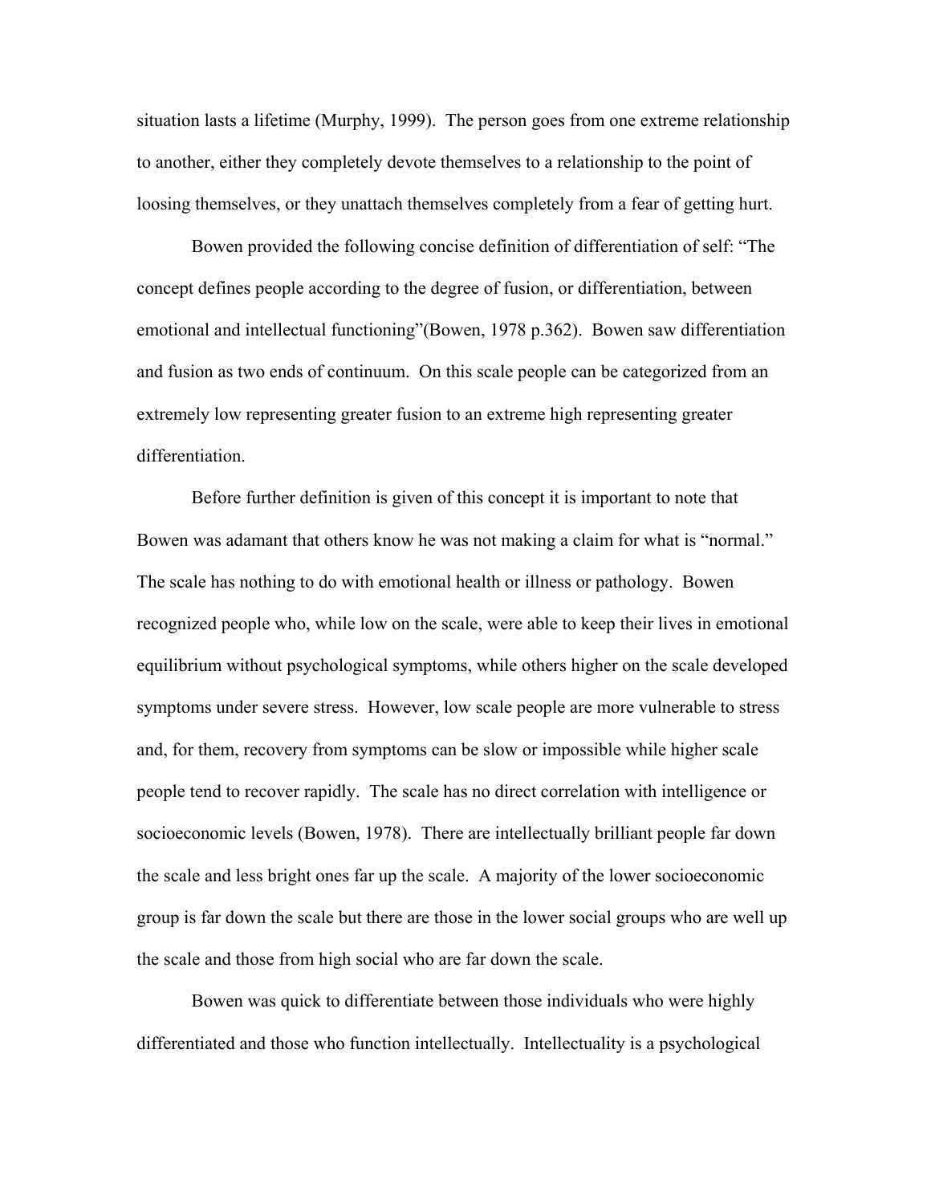situation lasts a lifetime (Murphy, 1999). The person goes from one extreme relationship to another, either they completely devote themselves to a relationship to the point of loosing themselves, or they unattach themselves completely from a fear of getting hurt.

Bowen provided the following concise definition of differentiation of self: "The concept defines people according to the degree of fusion, or differentiation, between emotional and intellectual functioning"(Bowen, 1978 p.362). Bowen saw differentiation and fusion as two ends of continuum. On this scale people can be categorized from an extremely low representing greater fusion to an extreme high representing greater differentiation.

Before further definition is given of this concept it is important to note that Bowen was adamant that others know he was not making a claim for what is "normal." The scale has nothing to do with emotional health or illness or pathology. Bowen recognized people who, while low on the scale, were able to keep their lives in emotional equilibrium without psychological symptoms, while others higher on the scale developed symptoms under severe stress. However, low scale people are more vulnerable to stress and, for them, recovery from symptoms can be slow or impossible while higher scale people tend to recover rapidly. The scale has no direct correlation with intelligence or socioeconomic levels (Bowen, 1978). There are intellectually brilliant people far down the scale and less bright ones far up the scale. A majority of the lower socioeconomic group is far down the scale but there are those in the lower social groups who are well up the scale and those from high social who are far down the scale.

Bowen was quick to differentiate between those individuals who were highly differentiated and those who function intellectually. Intellectuality is a psychological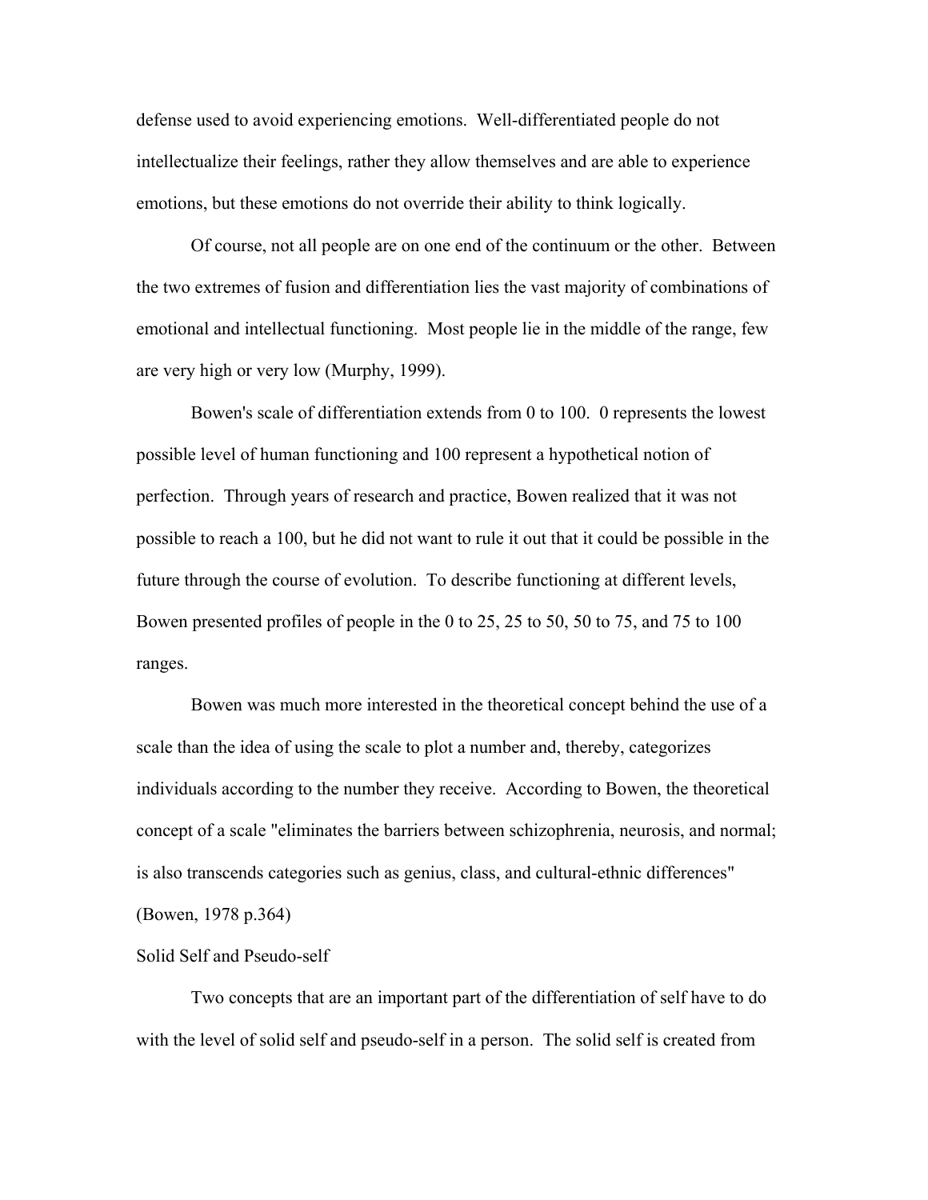defense used to avoid experiencing emotions. Well-differentiated people do not intellectualize their feelings, rather they allow themselves and are able to experience emotions, but these emotions do not override their ability to think logically.

Of course, not all people are on one end of the continuum or the other. Between the two extremes of fusion and differentiation lies the vast majority of combinations of emotional and intellectual functioning. Most people lie in the middle of the range, few are very high or very low (Murphy, 1999).

Bowen's scale of differentiation extends from 0 to 100. 0 represents the lowest possible level of human functioning and 100 represent a hypothetical notion of perfection. Through years of research and practice, Bowen realized that it was not possible to reach a 100, but he did not want to rule it out that it could be possible in the future through the course of evolution. To describe functioning at different levels, Bowen presented profiles of people in the 0 to 25, 25 to 50, 50 to 75, and 75 to 100 ranges.

Bowen was much more interested in the theoretical concept behind the use of a scale than the idea of using the scale to plot a number and, thereby, categorizes individuals according to the number they receive. According to Bowen, the theoretical concept of a scale "eliminates the barriers between schizophrenia, neurosis, and normal; is also transcends categories such as genius, class, and cultural-ethnic differences" (Bowen, 1978 p.364)

Solid Self and Pseudo-self

Two concepts that are an important part of the differentiation of self have to do with the level of solid self and pseudo-self in a person. The solid self is created from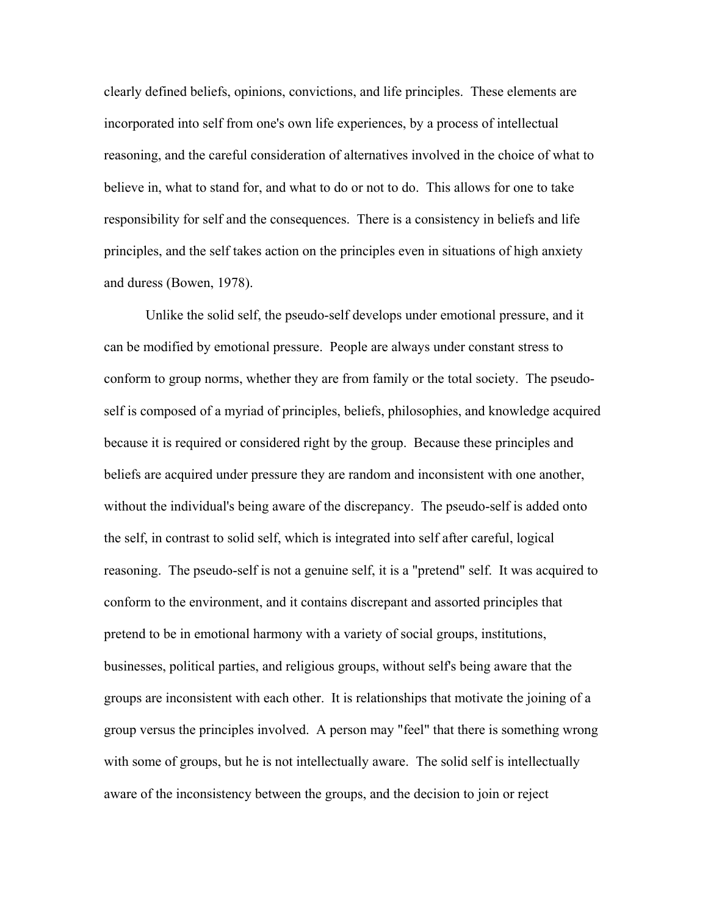clearly defined beliefs, opinions, convictions, and life principles. These elements are incorporated into self from one's own life experiences, by a process of intellectual reasoning, and the careful consideration of alternatives involved in the choice of what to believe in, what to stand for, and what to do or not to do. This allows for one to take responsibility for self and the consequences. There is a consistency in beliefs and life principles, and the self takes action on the principles even in situations of high anxiety and duress (Bowen, 1978).

Unlike the solid self, the pseudo-self develops under emotional pressure, and it can be modified by emotional pressure. People are always under constant stress to conform to group norms, whether they are from family or the total society. The pseudo-self is composed of a myriad of principles, beliefs, philosophies, and knowledge acquired because it is required or considered right by the group. Because these principles and beliefs are acquired under pressure they are random and inconsistent with one another, without the individual's being aware of the discrepancy. The pseudo-self is added onto the self, in contrast to solid self, which is integrated into self after careful, logical reasoning. The pseudo-self is not a genuine self, it is a "pretend" self. It was acquired to conform to the environment, and it contains discrepant and assorted principles that pretend to be in emotional harmony with a variety of social groups, institutions, businesses, political parties, and religious groups, without self's being aware that the groups are inconsistent with each other. It is relationships that motivate the joining of a group versus the principles involved. A person may "feel" that there is something wrong with some of groups, but he is not intellectually aware. The solid self is intellectually aware of the inconsistency between the groups, and the decision to join or reject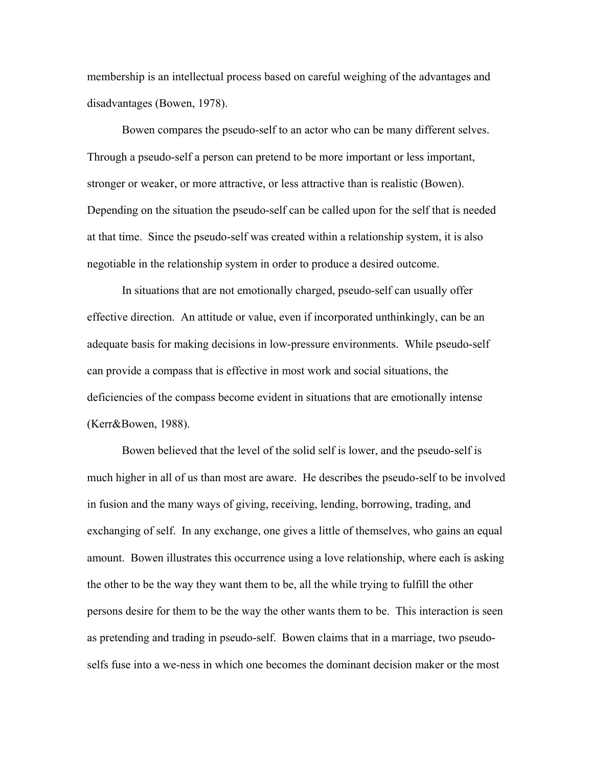membership is an intellectual process based on careful weighing of the advantages and disadvantages (Bowen, 1978).

Bowen compares the pseudo-self to an actor who can be many different selves. Through a pseudo-self a person can pretend to be more important or less important, stronger or weaker, or more attractive, or less attractive than is realistic (Bowen). Depending on the situation the pseudo-self can be called upon for the self that is needed at that time. Since the pseudo-self was created within a relationship system, it is also negotiable in the relationship system in order to produce a desired outcome.

In situations that are not emotionally charged, pseudo-self can usually offer effective direction. An attitude or value, even if incorporated unthinkingly, can be an adequate basis for making decisions in low-pressure environments. While pseudo-self can provide a compass that is effective in most work and social situations, the deficiencies of the compass become evident in situations that are emotionally intense (Kerr&Bowen, 1988).

Bowen believed that the level of the solid self is lower, and the pseudo-self is much higher in all of us than most are aware. He describes the pseudo-self to be involved in fusion and the many ways of giving, receiving, lending, borrowing, trading, and exchanging of self. In any exchange, one gives a little of themselves, who gains an equal amount. Bowen illustrates this occurrence using a love relationship, where each is asking the other to be the way they want them to be, all the while trying to fulfill the other persons desire for them to be the way the other wants them to be. This interaction is seen as pretending and trading in pseudo-self. Bowen claims that in a marriage, two pseudo-selfs fuse into a we-ness in which one becomes the dominant decision maker or the most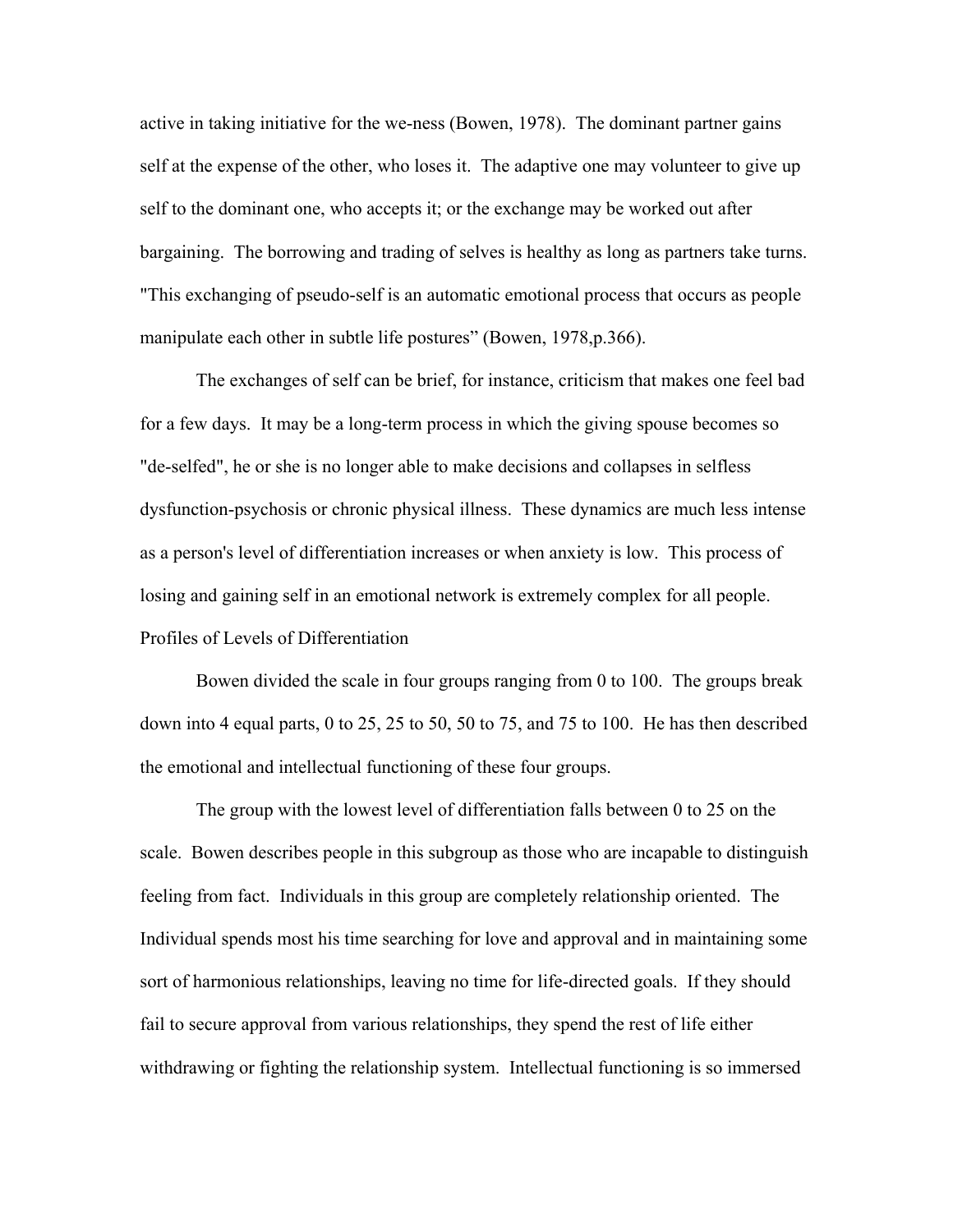active in taking initiative for the we-ness (Bowen, 1978). The dominant partner gains self at the expense of the other, who loses it. The adaptive one may volunteer to give up self to the dominant one, who accepts it; or the exchange may be worked out after bargaining. The borrowing and trading of selves is healthy as long as partners take turns. "This exchanging of pseudo-self is an automatic emotional process that occurs as people manipulate each other in subtle life postures" (Bowen, 1978,p.366).

The exchanges of self can be brief, for instance, criticism that makes one feel bad for a few days. It may be a long-term process in which the giving spouse becomes so "de-selfed", he or she is no longer able to make decisions and collapses in selfless dysfunction-psychosis or chronic physical illness. These dynamics are much less intense as a person's level of differentiation increases or when anxiety is low. This process of losing and gaining self in an emotional network is extremely complex for all people.

## Profiles of Levels of Differentiation

Bowen divided the scale in four groups ranging from 0 to 100. The groups break down into 4 equal parts, 0 to 25, 25 to 50, 50 to 75, and 75 to 100. He has then described the emotional and intellectual functioning of these four groups.

The group with the lowest level of differentiation falls between 0 to 25 on the scale. Bowen describes people in this subgroup as those who are incapable to distinguish feeling from fact. Individuals in this group are completely relationship oriented. The Individual spends most his time searching for love and approval and in maintaining some sort of harmonious relationships, leaving no time for life-directed goals. If they should fail to secure approval from various relationships, they spend the rest of life either withdrawing or fighting the relationship system. Intellectual functioning is so immersed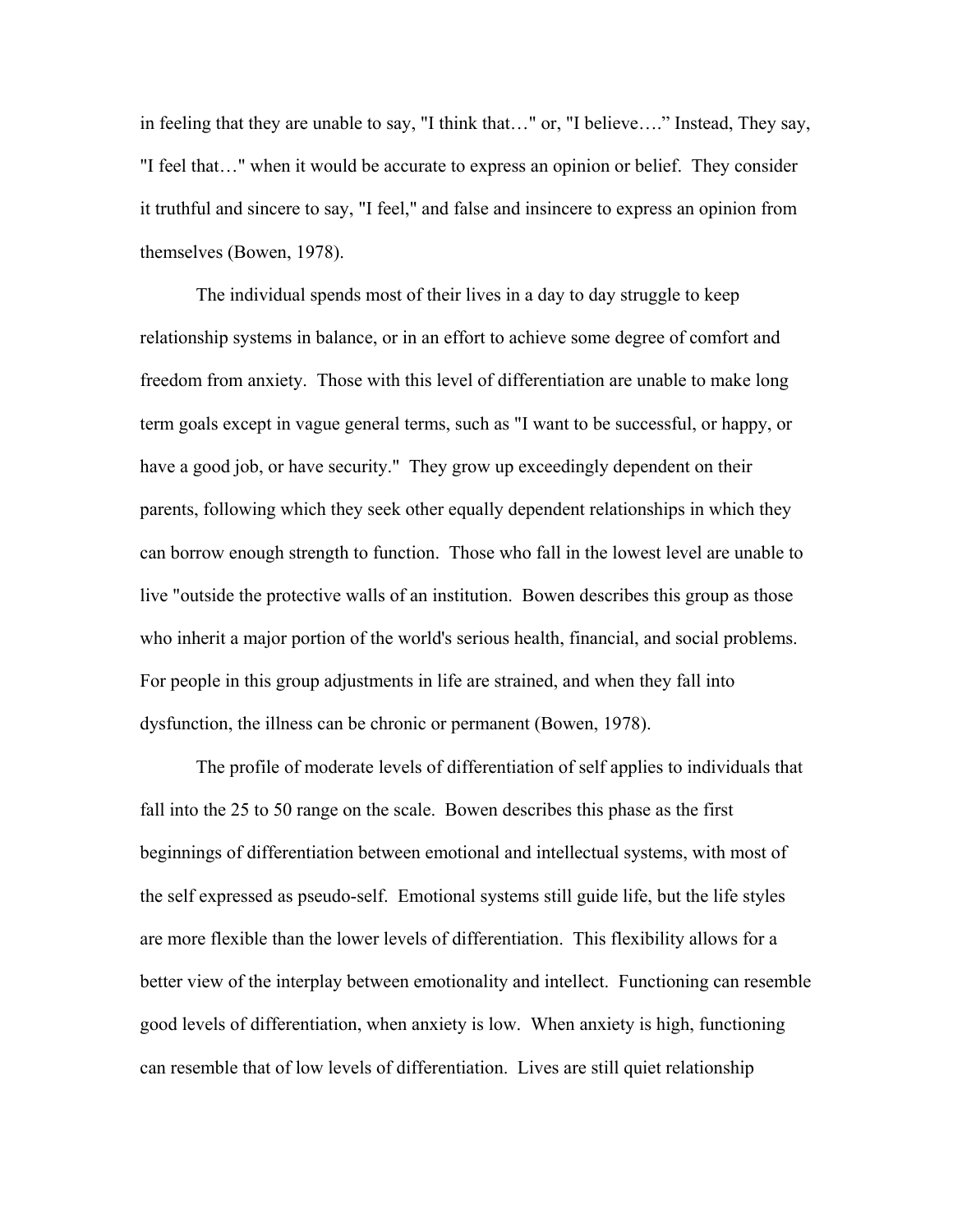in feeling that they are unable to say, "I think that…" or, "I believe….” Instead, They say, "I feel that…" when it would be accurate to express an opinion or belief. They consider it truthful and sincere to say, "I feel," and false and insincere to express an opinion from themselves (Bowen, 1978).

The individual spends most of their lives in a day to day struggle to keep relationship systems in balance, or in an effort to achieve some degree of comfort and freedom from anxiety. Those with this level of differentiation are unable to make long term goals except in vague general terms, such as "I want to be successful, or happy, or have a good job, or have security." They grow up exceedingly dependent on their parents, following which they seek other equally dependent relationships in which they can borrow enough strength to function. Those who fall in the lowest level are unable to live "outside the protective walls of an institution. Bowen describes this group as those who inherit a major portion of the world's serious health, financial, and social problems. For people in this group adjustments in life are strained, and when they fall into dysfunction, the illness can be chronic or permanent (Bowen, 1978).

The profile of moderate levels of differentiation of self applies to individuals that fall into the 25 to 50 range on the scale. Bowen describes this phase as the first beginnings of differentiation between emotional and intellectual systems, with most of the self expressed as pseudo-self. Emotional systems still guide life, but the life styles are more flexible than the lower levels of differentiation. This flexibility allows for a better view of the interplay between emotionality and intellect. Functioning can resemble good levels of differentiation, when anxiety is low. When anxiety is high, functioning can resemble that of low levels of differentiation. Lives are still quiet relationship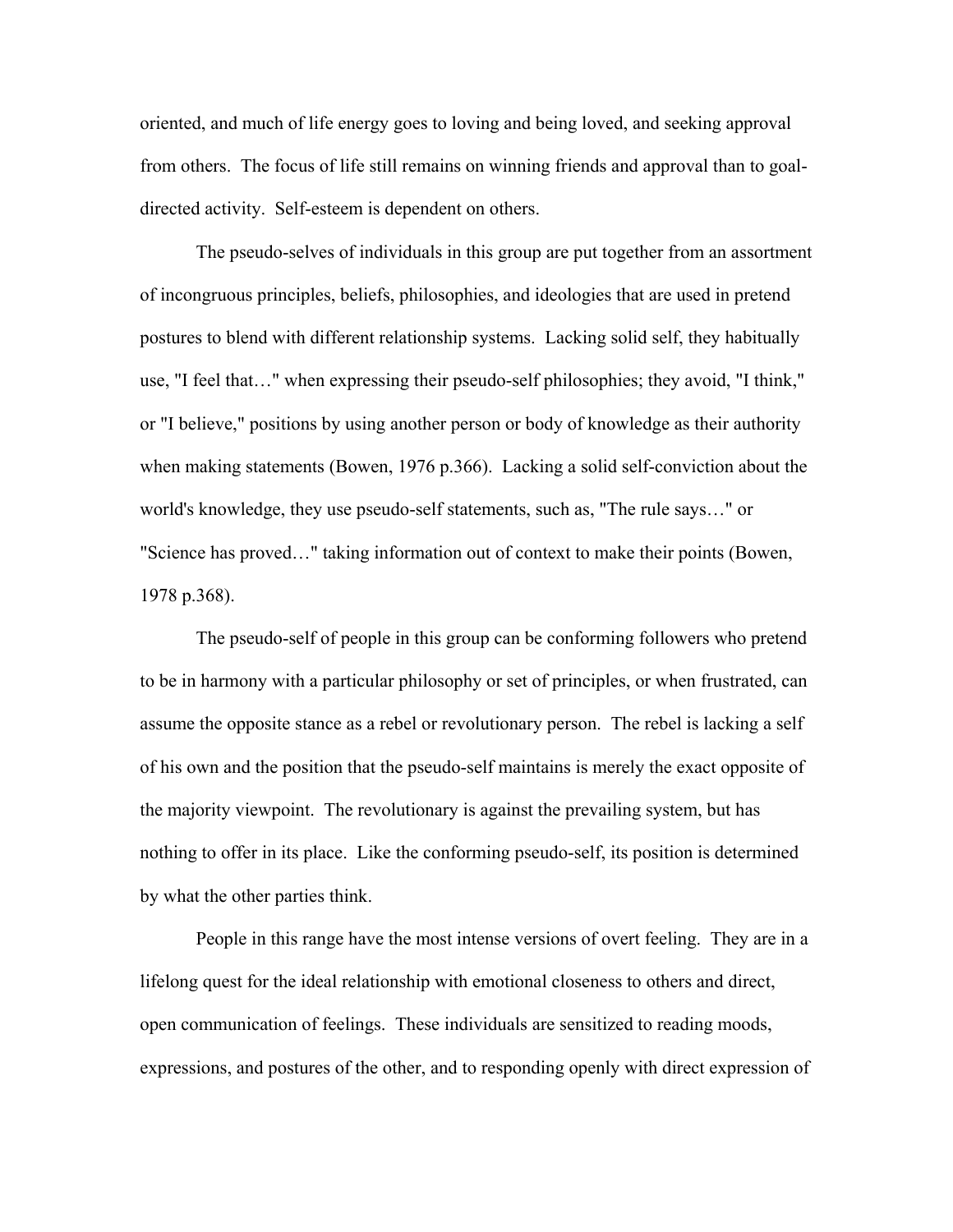oriented, and much of life energy goes to loving and being loved, and seeking approval from others. The focus of life still remains on winning friends and approval than to goal-directed activity. Self-esteem is dependent on others.

The pseudo-selves of individuals in this group are put together from an assortment of incongruous principles, beliefs, philosophies, and ideologies that are used in pretend postures to blend with different relationship systems. Lacking solid self, they habitually use, "I feel that…" when expressing their pseudo-self philosophies; they avoid, "I think," or "I believe," positions by using another person or body of knowledge as their authority when making statements (Bowen, 1976 p.366). Lacking a solid self-conviction about the world's knowledge, they use pseudo-self statements, such as, "The rule says…" or "Science has proved…" taking information out of context to make their points (Bowen, 1978 p.368).

The pseudo-self of people in this group can be conforming followers who pretend to be in harmony with a particular philosophy or set of principles, or when frustrated, can assume the opposite stance as a rebel or revolutionary person. The rebel is lacking a self of his own and the position that the pseudo-self maintains is merely the exact opposite of the majority viewpoint. The revolutionary is against the prevailing system, but has nothing to offer in its place. Like the conforming pseudo-self, its position is determined by what the other parties think.

People in this range have the most intense versions of overt feeling. They are in a lifelong quest for the ideal relationship with emotional closeness to others and direct, open communication of feelings. These individuals are sensitized to reading moods, expressions, and postures of the other, and to responding openly with direct expression of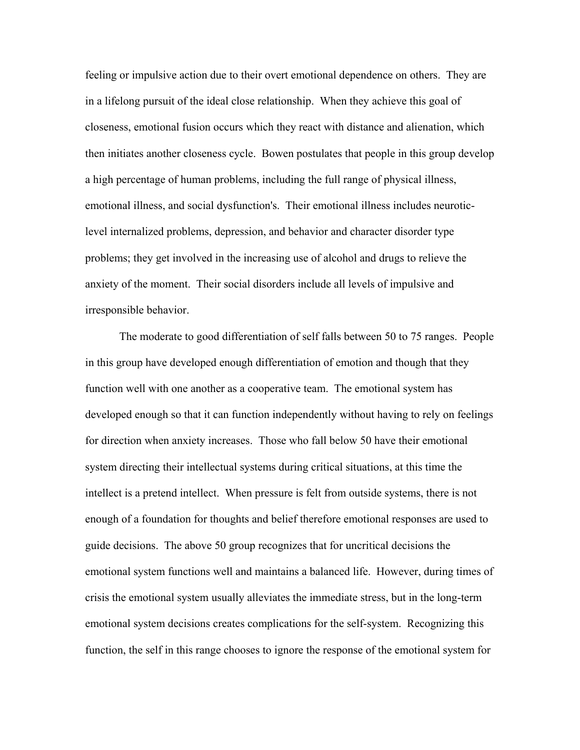feeling or impulsive action due to their overt emotional dependence on others. They are in a lifelong pursuit of the ideal close relationship. When they achieve this goal of closeness, emotional fusion occurs which they react with distance and alienation, which then initiates another closeness cycle. Bowen postulates that people in this group develop a high percentage of human problems, including the full range of physical illness, emotional illness, and social dysfunction's. Their emotional illness includes neurotic-level internalized problems, depression, and behavior and character disorder type problems; they get involved in the increasing use of alcohol and drugs to relieve the anxiety of the moment. Their social disorders include all levels of impulsive and irresponsible behavior.

The moderate to good differentiation of self falls between 50 to 75 ranges. People in this group have developed enough differentiation of emotion and though that they function well with one another as a cooperative team. The emotional system has developed enough so that it can function independently without having to rely on feelings for direction when anxiety increases. Those who fall below 50 have their emotional system directing their intellectual systems during critical situations, at this time the intellect is a pretend intellect. When pressure is felt from outside systems, there is not enough of a foundation for thoughts and belief therefore emotional responses are used to guide decisions. The above 50 group recognizes that for uncritical decisions the emotional system functions well and maintains a balanced life. However, during times of crisis the emotional system usually alleviates the immediate stress, but in the long-term emotional system decisions creates complications for the self-system. Recognizing this function, the self in this range chooses to ignore the response of the emotional system for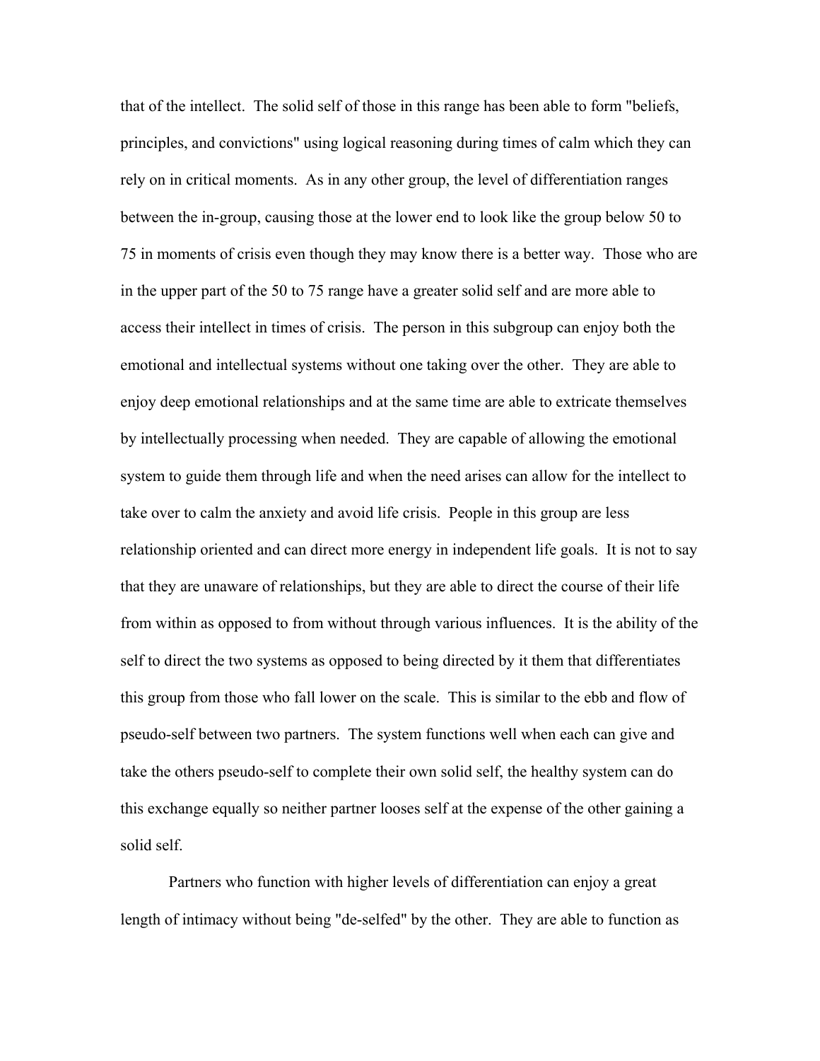that of the intellect. The solid self of those in this range has been able to form "beliefs, principles, and convictions" using logical reasoning during times of calm which they can rely on in critical moments. As in any other group, the level of differentiation ranges between the in-group, causing those at the lower end to look like the group below 50 to 75 in moments of crisis even though they may know there is a better way. Those who are in the upper part of the 50 to 75 range have a greater solid self and are more able to access their intellect in times of crisis. The person in this subgroup can enjoy both the emotional and intellectual systems without one taking over the other. They are able to enjoy deep emotional relationships and at the same time are able to extricate themselves by intellectually processing when needed. They are capable of allowing the emotional system to guide them through life and when the need arises can allow for the intellect to take over to calm the anxiety and avoid life crisis. People in this group are less relationship oriented and can direct more energy in independent life goals. It is not to say that they are unaware of relationships, but they are able to direct the course of their life from within as opposed to from without through various influences. It is the ability of the self to direct the two systems as opposed to being directed by it them that differentiates this group from those who fall lower on the scale. This is similar to the ebb and flow of pseudo-self between two partners. The system functions well when each can give and take the others pseudo-self to complete their own solid self, the healthy system can do this exchange equally so neither partner looses self at the expense of the other gaining a solid self.

Partners who function with higher levels of differentiation can enjoy a great length of intimacy without being "de-selfed" by the other. They are able to function as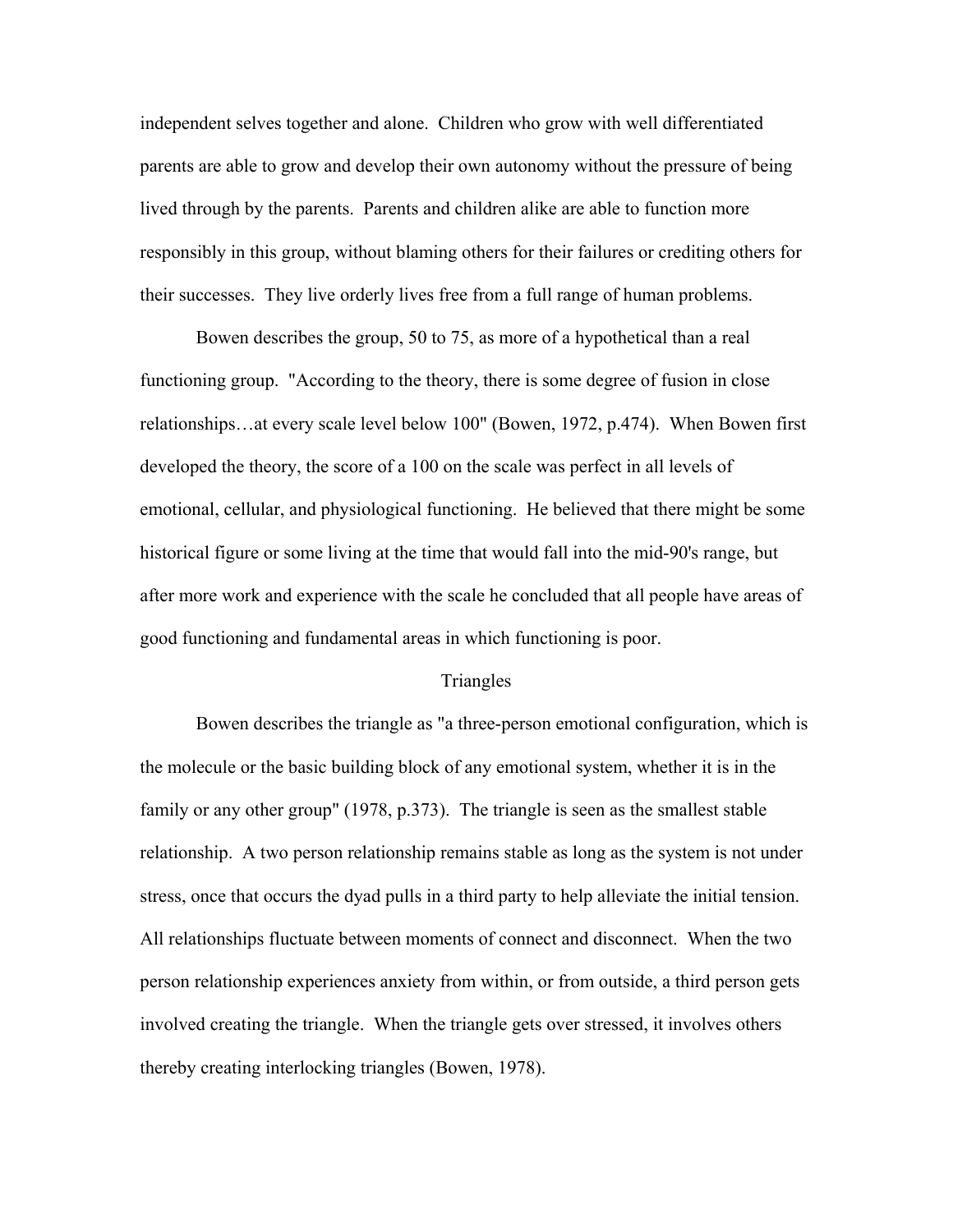independent selves together and alone. Children who grow with well differentiated parents are able to grow and develop their own autonomy without the pressure of being lived through by the parents. Parents and children alike are able to function more responsibly in this group, without blaming others for their failures or crediting others for their successes. They live orderly lives free from a full range of human problems.

Bowen describes the group, 50 to 75, as more of a hypothetical than a real functioning group. "According to the theory, there is some degree of fusion in close relationships…at every scale level below 100" (Bowen, 1972, p.474). When Bowen first developed the theory, the score of a 100 on the scale was perfect in all levels of emotional, cellular, and physiological functioning. He believed that there might be some historical figure or some living at the time that would fall into the mid-90's range, but after more work and experience with the scale he concluded that all people have areas of good functioning and fundamental areas in which functioning is poor.

## Triangles

Bowen describes the triangle as "a three-person emotional configuration, which is the molecule or the basic building block of any emotional system, whether it is in the family or any other group" (1978, p.373). The triangle is seen as the smallest stable relationship. A two person relationship remains stable as long as the system is not under stress, once that occurs the dyad pulls in a third party to help alleviate the initial tension. All relationships fluctuate between moments of connect and disconnect. When the two person relationship experiences anxiety from within, or from outside, a third person gets involved creating the triangle. When the triangle gets over stressed, it involves others thereby creating interlocking triangles (Bowen, 1978).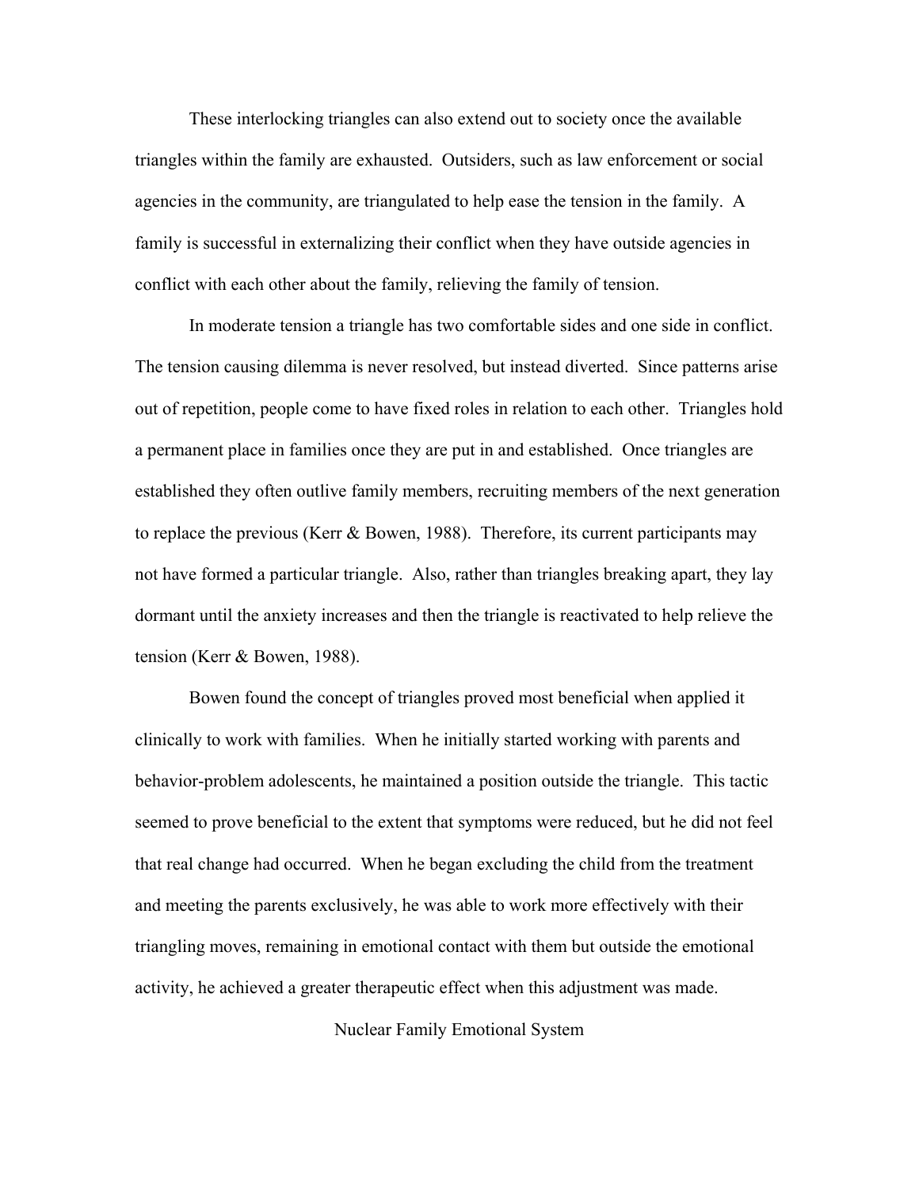These interlocking triangles can also extend out to society once the available triangles within the family are exhausted. Outsiders, such as law enforcement or social agencies in the community, are triangulated to help ease the tension in the family. A family is successful in externalizing their conflict when they have outside agencies in conflict with each other about the family, relieving the family of tension.

In moderate tension a triangle has two comfortable sides and one side in conflict. The tension causing dilemma is never resolved, but instead diverted. Since patterns arise out of repetition, people come to have fixed roles in relation to each other. Triangles hold a permanent place in families once they are put in and established. Once triangles are established they often outlive family members, recruiting members of the next generation to replace the previous (Kerr & Bowen, 1988). Therefore, its current participants may not have formed a particular triangle. Also, rather than triangles breaking apart, they lay dormant until the anxiety increases and then the triangle is reactivated to help relieve the tension (Kerr & Bowen, 1988).

Bowen found the concept of triangles proved most beneficial when applied it clinically to work with families. When he initially started working with parents and behavior-problem adolescents, he maintained a position outside the triangle. This tactic seemed to prove beneficial to the extent that symptoms were reduced, but he did not feel that real change had occurred. When he began excluding the child from the treatment and meeting the parents exclusively, he was able to work more effectively with their triangling moves, remaining in emotional contact with them but outside the emotional activity, he achieved a greater therapeutic effect when this adjustment was made.

## Nuclear Family Emotional System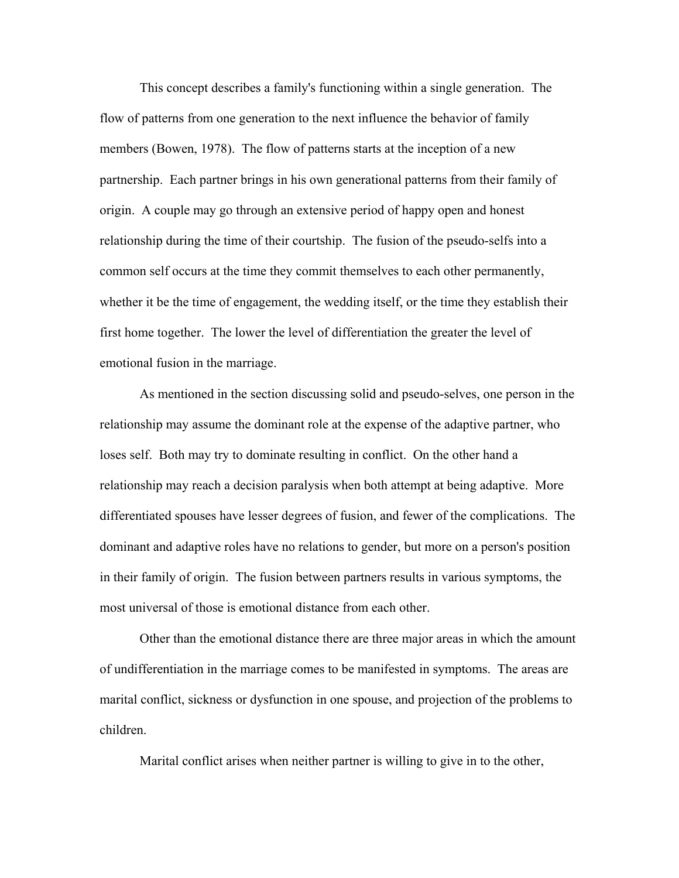This concept describes a family's functioning within a single generation. The flow of patterns from one generation to the next influence the behavior of family members (Bowen, 1978). The flow of patterns starts at the inception of a new partnership. Each partner brings in his own generational patterns from their family of origin. A couple may go through an extensive period of happy open and honest relationship during the time of their courtship. The fusion of the pseudo-selfs into a common self occurs at the time they commit themselves to each other permanently, whether it be the time of engagement, the wedding itself, or the time they establish their first home together. The lower the level of differentiation the greater the level of emotional fusion in the marriage.

As mentioned in the section discussing solid and pseudo-selves, one person in the relationship may assume the dominant role at the expense of the adaptive partner, who loses self. Both may try to dominate resulting in conflict. On the other hand a relationship may reach a decision paralysis when both attempt at being adaptive. More differentiated spouses have lesser degrees of fusion, and fewer of the complications. The dominant and adaptive roles have no relations to gender, but more on a person's position in their family of origin. The fusion between partners results in various symptoms, the most universal of those is emotional distance from each other.

Other than the emotional distance there are three major areas in which the amount of undifferentiation in the marriage comes to be manifested in symptoms. The areas are marital conflict, sickness or dysfunction in one spouse, and projection of the problems to children.

Marital conflict arises when neither partner is willing to give in to the other,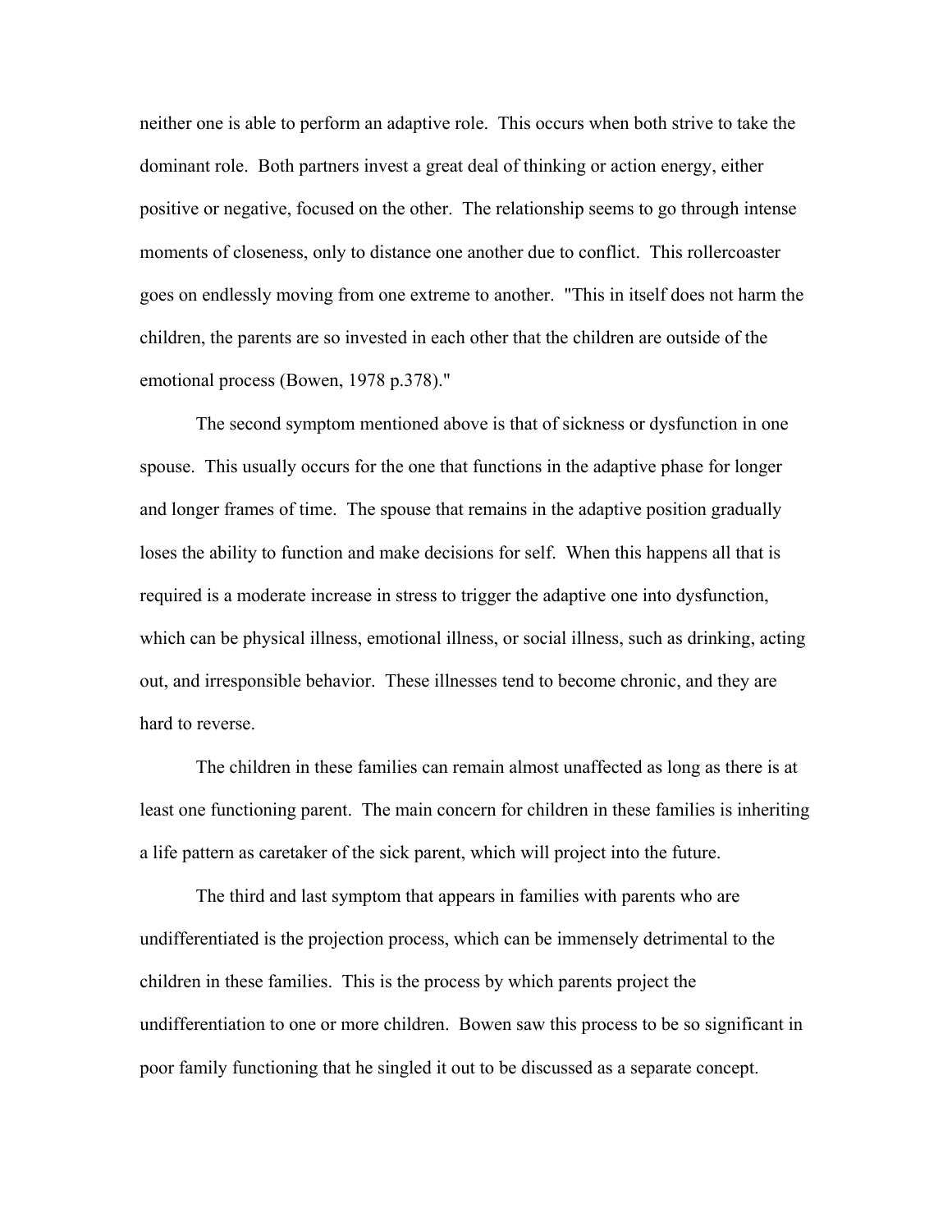neither one is able to perform an adaptive role. This occurs when both strive to take the dominant role. Both partners invest a great deal of thinking or action energy, either positive or negative, focused on the other. The relationship seems to go through intense moments of closeness, only to distance one another due to conflict. This rollercoaster goes on endlessly moving from one extreme to another. "This in itself does not harm the children, the parents are so invested in each other that the children are outside of the emotional process (Bowen, 1978 p.378)."

The second symptom mentioned above is that of sickness or dysfunction in one spouse. This usually occurs for the one that functions in the adaptive phase for longer and longer frames of time. The spouse that remains in the adaptive position gradually loses the ability to function and make decisions for self. When this happens all that is required is a moderate increase in stress to trigger the adaptive one into dysfunction, which can be physical illness, emotional illness, or social illness, such as drinking, acting out, and irresponsible behavior. These illnesses tend to become chronic, and they are hard to reverse.

The children in these families can remain almost unaffected as long as there is at least one functioning parent. The main concern for children in these families is inheriting a life pattern as caretaker of the sick parent, which will project into the future.

The third and last symptom that appears in families with parents who are undifferentiated is the projection process, which can be immensely detrimental to the children in these families. This is the process by which parents project the undifferentiation to one or more children. Bowen saw this process to be so significant in poor family functioning that he singled it out to be discussed as a separate concept.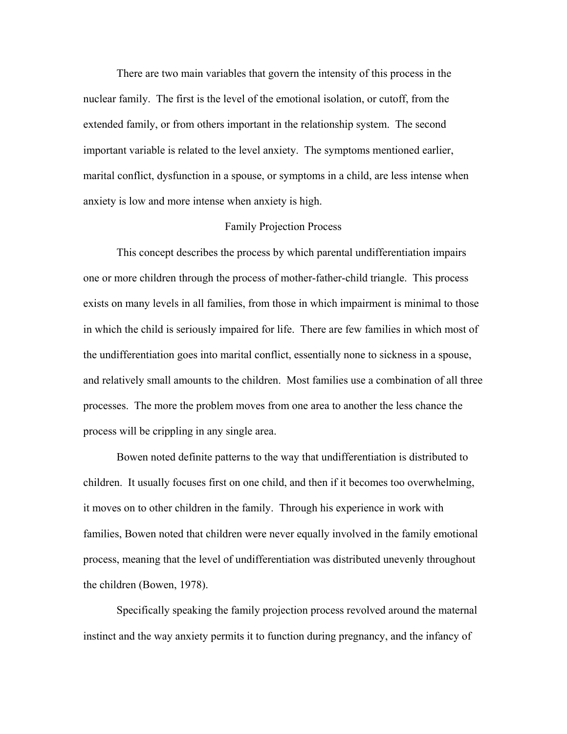There are two main variables that govern the intensity of this process in the nuclear family. The first is the level of the emotional isolation, or cutoff, from the extended family, or from others important in the relationship system. The second important variable is related to the level anxiety. The symptoms mentioned earlier, marital conflict, dysfunction in a spouse, or symptoms in a child, are less intense when anxiety is low and more intense when anxiety is high.

## Family Projection Process

This concept describes the process by which parental undifferentiation impairs one or more children through the process of mother-father-child triangle. This process exists on many levels in all families, from those in which impairment is minimal to those in which the child is seriously impaired for life. There are few families in which most of the undifferentiation goes into marital conflict, essentially none to sickness in a spouse, and relatively small amounts to the children. Most families use a combination of all three processes. The more the problem moves from one area to another the less chance the process will be crippling in any single area.

Bowen noted definite patterns to the way that undifferentiation is distributed to children. It usually focuses first on one child, and then if it becomes too overwhelming, it moves on to other children in the family. Through his experience in work with families, Bowen noted that children were never equally involved in the family emotional process, meaning that the level of undifferentiation was distributed unevenly throughout the children (Bowen, 1978).

Specifically speaking the family projection process revolved around the maternal instinct and the way anxiety permits it to function during pregnancy, and the infancy of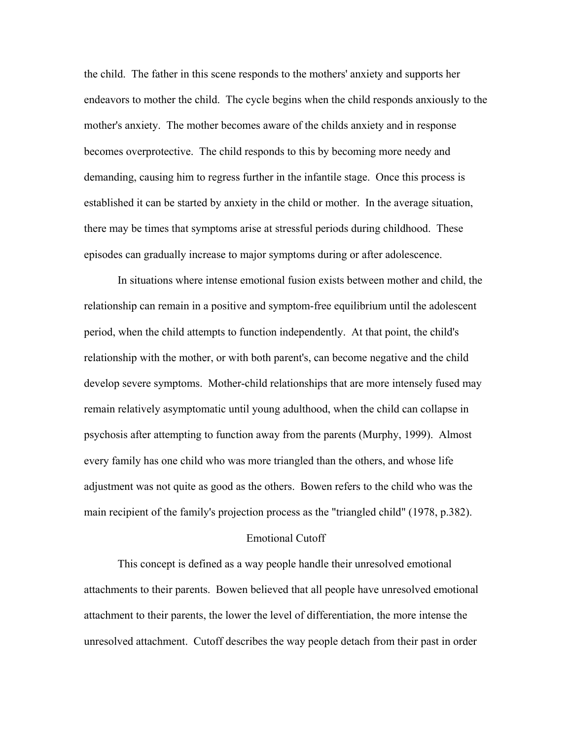the child. The father in this scene responds to the mothers' anxiety and supports her endeavors to mother the child. The cycle begins when the child responds anxiously to the mother's anxiety. The mother becomes aware of the childs anxiety and in response becomes overprotective. The child responds to this by becoming more needy and demanding, causing him to regress further in the infantile stage. Once this process is established it can be started by anxiety in the child or mother. In the average situation, there may be times that symptoms arise at stressful periods during childhood. These episodes can gradually increase to major symptoms during or after adolescence.

In situations where intense emotional fusion exists between mother and child, the relationship can remain in a positive and symptom-free equilibrium until the adolescent period, when the child attempts to function independently. At that point, the child's relationship with the mother, or with both parent's, can become negative and the child develop severe symptoms. Mother-child relationships that are more intensely fused may remain relatively asymptomatic until young adulthood, when the child can collapse in psychosis after attempting to function away from the parents (Murphy, 1999). Almost every family has one child who was more triangled than the others, and whose life adjustment was not quite as good as the others. Bowen refers to the child who was the main recipient of the family's projection process as the "triangled child" (1978, p.382).

## Emotional Cutoff

This concept is defined as a way people handle their unresolved emotional attachments to their parents. Bowen believed that all people have unresolved emotional attachment to their parents, the lower the level of differentiation, the more intense the unresolved attachment. Cutoff describes the way people detach from their past in order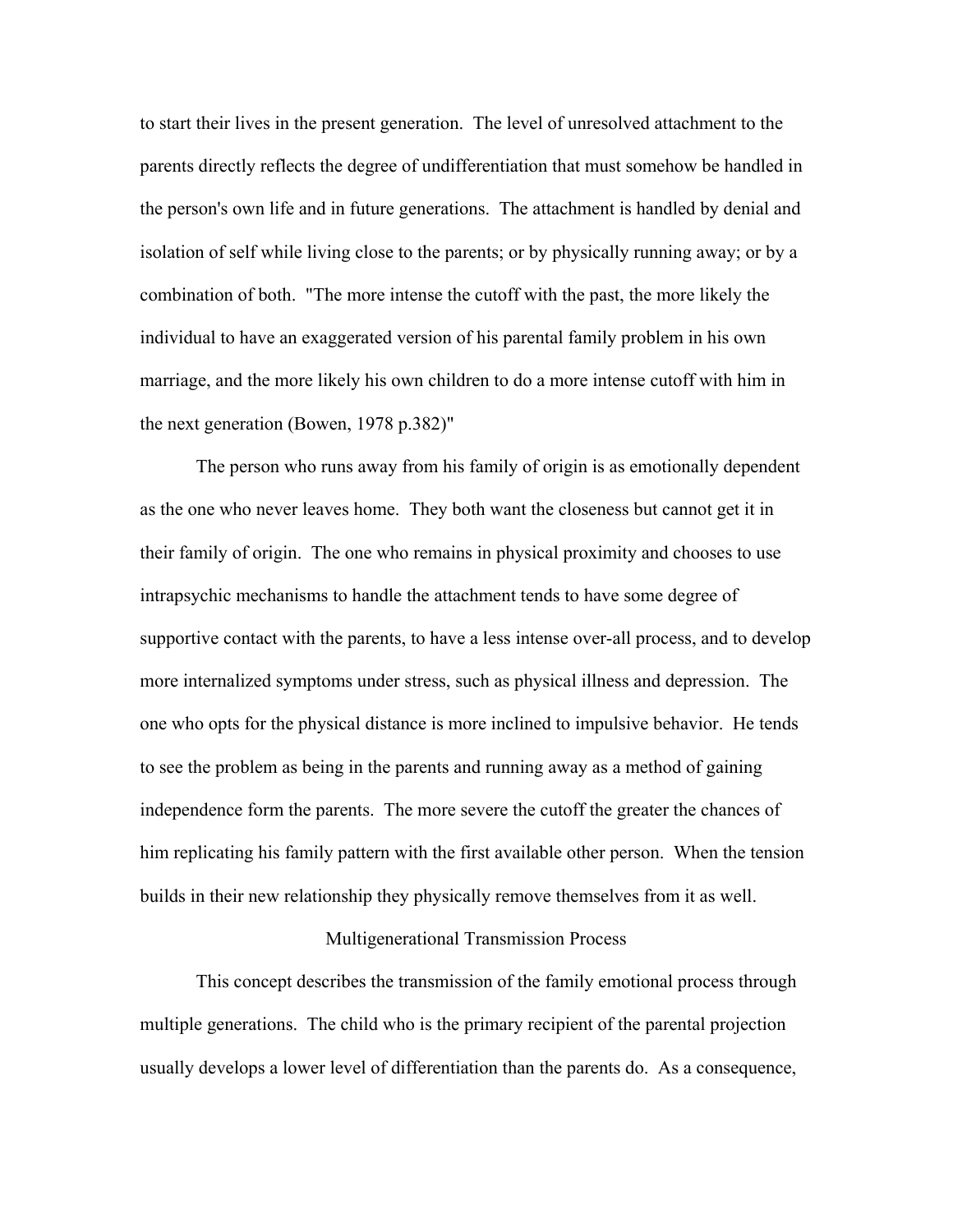to start their lives in the present generation. The level of unresolved attachment to the parents directly reflects the degree of undifferentiation that must somehow be handled in the person's own life and in future generations. The attachment is handled by denial and isolation of self while living close to the parents; or by physically running away; or by a combination of both. "The more intense the cutoff with the past, the more likely the individual to have an exaggerated version of his parental family problem in his own marriage, and the more likely his own children to do a more intense cutoff with him in the next generation (Bowen, 1978 p.382)"

The person who runs away from his family of origin is as emotionally dependent as the one who never leaves home. They both want the closeness but cannot get it in their family of origin. The one who remains in physical proximity and chooses to use intrapsychic mechanisms to handle the attachment tends to have some degree of supportive contact with the parents, to have a less intense over-all process, and to develop more internalized symptoms under stress, such as physical illness and depression. The one who opts for the physical distance is more inclined to impulsive behavior. He tends to see the problem as being in the parents and running away as a method of gaining independence form the parents. The more severe the cutoff the greater the chances of him replicating his family pattern with the first available other person. When the tension builds in their new relationship they physically remove themselves from it as well.

## Multigenerational Transmission Process

This concept describes the transmission of the family emotional process through multiple generations. The child who is the primary recipient of the parental projection usually develops a lower level of differentiation than the parents do. As a consequence,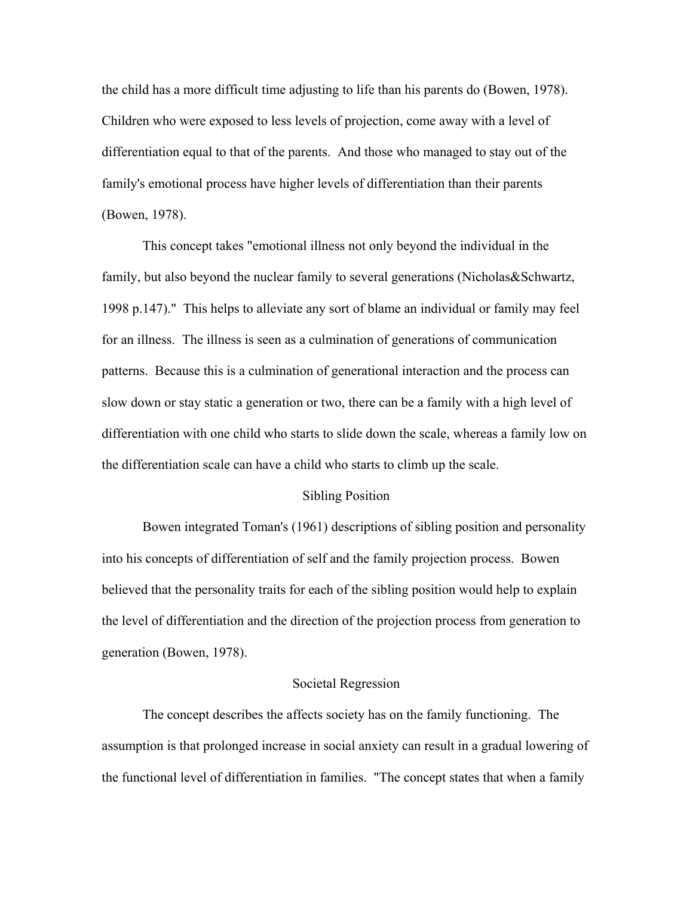the child has a more difficult time adjusting to life than his parents do (Bowen, 1978). Children who were exposed to less levels of projection, come away with a level of differentiation equal to that of the parents. And those who managed to stay out of the family's emotional process have higher levels of differentiation than their parents (Bowen, 1978).

This concept takes "emotional illness not only beyond the individual in the family, but also beyond the nuclear family to several generations (Nicholas&Schwartz, 1998 p.147)." This helps to alleviate any sort of blame an individual or family may feel for an illness. The illness is seen as a culmination of generations of communication patterns. Because this is a culmination of generational interaction and the process can slow down or stay static a generation or two, there can be a family with a high level of differentiation with one child who starts to slide down the scale, whereas a family low on the differentiation scale can have a child who starts to climb up the scale.

## Sibling Position

Bowen integrated Toman's (1961) descriptions of sibling position and personality into his concepts of differentiation of self and the family projection process. Bowen believed that the personality traits for each of the sibling position would help to explain the level of differentiation and the direction of the projection process from generation to generation (Bowen, 1978).

## Societal Regression

The concept describes the affects society has on the family functioning. The assumption is that prolonged increase in social anxiety can result in a gradual lowering of the functional level of differentiation in families. "The concept states that when a family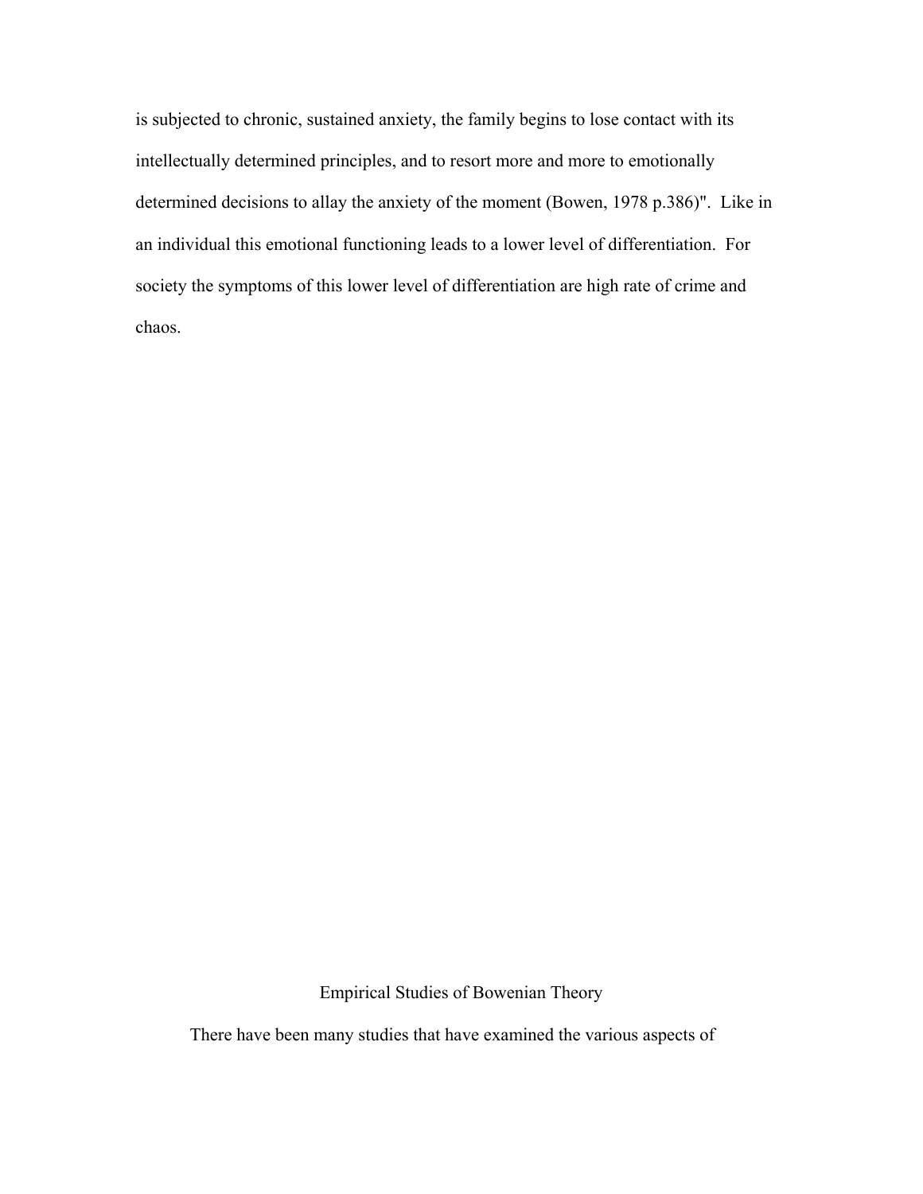is subjected to chronic, sustained anxiety, the family begins to lose contact with its intellectually determined principles, and to resort more and more to emotionally determined decisions to allay the anxiety of the moment (Bowen, 1978 p.386)". Like in an individual this emotional functioning leads to a lower level of differentiation. For society the symptoms of this lower level of differentiation are high rate of crime and chaos.

## Empirical Studies of Bowenian Theory

There have been many studies that have examined the various aspects of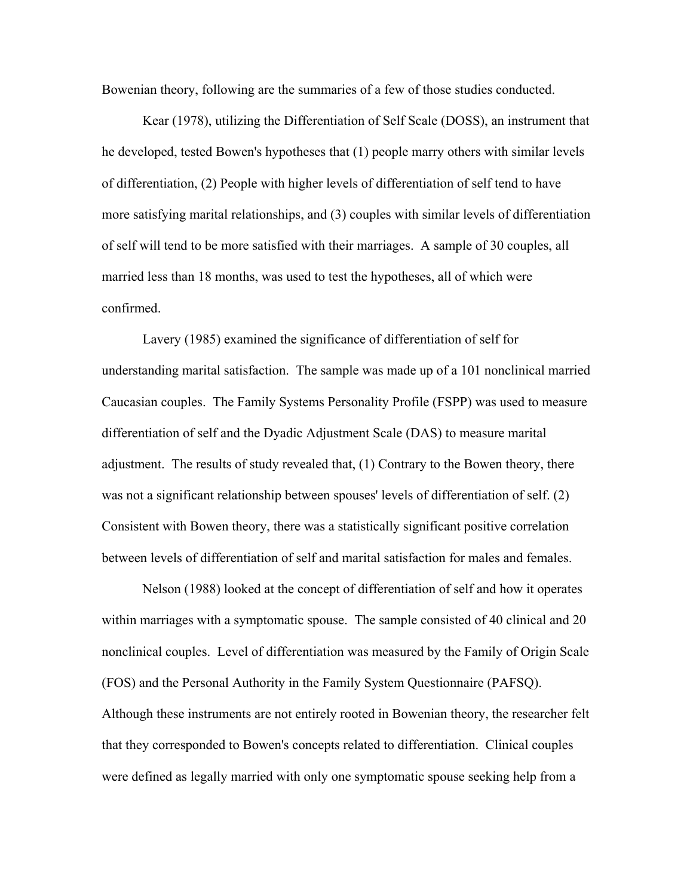Bowenian theory, following are the summaries of a few of those studies conducted.

Kear (1978), utilizing the Differentiation of Self Scale (DOSS), an instrument that he developed, tested Bowen's hypotheses that (1) people marry others with similar levels of differentiation, (2) People with higher levels of differentiation of self tend to have more satisfying marital relationships, and (3) couples with similar levels of differentiation of self will tend to be more satisfied with their marriages. A sample of 30 couples, all married less than 18 months, was used to test the hypotheses, all of which were confirmed.

Lavery (1985) examined the significance of differentiation of self for understanding marital satisfaction. The sample was made up of a 101 nonclinical married Caucasian couples. The Family Systems Personality Profile (FSPP) was used to measure differentiation of self and the Dyadic Adjustment Scale (DAS) to measure marital adjustment. The results of study revealed that, (1) Contrary to the Bowen theory, there was not a significant relationship between spouses' levels of differentiation of self. (2) Consistent with Bowen theory, there was a statistically significant positive correlation between levels of differentiation of self and marital satisfaction for males and females.

Nelson (1988) looked at the concept of differentiation of self and how it operates within marriages with a symptomatic spouse. The sample consisted of 40 clinical and 20 nonclinical couples. Level of differentiation was measured by the Family of Origin Scale (FOS) and the Personal Authority in the Family System Questionnaire (PAFSQ). Although these instruments are not entirely rooted in Bowenian theory, the researcher felt that they corresponded to Bowen's concepts related to differentiation. Clinical couples were defined as legally married with only one symptomatic spouse seeking help from a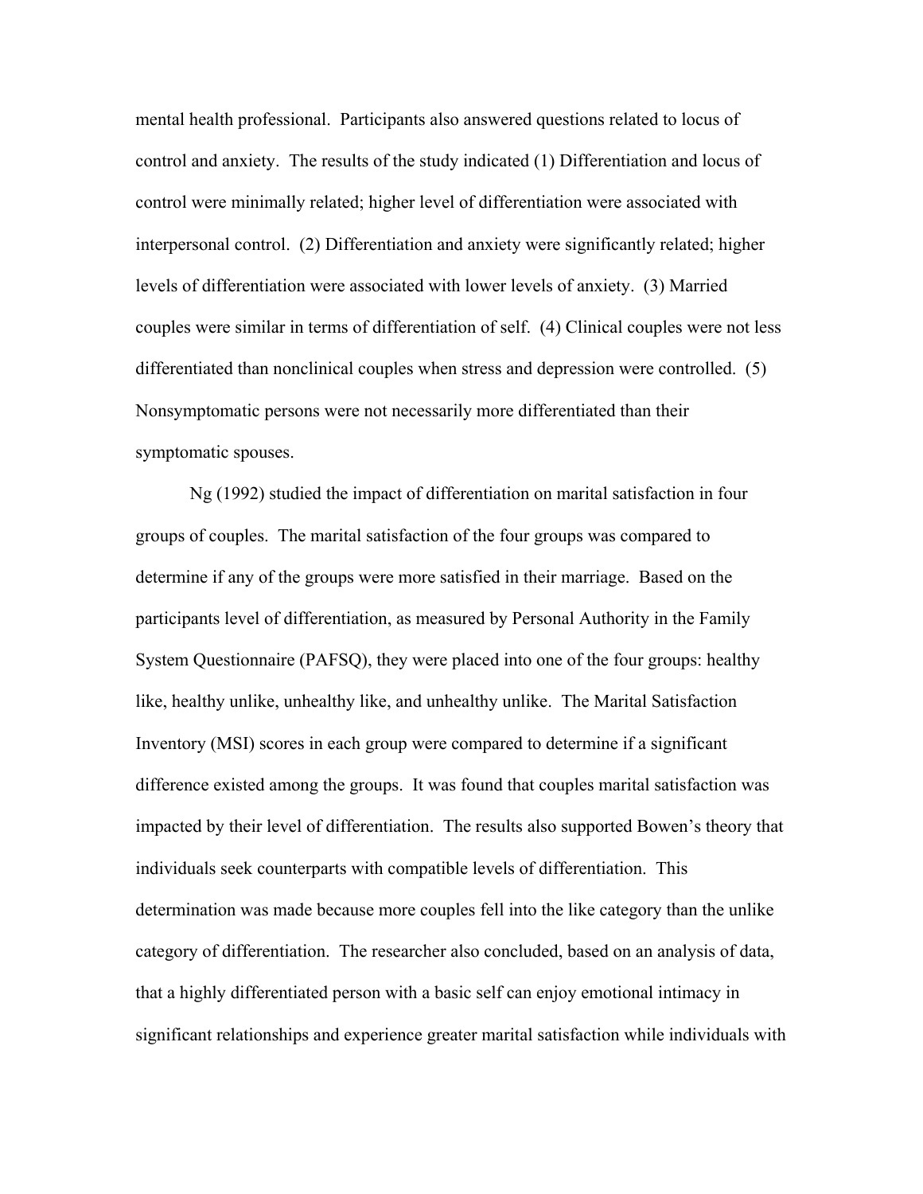mental health professional. Participants also answered questions related to locus of control and anxiety. The results of the study indicated (1) Differentiation and locus of control were minimally related; higher level of differentiation were associated with interpersonal control. (2) Differentiation and anxiety were significantly related; higher levels of differentiation were associated with lower levels of anxiety. (3) Married couples were similar in terms of differentiation of self. (4) Clinical couples were not less differentiated than nonclinical couples when stress and depression were controlled. (5) Nonsymptomatic persons were not necessarily more differentiated than their symptomatic spouses.

Ng (1992) studied the impact of differentiation on marital satisfaction in four groups of couples. The marital satisfaction of the four groups was compared to determine if any of the groups were more satisfied in their marriage. Based on the participants level of differentiation, as measured by Personal Authority in the Family System Questionnaire (PAFSQ), they were placed into one of the four groups: healthy like, healthy unlike, unhealthy like, and unhealthy unlike. The Marital Satisfaction Inventory (MSI) scores in each group were compared to determine if a significant difference existed among the groups. It was found that couples marital satisfaction was impacted by their level of differentiation. The results also supported Bowen's theory that individuals seek counterparts with compatible levels of differentiation. This determination was made because more couples fell into the like category than the unlike category of differentiation. The researcher also concluded, based on an analysis of data, that a highly differentiated person with a basic self can enjoy emotional intimacy in significant relationships and experience greater marital satisfaction while individuals with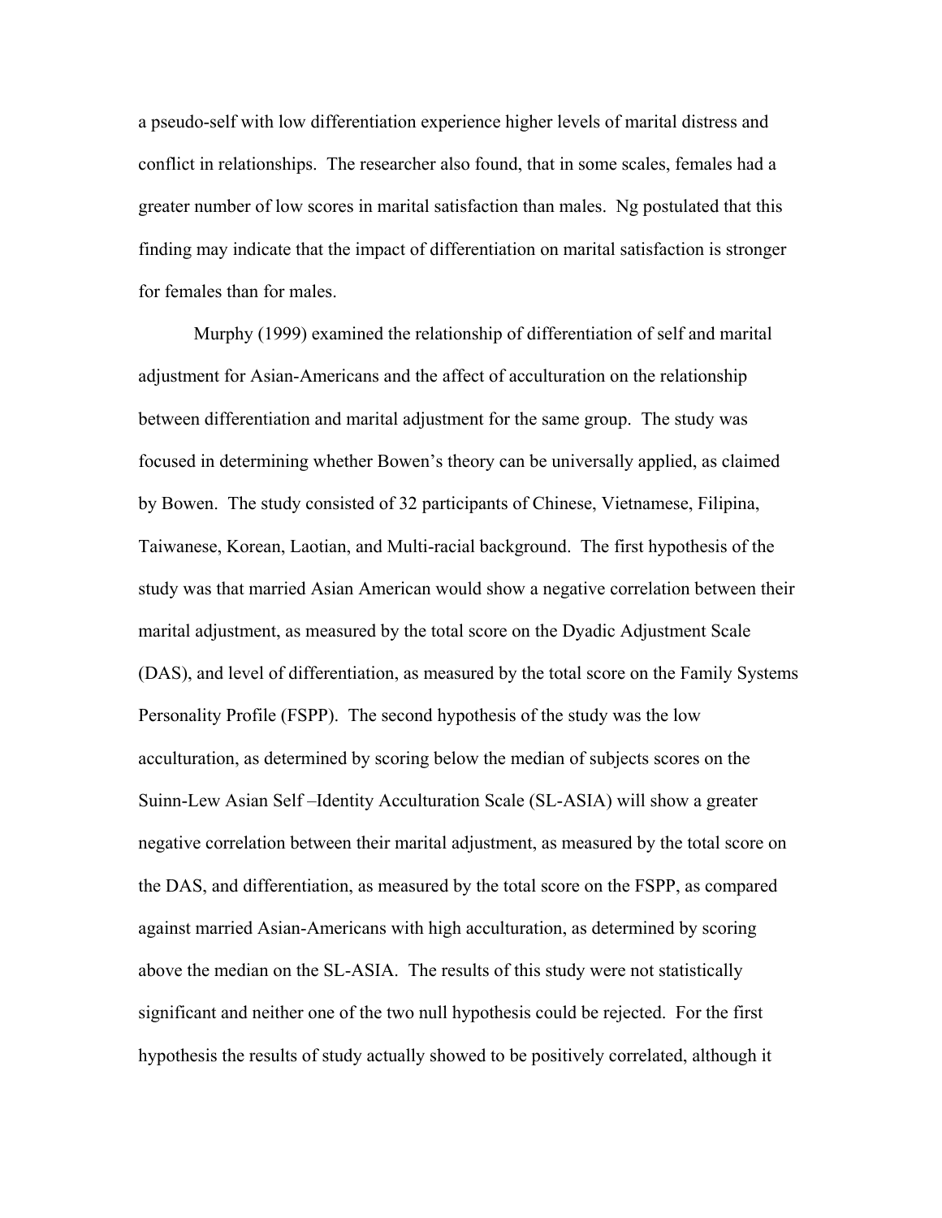a pseudo-self with low differentiation experience higher levels of marital distress and conflict in relationships. The researcher also found, that in some scales, females had a greater number of low scores in marital satisfaction than males. Ng postulated that this finding may indicate that the impact of differentiation on marital satisfaction is stronger for females than for males.

Murphy (1999) examined the relationship of differentiation of self and marital adjustment for Asian-Americans and the affect of acculturation on the relationship between differentiation and marital adjustment for the same group. The study was focused in determining whether Bowen's theory can be universally applied, as claimed by Bowen. The study consisted of 32 participants of Chinese, Vietnamese, Filipina, Taiwanese, Korean, Laotian, and Multi-racial background. The first hypothesis of the study was that married Asian American would show a negative correlation between their marital adjustment, as measured by the total score on the Dyadic Adjustment Scale (DAS), and level of differentiation, as measured by the total score on the Family Systems Personality Profile (FSPP). The second hypothesis of the study was the low acculturation, as determined by scoring below the median of subjects scores on the Suinn-Lew Asian Self –Identity Acculturation Scale (SL-ASIA) will show a greater negative correlation between their marital adjustment, as measured by the total score on the DAS, and differentiation, as measured by the total score on the FSPP, as compared against married Asian-Americans with high acculturation, as determined by scoring above the median on the SL-ASIA. The results of this study were not statistically significant and neither one of the two null hypothesis could be rejected. For the first hypothesis the results of study actually showed to be positively correlated, although it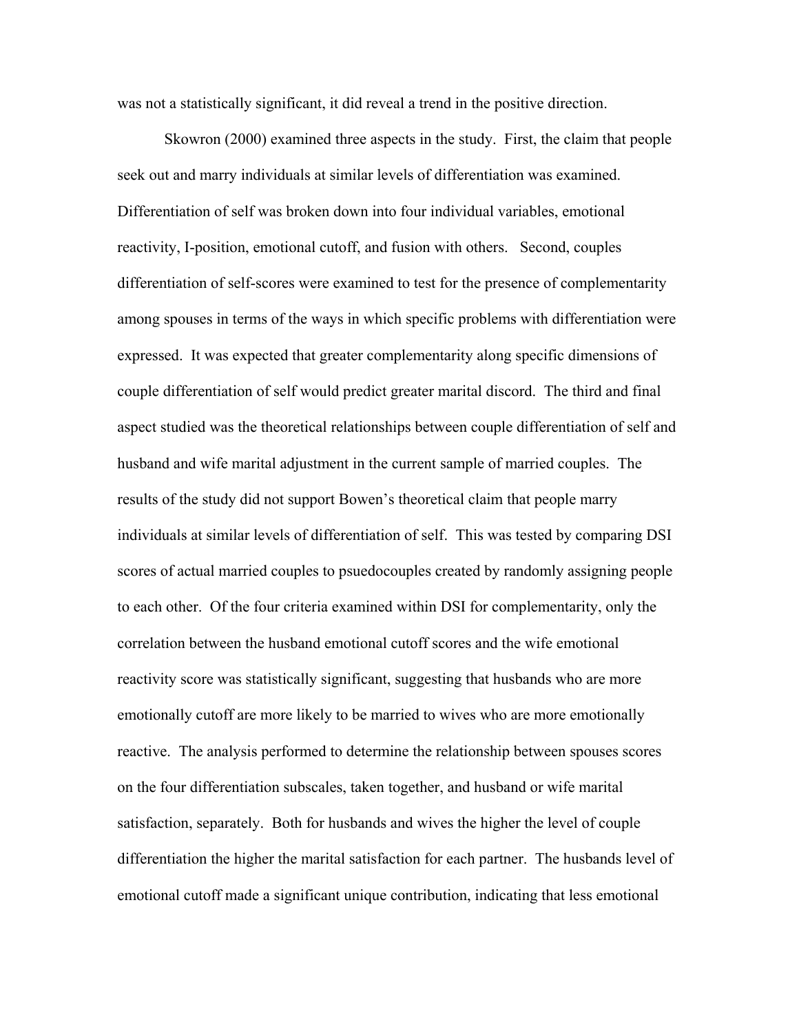was not a statistically significant, it did reveal a trend in the positive direction.

Skowron (2000) examined three aspects in the study. First, the claim that people seek out and marry individuals at similar levels of differentiation was examined. Differentiation of self was broken down into four individual variables, emotional reactivity, I-position, emotional cutoff, and fusion with others. Second, couples differentiation of self-scores were examined to test for the presence of complementarity among spouses in terms of the ways in which specific problems with differentiation were expressed. It was expected that greater complementarity along specific dimensions of couple differentiation of self would predict greater marital discord. The third and final aspect studied was the theoretical relationships between couple differentiation of self and husband and wife marital adjustment in the current sample of married couples. The results of the study did not support Bowen's theoretical claim that people marry individuals at similar levels of differentiation of self. This was tested by comparing DSI scores of actual married couples to psuedocouples created by randomly assigning people to each other. Of the four criteria examined within DSI for complementarity, only the correlation between the husband emotional cutoff scores and the wife emotional reactivity score was statistically significant, suggesting that husbands who are more emotionally cutoff are more likely to be married to wives who are more emotionally reactive. The analysis performed to determine the relationship between spouses scores on the four differentiation subscales, taken together, and husband or wife marital satisfaction, separately. Both for husbands and wives the higher the level of couple differentiation the higher the marital satisfaction for each partner. The husbands level of emotional cutoff made a significant unique contribution, indicating that less emotional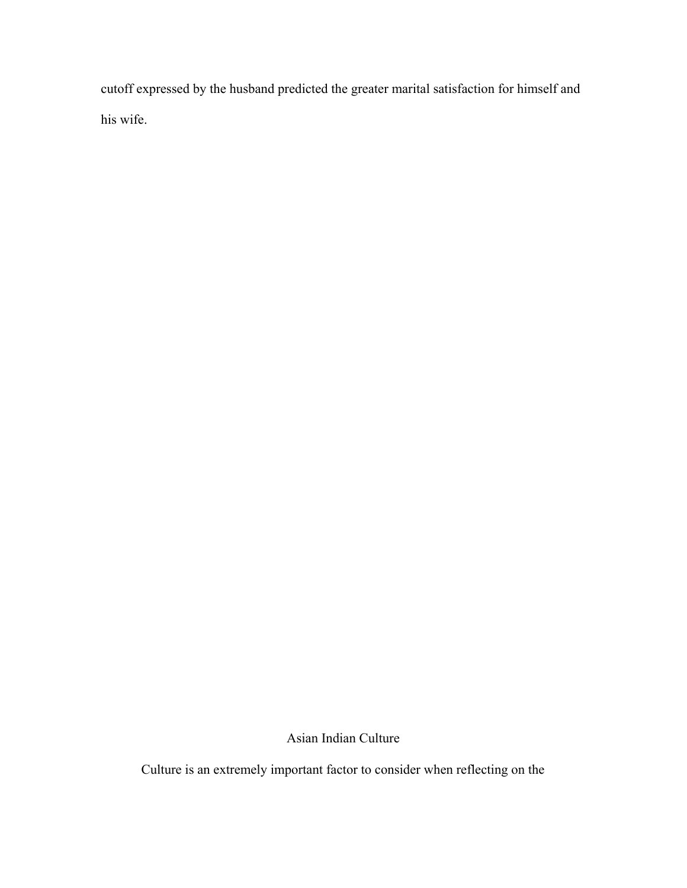cutoff expressed by the husband predicted the greater marital satisfaction for himself and his wife.

## Asian Indian Culture

Culture is an extremely important factor to consider when reflecting on the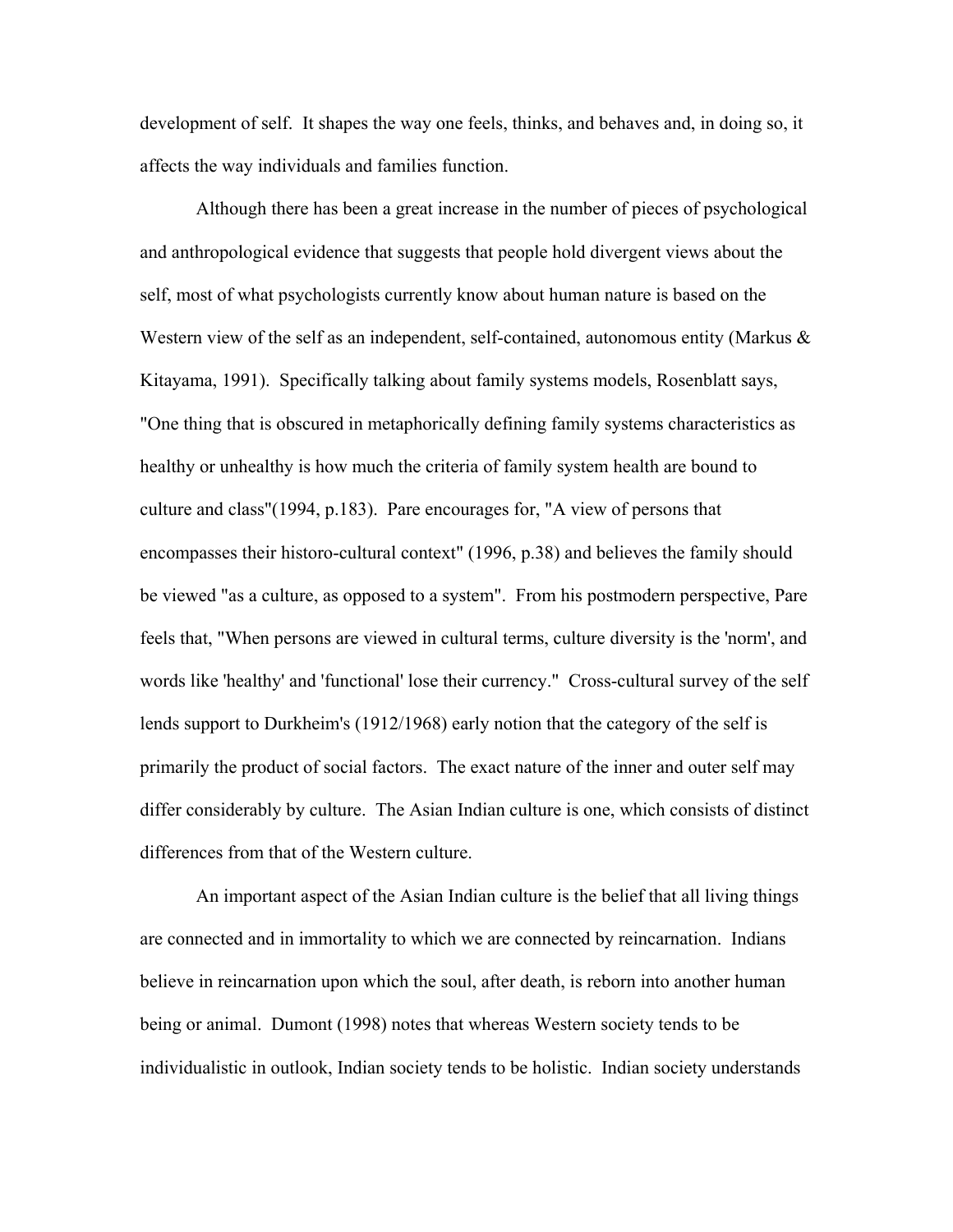development of self.  It shapes the way one feels, thinks, and behaves and, in doing so, it affects the way individuals and families function.

Although there has been a great increase in the number of pieces of psychological and anthropological evidence that suggests that people hold divergent views about the self, most of what psychologists currently know about human nature is based on the Western view of the self as an independent, self-contained, autonomous entity (Markus & Kitayama, 1991).  Specifically talking about family systems models, Rosenblatt says, "One thing that is obscured in metaphorically defining family systems characteristics as healthy or unhealthy is how much the criteria of family system health are bound to culture and class"(1994, p.183).  Pare encourages for, "A view of persons that encompasses their historo-cultural context" (1996, p.38) and believes the family should be viewed "as a culture, as opposed to a system".  From his postmodern perspective, Pare feels that, "When persons are viewed in cultural terms, culture diversity is the 'norm', and words like 'healthy' and 'functional' lose their currency."  Cross-cultural survey of the self lends support to Durkheim's (1912/1968) early notion that the category of the self is primarily the product of social factors.  The exact nature of the inner and outer self may differ considerably by culture.  The Asian Indian culture is one, which consists of distinct differences from that of the Western culture.

An important aspect of the Asian Indian culture is the belief that all living things are connected and in immortality to which we are connected by reincarnation.  Indians believe in reincarnation upon which the soul, after death, is reborn into another human being or animal.  Dumont (1998) notes that whereas Western society tends to be individualistic in outlook, Indian society tends to be holistic.  Indian society understands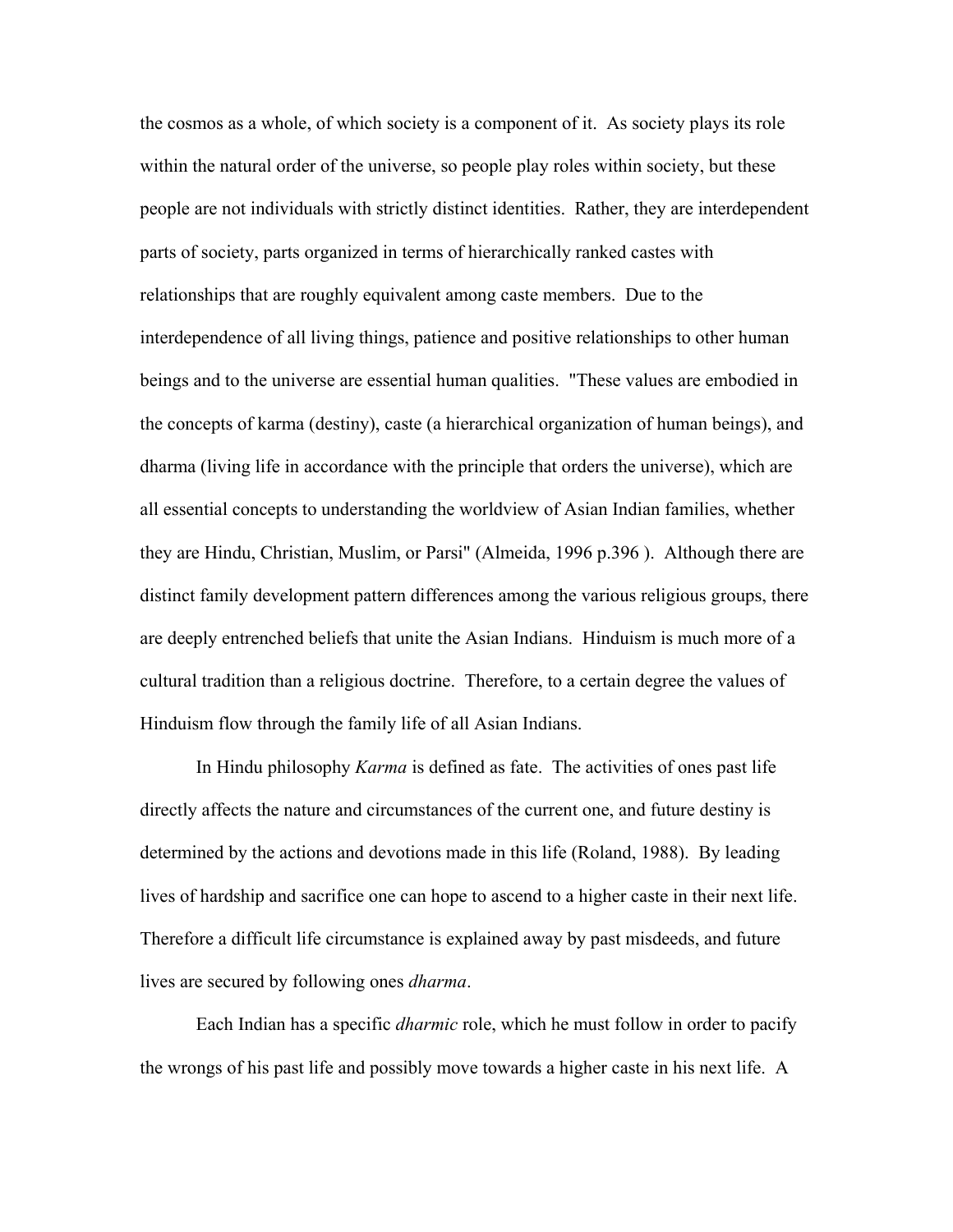the cosmos as a whole, of which society is a component of it. As society plays its role within the natural order of the universe, so people play roles within society, but these people are not individuals with strictly distinct identities. Rather, they are interdependent parts of society, parts organized in terms of hierarchically ranked castes with relationships that are roughly equivalent among caste members. Due to the interdependence of all living things, patience and positive relationships to other human beings and to the universe are essential human qualities. "These values are embodied in the concepts of karma (destiny), caste (a hierarchical organization of human beings), and dharma (living life in accordance with the principle that orders the universe), which are all essential concepts to understanding the worldview of Asian Indian families, whether they are Hindu, Christian, Muslim, or Parsi" (Almeida, 1996 p.396 ). Although there are distinct family development pattern differences among the various religious groups, there are deeply entrenched beliefs that unite the Asian Indians. Hinduism is much more of a cultural tradition than a religious doctrine. Therefore, to a certain degree the values of Hinduism flow through the family life of all Asian Indians.

In Hindu philosophy *Karma* is defined as fate. The activities of ones past life directly affects the nature and circumstances of the current one, and future destiny is determined by the actions and devotions made in this life (Roland, 1988). By leading lives of hardship and sacrifice one can hope to ascend to a higher caste in their next life. Therefore a difficult life circumstance is explained away by past misdeeds, and future lives are secured by following ones *dharma*.

Each Indian has a specific *dharmic* role, which he must follow in order to pacify the wrongs of his past life and possibly move towards a higher caste in his next life. A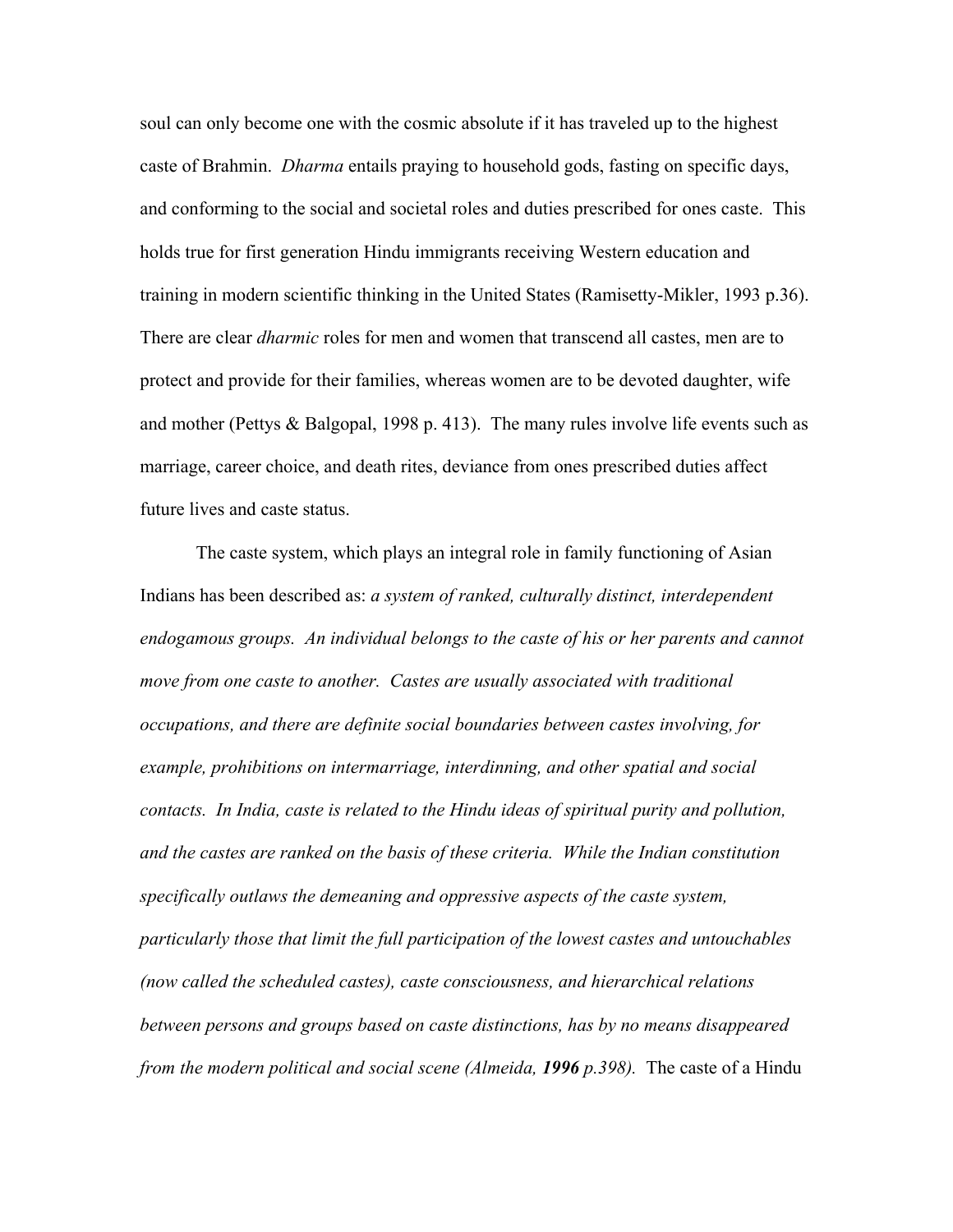soul can only become one with the cosmic absolute if it has traveled up to the highest caste of Brahmin. *Dharma* entails praying to household gods, fasting on specific days, and conforming to the social and societal roles and duties prescribed for ones caste. This holds true for first generation Hindu immigrants receiving Western education and training in modern scientific thinking in the United States (Ramisetty-Mikler, 1993 p.36). There are clear *dharmic* roles for men and women that transcend all castes, men are to protect and provide for their families, whereas women are to be devoted daughter, wife and mother (Pettys & Balgopal, 1998 p. 413). The many rules involve life events such as marriage, career choice, and death rites, deviance from ones prescribed duties affect future lives and caste status.

The caste system, which plays an integral role in family functioning of Asian Indians has been described as: *a system of ranked, culturally distinct, interdependent endogamous groups. An individual belongs to the caste of his or her parents and cannot move from one caste to another. Castes are usually associated with traditional occupations, and there are definite social boundaries between castes involving, for example, prohibitions on intermarriage, interdinning, and other spatial and social contacts. In India, caste is related to the Hindu ideas of spiritual purity and pollution, and the castes are ranked on the basis of these criteria. While the Indian constitution specifically outlaws the demeaning and oppressive aspects of the caste system, particularly those that limit the full participation of the lowest castes and untouchables (now called the scheduled castes), caste consciousness, and hierarchical relations between persons and groups based on caste distinctions, has by no means disappeared from the modern political and social scene (Almeida,* ***1996*** *p.398).* The caste of a Hindu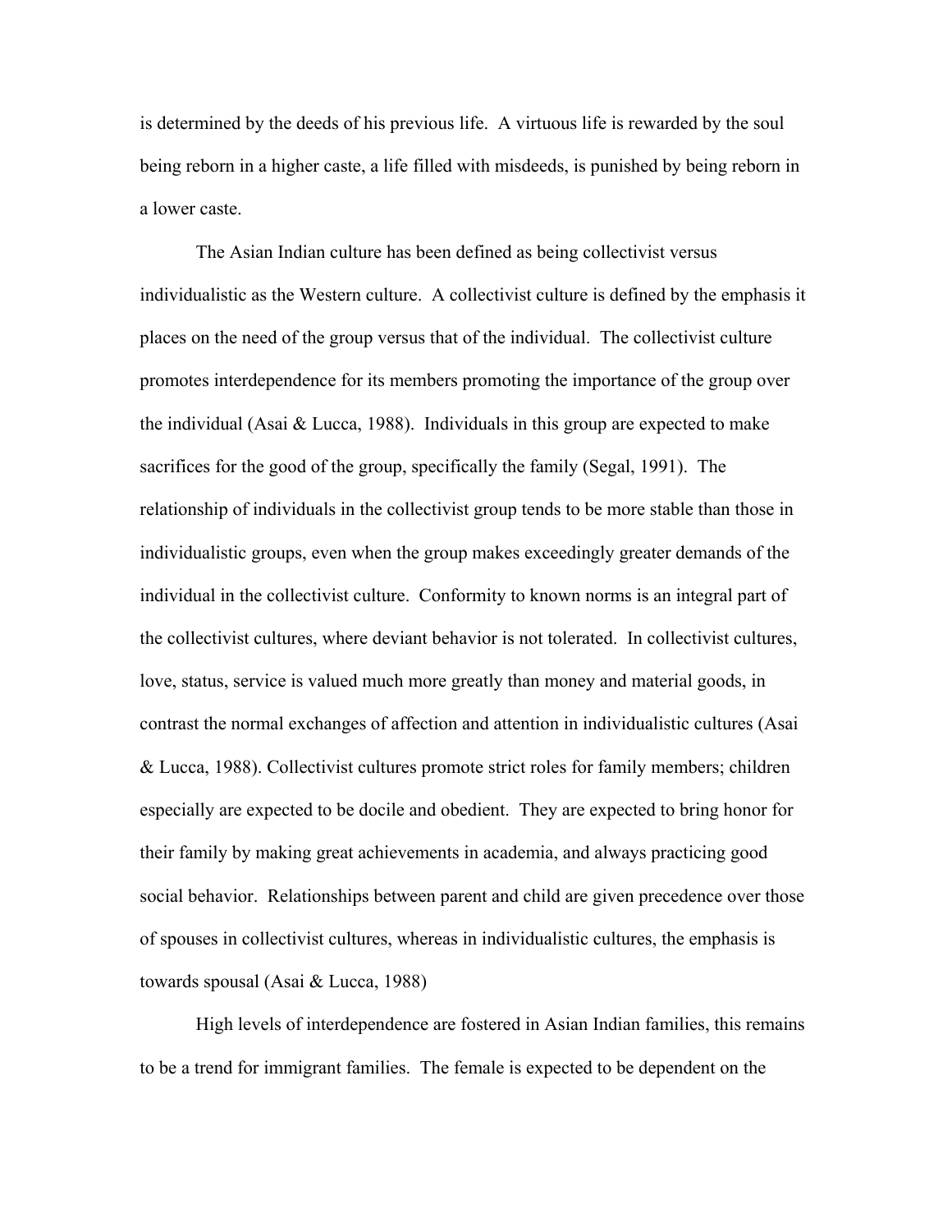is determined by the deeds of his previous life. A virtuous life is rewarded by the soul being reborn in a higher caste, a life filled with misdeeds, is punished by being reborn in a lower caste.

The Asian Indian culture has been defined as being collectivist versus individualistic as the Western culture. A collectivist culture is defined by the emphasis it places on the need of the group versus that of the individual. The collectivist culture promotes interdependence for its members promoting the importance of the group over the individual (Asai & Lucca, 1988). Individuals in this group are expected to make sacrifices for the good of the group, specifically the family (Segal, 1991). The relationship of individuals in the collectivist group tends to be more stable than those in individualistic groups, even when the group makes exceedingly greater demands of the individual in the collectivist culture. Conformity to known norms is an integral part of the collectivist cultures, where deviant behavior is not tolerated. In collectivist cultures, love, status, service is valued much more greatly than money and material goods, in contrast the normal exchanges of affection and attention in individualistic cultures (Asai & Lucca, 1988). Collectivist cultures promote strict roles for family members; children especially are expected to be docile and obedient. They are expected to bring honor for their family by making great achievements in academia, and always practicing good social behavior. Relationships between parent and child are given precedence over those of spouses in collectivist cultures, whereas in individualistic cultures, the emphasis is towards spousal (Asai & Lucca, 1988)

High levels of interdependence are fostered in Asian Indian families, this remains to be a trend for immigrant families. The female is expected to be dependent on the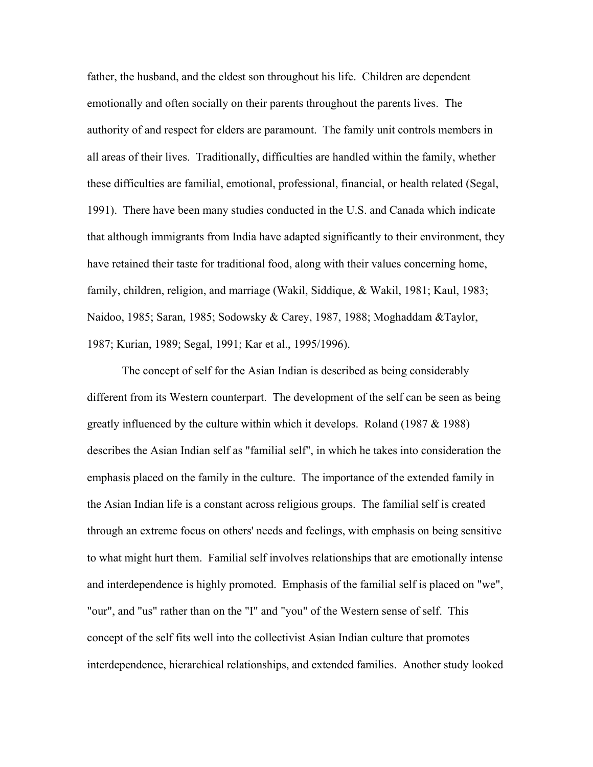father, the husband, and the eldest son throughout his life. Children are dependent emotionally and often socially on their parents throughout the parents lives. The authority of and respect for elders are paramount. The family unit controls members in all areas of their lives. Traditionally, difficulties are handled within the family, whether these difficulties are familial, emotional, professional, financial, or health related (Segal, 1991). There have been many studies conducted in the U.S. and Canada which indicate that although immigrants from India have adapted significantly to their environment, they have retained their taste for traditional food, along with their values concerning home, family, children, religion, and marriage (Wakil, Siddique, & Wakil, 1981; Kaul, 1983; Naidoo, 1985; Saran, 1985; Sodowsky & Carey, 1987, 1988; Moghaddam &Taylor, 1987; Kurian, 1989; Segal, 1991; Kar et al., 1995/1996).

The concept of self for the Asian Indian is described as being considerably different from its Western counterpart. The development of the self can be seen as being greatly influenced by the culture within which it develops. Roland (1987 & 1988) describes the Asian Indian self as "familial self", in which he takes into consideration the emphasis placed on the family in the culture. The importance of the extended family in the Asian Indian life is a constant across religious groups. The familial self is created through an extreme focus on others' needs and feelings, with emphasis on being sensitive to what might hurt them. Familial self involves relationships that are emotionally intense and interdependence is highly promoted. Emphasis of the familial self is placed on "we", "our", and "us" rather than on the "I" and "you" of the Western sense of self. This concept of the self fits well into the collectivist Asian Indian culture that promotes interdependence, hierarchical relationships, and extended families. Another study looked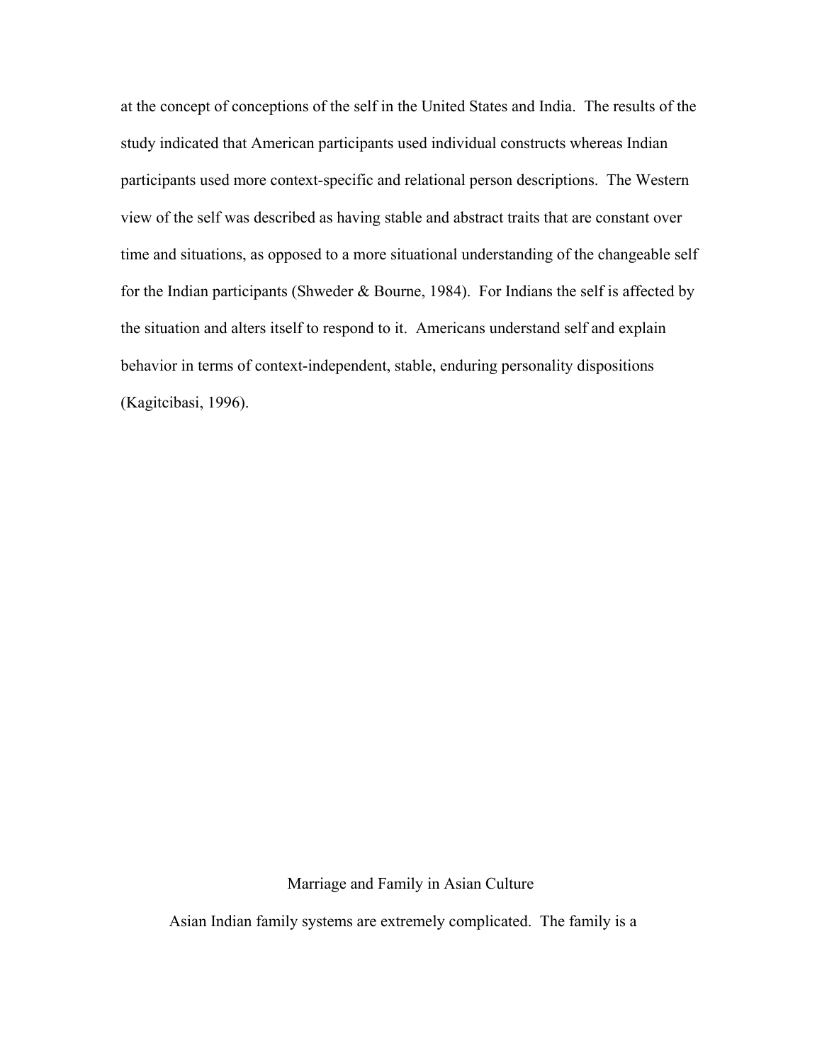at the concept of conceptions of the self in the United States and India. The results of the study indicated that American participants used individual constructs whereas Indian participants used more context-specific and relational person descriptions. The Western view of the self was described as having stable and abstract traits that are constant over time and situations, as opposed to a more situational understanding of the changeable self for the Indian participants (Shweder & Bourne, 1984). For Indians the self is affected by the situation and alters itself to respond to it. Americans understand self and explain behavior in terms of context-independent, stable, enduring personality dispositions (Kagitcibasi, 1996).

## Marriage and Family in Asian Culture

Asian Indian family systems are extremely complicated. The family is a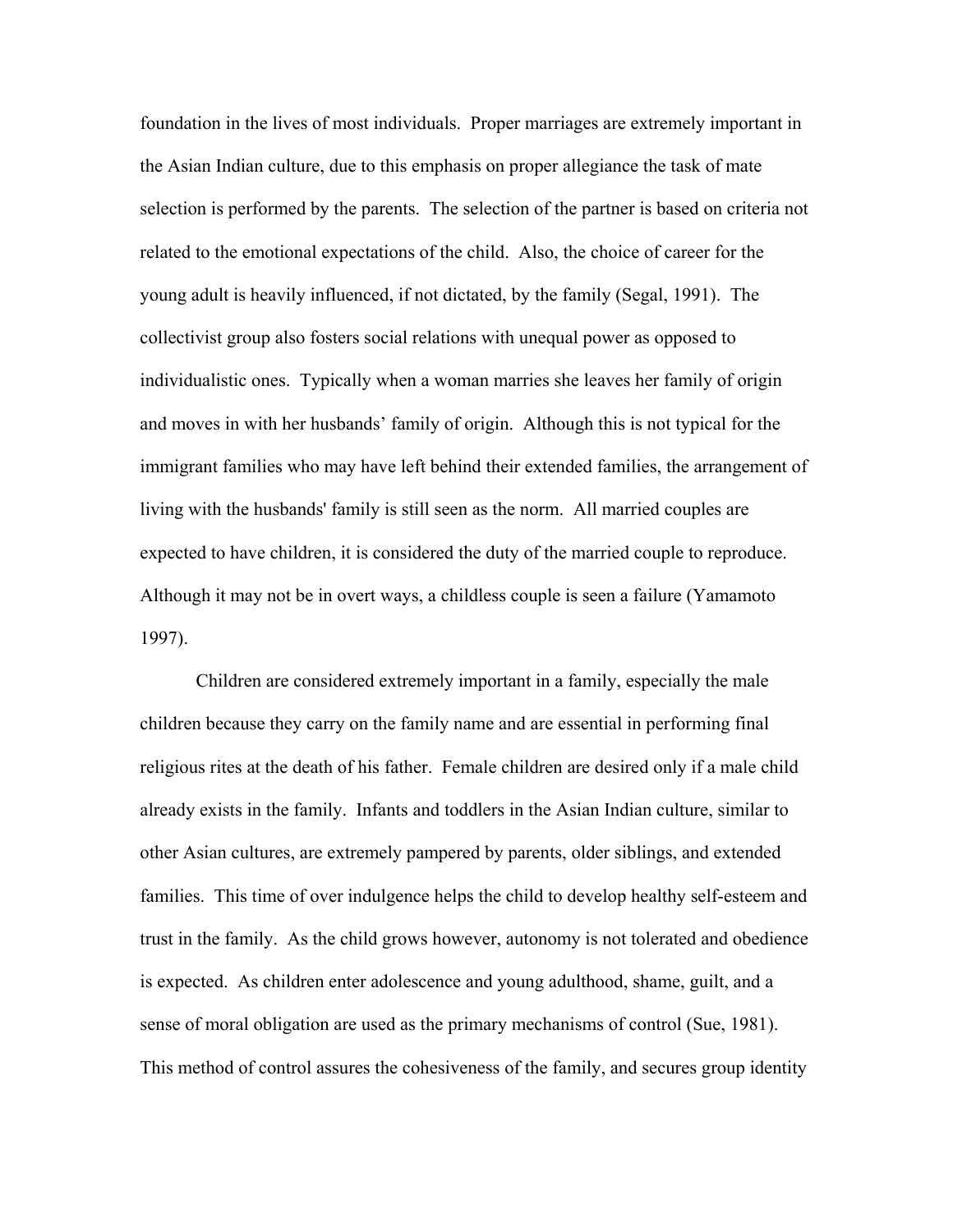foundation in the lives of most individuals. Proper marriages are extremely important in the Asian Indian culture, due to this emphasis on proper allegiance the task of mate selection is performed by the parents. The selection of the partner is based on criteria not related to the emotional expectations of the child. Also, the choice of career for the young adult is heavily influenced, if not dictated, by the family (Segal, 1991). The collectivist group also fosters social relations with unequal power as opposed to individualistic ones. Typically when a woman marries she leaves her family of origin and moves in with her husbands' family of origin. Although this is not typical for the immigrant families who may have left behind their extended families, the arrangement of living with the husbands' family is still seen as the norm. All married couples are expected to have children, it is considered the duty of the married couple to reproduce. Although it may not be in overt ways, a childless couple is seen a failure (Yamamoto 1997).

Children are considered extremely important in a family, especially the male children because they carry on the family name and are essential in performing final religious rites at the death of his father. Female children are desired only if a male child already exists in the family. Infants and toddlers in the Asian Indian culture, similar to other Asian cultures, are extremely pampered by parents, older siblings, and extended families. This time of over indulgence helps the child to develop healthy self-esteem and trust in the family. As the child grows however, autonomy is not tolerated and obedience is expected. As children enter adolescence and young adulthood, shame, guilt, and a sense of moral obligation are used as the primary mechanisms of control (Sue, 1981). This method of control assures the cohesiveness of the family, and secures group identity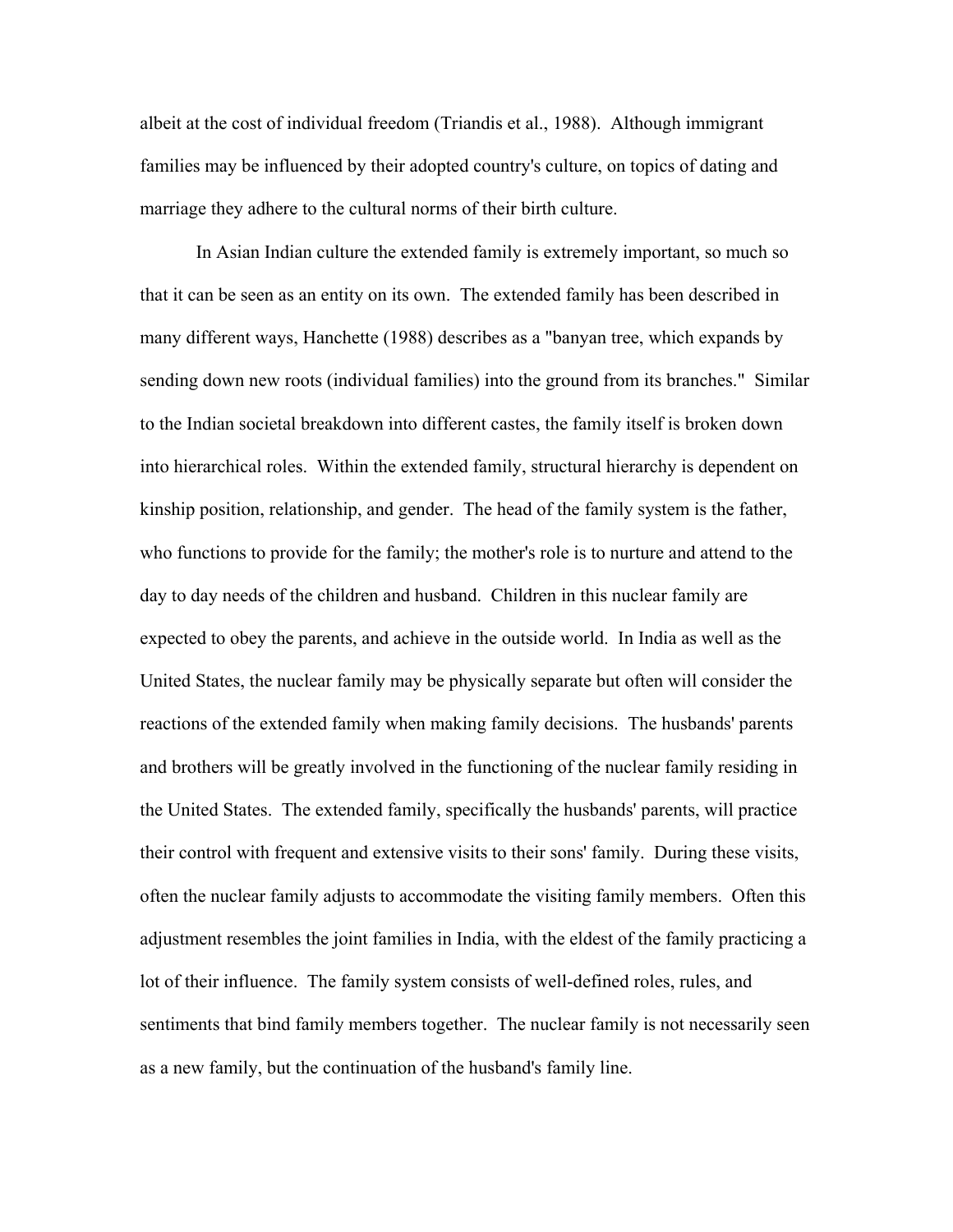albeit at the cost of individual freedom (Triandis et al., 1988). Although immigrant families may be influenced by their adopted country's culture, on topics of dating and marriage they adhere to the cultural norms of their birth culture.

In Asian Indian culture the extended family is extremely important, so much so that it can be seen as an entity on its own. The extended family has been described in many different ways, Hanchette (1988) describes as a "banyan tree, which expands by sending down new roots (individual families) into the ground from its branches." Similar to the Indian societal breakdown into different castes, the family itself is broken down into hierarchical roles. Within the extended family, structural hierarchy is dependent on kinship position, relationship, and gender. The head of the family system is the father, who functions to provide for the family; the mother's role is to nurture and attend to the day to day needs of the children and husband. Children in this nuclear family are expected to obey the parents, and achieve in the outside world. In India as well as the United States, the nuclear family may be physically separate but often will consider the reactions of the extended family when making family decisions. The husbands' parents and brothers will be greatly involved in the functioning of the nuclear family residing in the United States. The extended family, specifically the husbands' parents, will practice their control with frequent and extensive visits to their sons' family. During these visits, often the nuclear family adjusts to accommodate the visiting family members. Often this adjustment resembles the joint families in India, with the eldest of the family practicing a lot of their influence. The family system consists of well-defined roles, rules, and sentiments that bind family members together. The nuclear family is not necessarily seen as a new family, but the continuation of the husband's family line.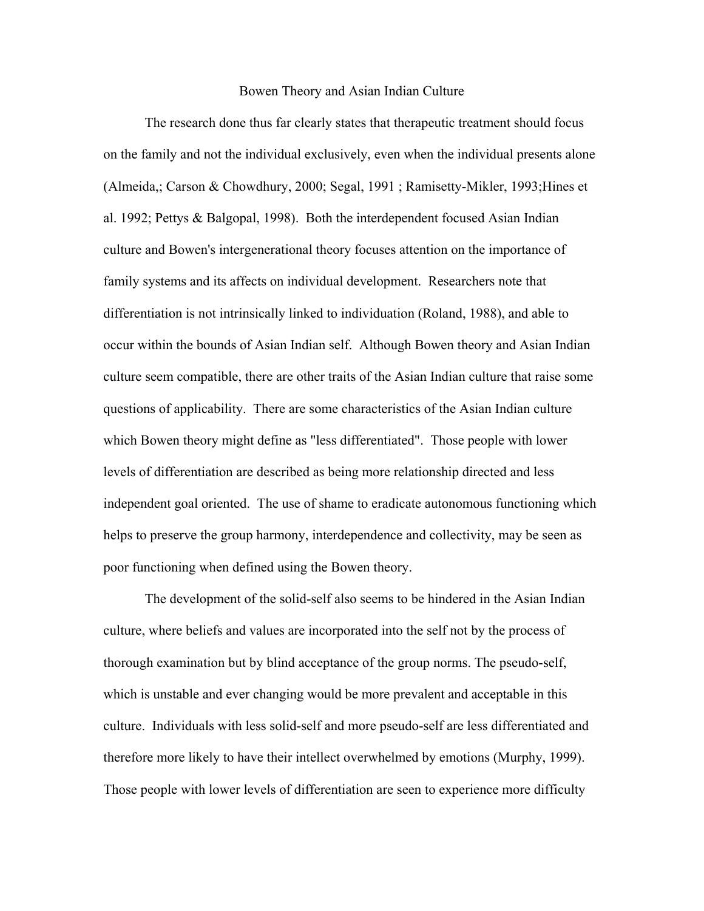## Bowen Theory and Asian Indian Culture

The research done thus far clearly states that therapeutic treatment should focus on the family and not the individual exclusively, even when the individual presents alone (Almeida,; Carson & Chowdhury, 2000; Segal, 1991 ; Ramisetty-Mikler, 1993;Hines et al. 1992; Pettys & Balgopal, 1998). Both the interdependent focused Asian Indian culture and Bowen's intergenerational theory focuses attention on the importance of family systems and its affects on individual development. Researchers note that differentiation is not intrinsically linked to individuation (Roland, 1988), and able to occur within the bounds of Asian Indian self. Although Bowen theory and Asian Indian culture seem compatible, there are other traits of the Asian Indian culture that raise some questions of applicability. There are some characteristics of the Asian Indian culture which Bowen theory might define as "less differentiated". Those people with lower levels of differentiation are described as being more relationship directed and less independent goal oriented. The use of shame to eradicate autonomous functioning which helps to preserve the group harmony, interdependence and collectivity, may be seen as poor functioning when defined using the Bowen theory.

The development of the solid-self also seems to be hindered in the Asian Indian culture, where beliefs and values are incorporated into the self not by the process of thorough examination but by blind acceptance of the group norms. The pseudo-self, which is unstable and ever changing would be more prevalent and acceptable in this culture. Individuals with less solid-self and more pseudo-self are less differentiated and therefore more likely to have their intellect overwhelmed by emotions (Murphy, 1999). Those people with lower levels of differentiation are seen to experience more difficulty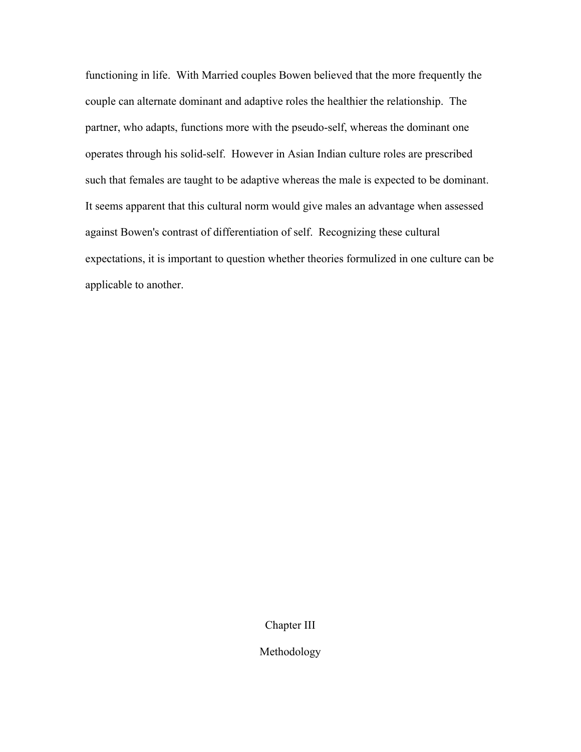functioning in life. With Married couples Bowen believed that the more frequently the couple can alternate dominant and adaptive roles the healthier the relationship. The partner, who adapts, functions more with the pseudo-self, whereas the dominant one operates through his solid-self. However in Asian Indian culture roles are prescribed such that females are taught to be adaptive whereas the male is expected to be dominant. It seems apparent that this cultural norm would give males an advantage when assessed against Bowen's contrast of differentiation of self. Recognizing these cultural expectations, it is important to question whether theories formulized in one culture can be applicable to another.

# Chapter III

# Methodology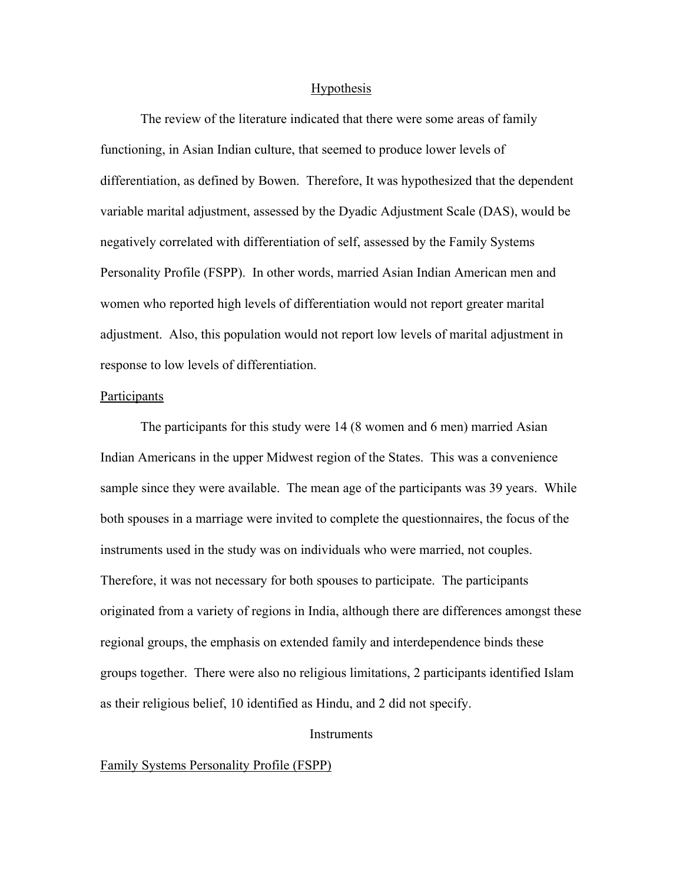## Hypothesis

The review of the literature indicated that there were some areas of family functioning, in Asian Indian culture, that seemed to produce lower levels of differentiation, as defined by Bowen. Therefore, It was hypothesized that the dependent variable marital adjustment, assessed by the Dyadic Adjustment Scale (DAS), would be negatively correlated with differentiation of self, assessed by the Family Systems Personality Profile (FSPP). In other words, married Asian Indian American men and women who reported high levels of differentiation would not report greater marital adjustment. Also, this population would not report low levels of marital adjustment in response to low levels of differentiation.

## Participants

The participants for this study were 14 (8 women and 6 men) married Asian Indian Americans in the upper Midwest region of the States. This was a convenience sample since they were available. The mean age of the participants was 39 years. While both spouses in a marriage were invited to complete the questionnaires, the focus of the instruments used in the study was on individuals who were married, not couples. Therefore, it was not necessary for both spouses to participate. The participants originated from a variety of regions in India, although there are differences amongst these regional groups, the emphasis on extended family and interdependence binds these groups together. There were also no religious limitations, 2 participants identified Islam as their religious belief, 10 identified as Hindu, and 2 did not specify.

## Instruments

### Family Systems Personality Profile (FSPP)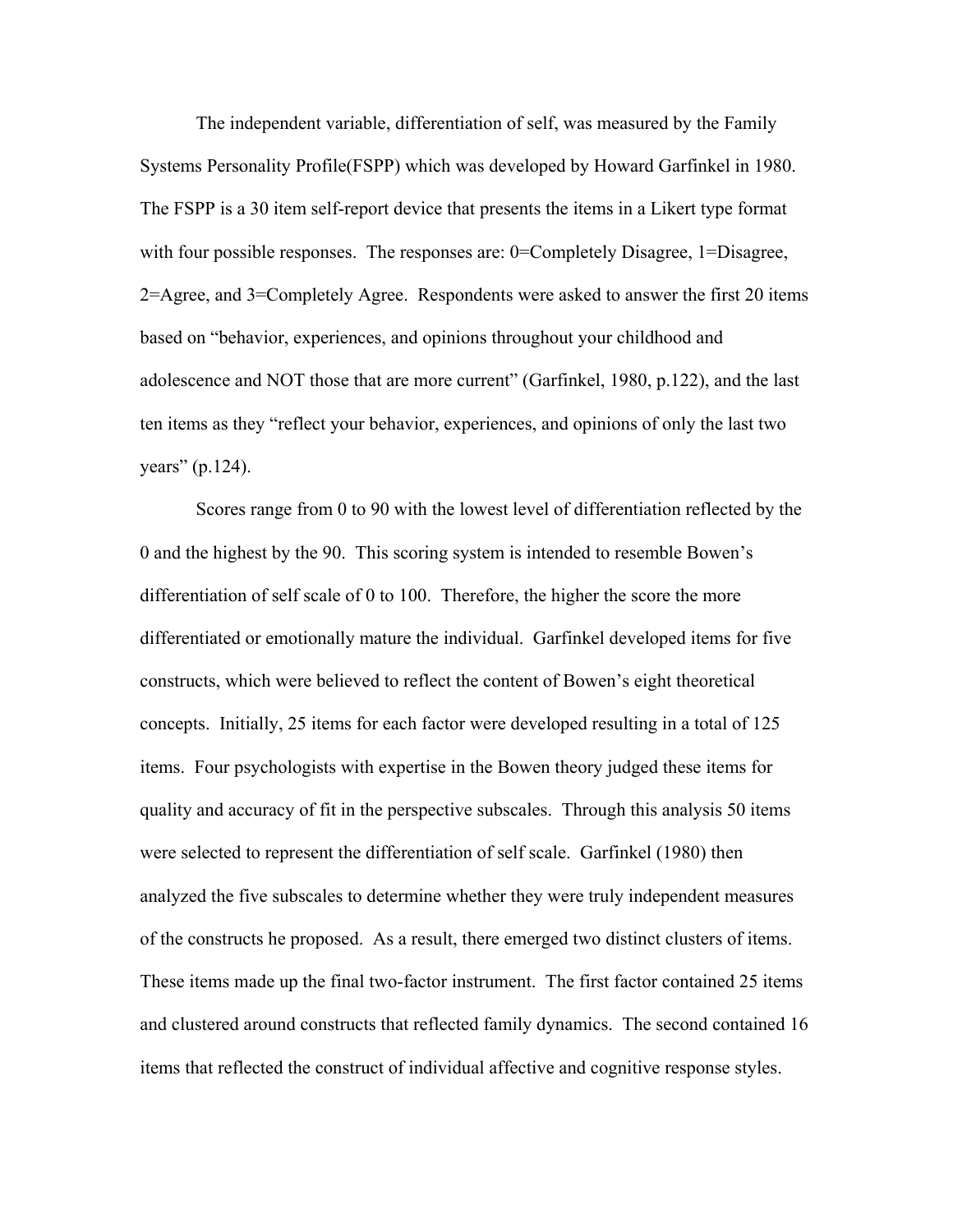The independent variable, differentiation of self, was measured by the Family Systems Personality Profile(FSPP) which was developed by Howard Garfinkel in 1980. The FSPP is a 30 item self-report device that presents the items in a Likert type format with four possible responses. The responses are: 0=Completely Disagree, 1=Disagree, 2=Agree, and 3=Completely Agree. Respondents were asked to answer the first 20 items based on "behavior, experiences, and opinions throughout your childhood and adolescence and NOT those that are more current" (Garfinkel, 1980, p.122), and the last ten items as they "reflect your behavior, experiences, and opinions of only the last two years" (p.124).

Scores range from 0 to 90 with the lowest level of differentiation reflected by the 0 and the highest by the 90. This scoring system is intended to resemble Bowen's differentiation of self scale of 0 to 100. Therefore, the higher the score the more differentiated or emotionally mature the individual. Garfinkel developed items for five constructs, which were believed to reflect the content of Bowen's eight theoretical concepts. Initially, 25 items for each factor were developed resulting in a total of 125 items. Four psychologists with expertise in the Bowen theory judged these items for quality and accuracy of fit in the perspective subscales. Through this analysis 50 items were selected to represent the differentiation of self scale. Garfinkel (1980) then analyzed the five subscales to determine whether they were truly independent measures of the constructs he proposed. As a result, there emerged two distinct clusters of items. These items made up the final two-factor instrument. The first factor contained 25 items and clustered around constructs that reflected family dynamics. The second contained 16 items that reflected the construct of individual affective and cognitive response styles.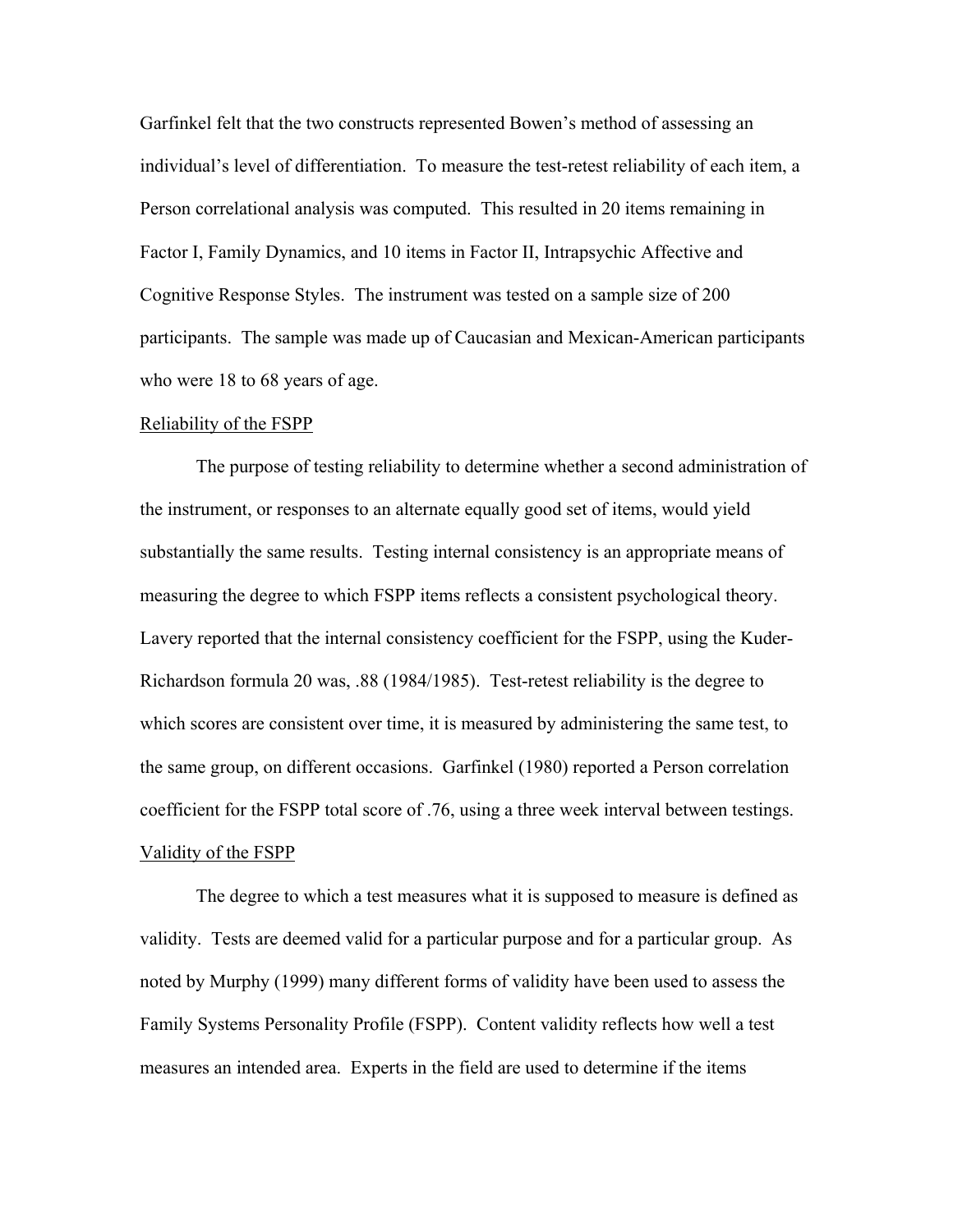Garfinkel felt that the two constructs represented Bowen's method of assessing an individual's level of differentiation. To measure the test-retest reliability of each item, a Person correlational analysis was computed. This resulted in 20 items remaining in Factor I, Family Dynamics, and 10 items in Factor II, Intrapsychic Affective and Cognitive Response Styles. The instrument was tested on a sample size of 200 participants. The sample was made up of Caucasian and Mexican-American participants who were 18 to 68 years of age.

<u>Reliability of the FSPP</u>

The purpose of testing reliability to determine whether a second administration of the instrument, or responses to an alternate equally good set of items, would yield substantially the same results. Testing internal consistency is an appropriate means of measuring the degree to which FSPP items reflects a consistent psychological theory. Lavery reported that the internal consistency coefficient for the FSPP, using the Kuder-Richardson formula 20 was, .88 (1984/1985). Test-retest reliability is the degree to which scores are consistent over time, it is measured by administering the same test, to the same group, on different occasions. Garfinkel (1980) reported a Person correlation coefficient for the FSPP total score of .76, using a three week interval between testings.

<u>Validity of the FSPP</u>

The degree to which a test measures what it is supposed to measure is defined as validity. Tests are deemed valid for a particular purpose and for a particular group. As noted by Murphy (1999) many different forms of validity have been used to assess the Family Systems Personality Profile (FSPP). Content validity reflects how well a test measures an intended area. Experts in the field are used to determine if the items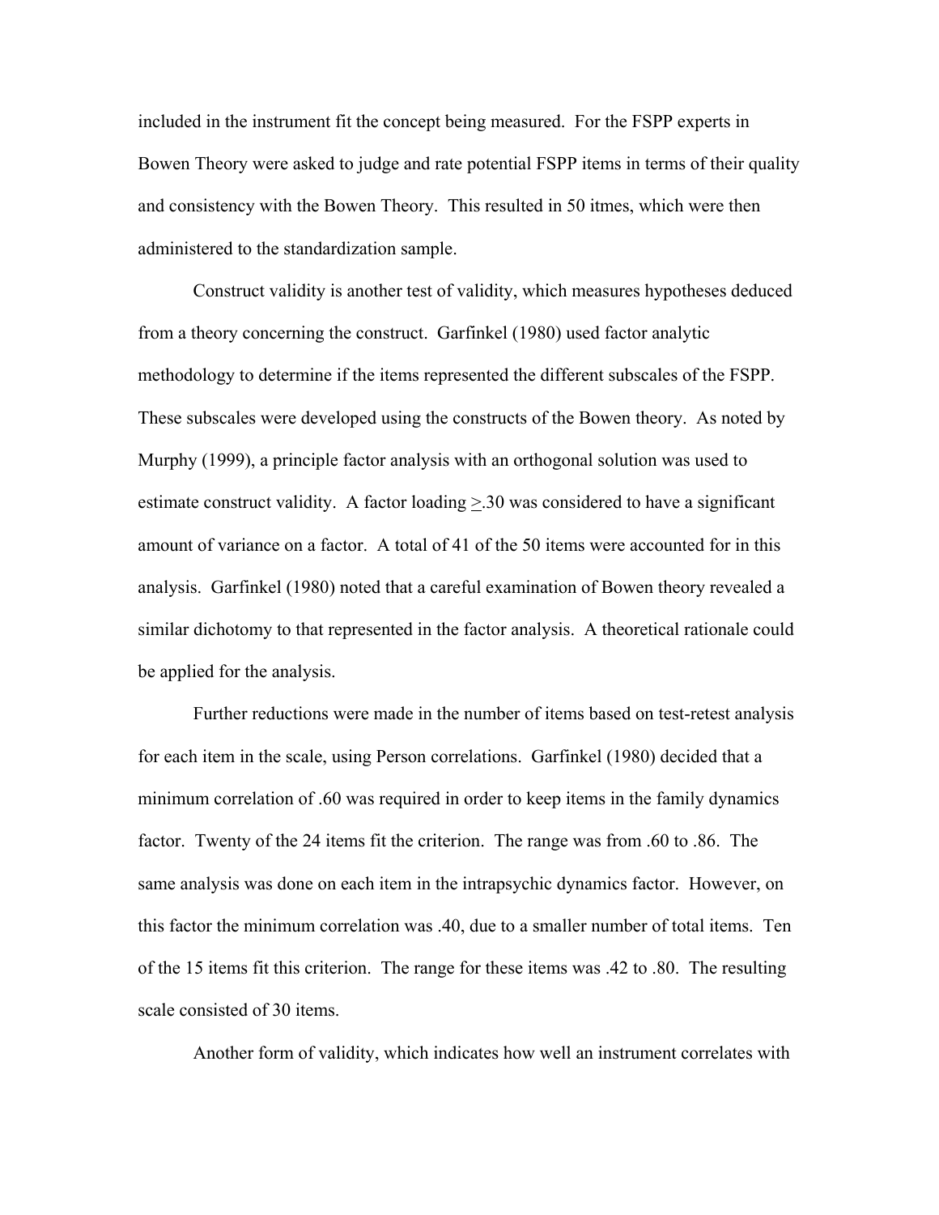included in the instrument fit the concept being measured. For the FSPP experts in Bowen Theory were asked to judge and rate potential FSPP items in terms of their quality and consistency with the Bowen Theory. This resulted in 50 itmes, which were then administered to the standardization sample.

Construct validity is another test of validity, which measures hypotheses deduced from a theory concerning the construct. Garfinkel (1980) used factor analytic methodology to determine if the items represented the different subscales of the FSPP. These subscales were developed using the constructs of the Bowen theory. As noted by Murphy (1999), a principle factor analysis with an orthogonal solution was used to estimate construct validity. A factor loading $\geq$.30 was considered to have a significant amount of variance on a factor. A total of 41 of the 50 items were accounted for in this analysis. Garfinkel (1980) noted that a careful examination of Bowen theory revealed a similar dichotomy to that represented in the factor analysis. A theoretical rationale could be applied for the analysis.

Further reductions were made in the number of items based on test-retest analysis for each item in the scale, using Person correlations. Garfinkel (1980) decided that a minimum correlation of .60 was required in order to keep items in the family dynamics factor. Twenty of the 24 items fit the criterion. The range was from .60 to .86. The same analysis was done on each item in the intrapsychic dynamics factor. However, on this factor the minimum correlation was .40, due to a smaller number of total items. Ten of the 15 items fit this criterion. The range for these items was .42 to .80. The resulting scale consisted of 30 items.

Another form of validity, which indicates how well an instrument correlates with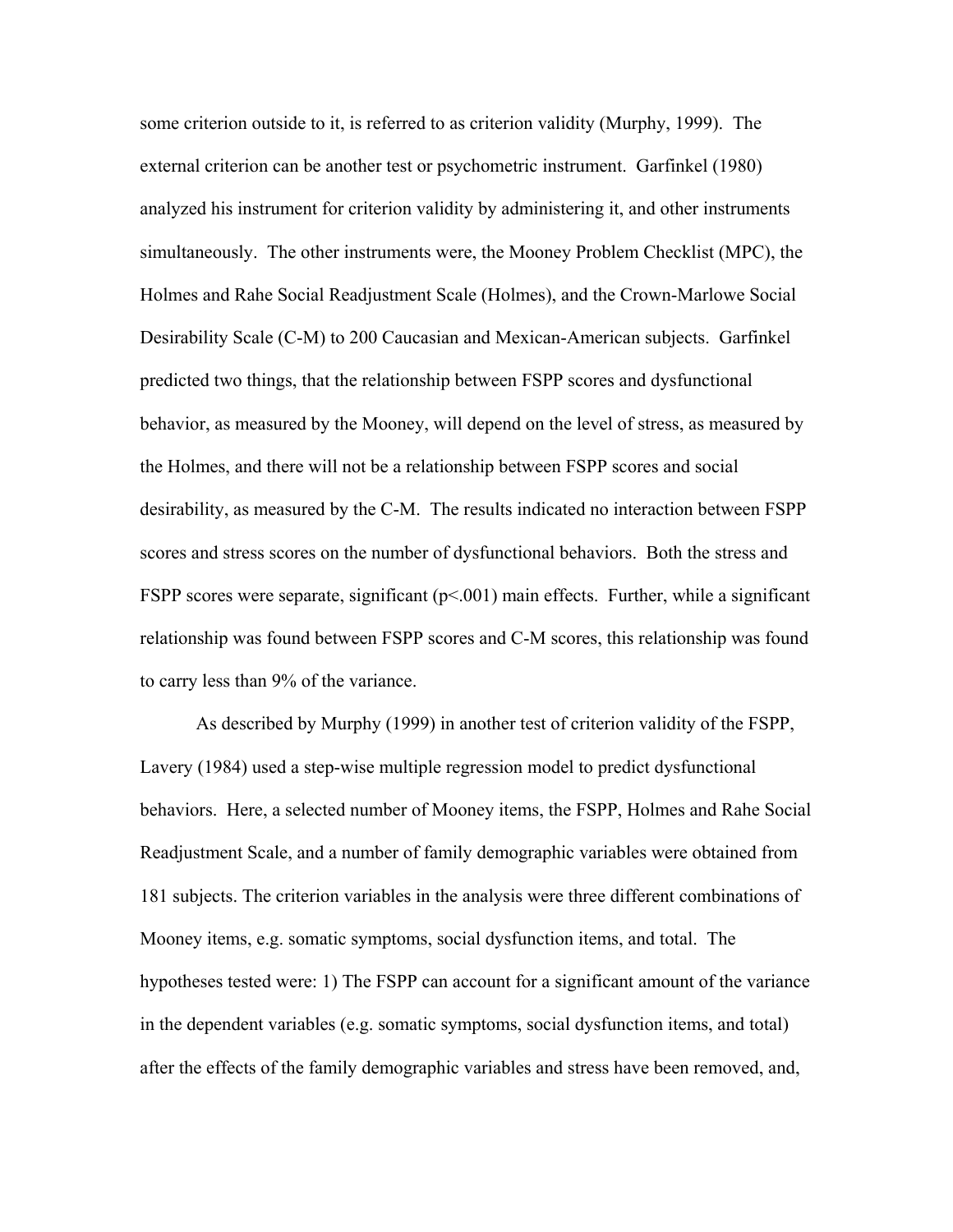some criterion outside to it, is referred to as criterion validity (Murphy, 1999). The external criterion can be another test or psychometric instrument. Garfinkel (1980) analyzed his instrument for criterion validity by administering it, and other instruments simultaneously. The other instruments were, the Mooney Problem Checklist (MPC), the Holmes and Rahe Social Readjustment Scale (Holmes), and the Crown-Marlowe Social Desirability Scale (C-M) to 200 Caucasian and Mexican-American subjects. Garfinkel predicted two things, that the relationship between FSPP scores and dysfunctional behavior, as measured by the Mooney, will depend on the level of stress, as measured by the Holmes, and there will not be a relationship between FSPP scores and social desirability, as measured by the C-M. The results indicated no interaction between FSPP scores and stress scores on the number of dysfunctional behaviors. Both the stress and FSPP scores were separate, significant ($p<.001$) main effects. Further, while a significant relationship was found between FSPP scores and C-M scores, this relationship was found to carry less than 9% of the variance.

As described by Murphy (1999) in another test of criterion validity of the FSPP, Lavery (1984) used a step-wise multiple regression model to predict dysfunctional behaviors. Here, a selected number of Mooney items, the FSPP, Holmes and Rahe Social Readjustment Scale, and a number of family demographic variables were obtained from 181 subjects. The criterion variables in the analysis were three different combinations of Mooney items, e.g. somatic symptoms, social dysfunction items, and total. The hypotheses tested were: 1) The FSPP can account for a significant amount of the variance in the dependent variables (e.g. somatic symptoms, social dysfunction items, and total) after the effects of the family demographic variables and stress have been removed, and,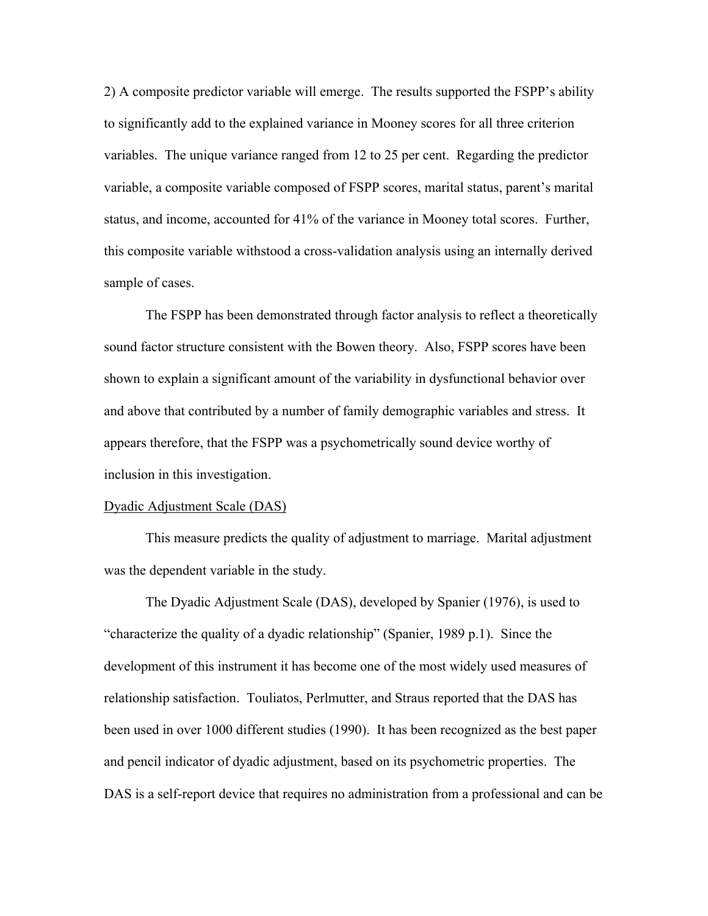2) A composite predictor variable will emerge. The results supported the FSPP's ability to significantly add to the explained variance in Mooney scores for all three criterion variables. The unique variance ranged from 12 to 25 per cent. Regarding the predictor variable, a composite variable composed of FSPP scores, marital status, parent's marital status, and income, accounted for 41% of the variance in Mooney total scores. Further, this composite variable withstood a cross-validation analysis using an internally derived sample of cases.

The FSPP has been demonstrated through factor analysis to reflect a theoretically sound factor structure consistent with the Bowen theory. Also, FSPP scores have been shown to explain a significant amount of the variability in dysfunctional behavior over and above that contributed by a number of family demographic variables and stress. It appears therefore, that the FSPP was a psychometrically sound device worthy of inclusion in this investigation.

<u>Dyadic Adjustment Scale (DAS)</u>

This measure predicts the quality of adjustment to marriage. Marital adjustment was the dependent variable in the study.

The Dyadic Adjustment Scale (DAS), developed by Spanier (1976), is used to "characterize the quality of a dyadic relationship" (Spanier, 1989 p.1). Since the development of this instrument it has become one of the most widely used measures of relationship satisfaction. Touliatos, Perlmutter, and Straus reported that the DAS has been used in over 1000 different studies (1990). It has been recognized as the best paper and pencil indicator of dyadic adjustment, based on its psychometric properties. The DAS is a self-report device that requires no administration from a professional and can be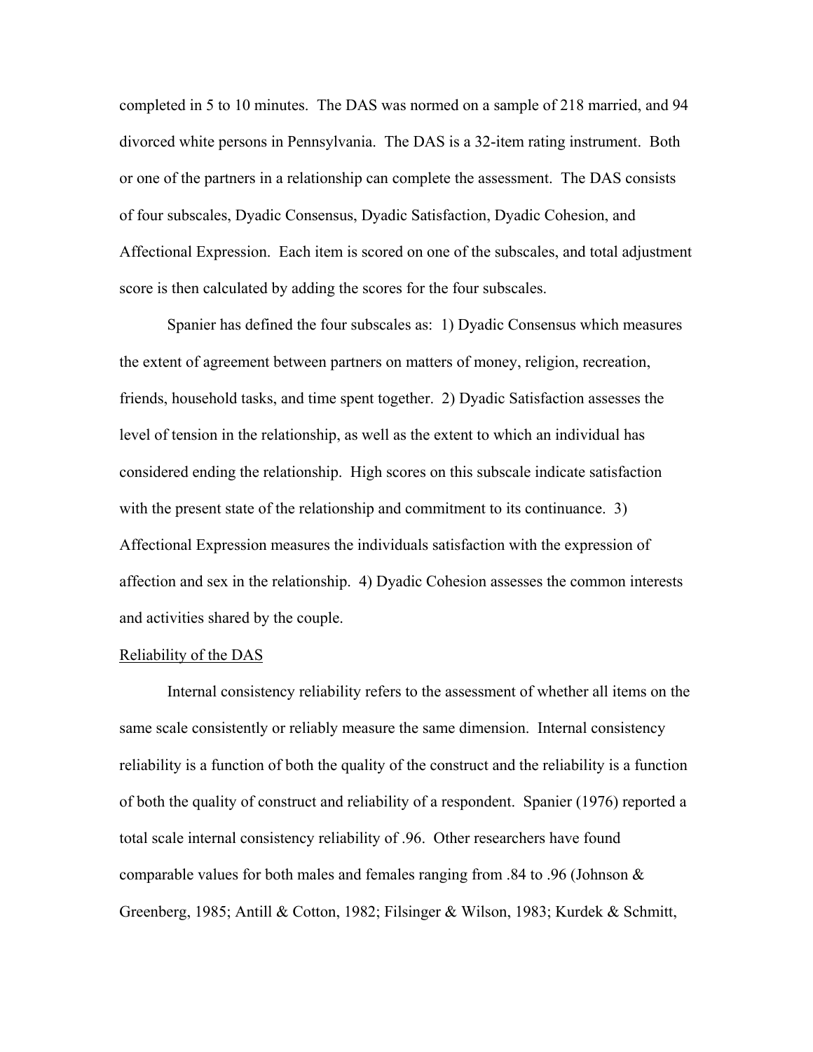completed in 5 to 10 minutes. The DAS was normed on a sample of 218 married, and 94 divorced white persons in Pennsylvania. The DAS is a 32-item rating instrument. Both or one of the partners in a relationship can complete the assessment. The DAS consists of four subscales, Dyadic Consensus, Dyadic Satisfaction, Dyadic Cohesion, and Affectional Expression. Each item is scored on one of the subscales, and total adjustment score is then calculated by adding the scores for the four subscales.

Spanier has defined the four subscales as: 1) Dyadic Consensus which measures the extent of agreement between partners on matters of money, religion, recreation, friends, household tasks, and time spent together. 2) Dyadic Satisfaction assesses the level of tension in the relationship, as well as the extent to which an individual has considered ending the relationship. High scores on this subscale indicate satisfaction with the present state of the relationship and commitment to its continuance. 3) Affectional Expression measures the individuals satisfaction with the expression of affection and sex in the relationship. 4) Dyadic Cohesion assesses the common interests and activities shared by the couple.

<u>Reliability of the DAS</u>

Internal consistency reliability refers to the assessment of whether all items on the same scale consistently or reliably measure the same dimension. Internal consistency reliability is a function of both the quality of the construct and the reliability is a function of both the quality of construct and reliability of a respondent. Spanier (1976) reported a total scale internal consistency reliability of .96. Other researchers have found comparable values for both males and females ranging from .84 to .96 (Johnson & Greenberg, 1985; Antill & Cotton, 1982; Filsinger & Wilson, 1983; Kurdek & Schmitt,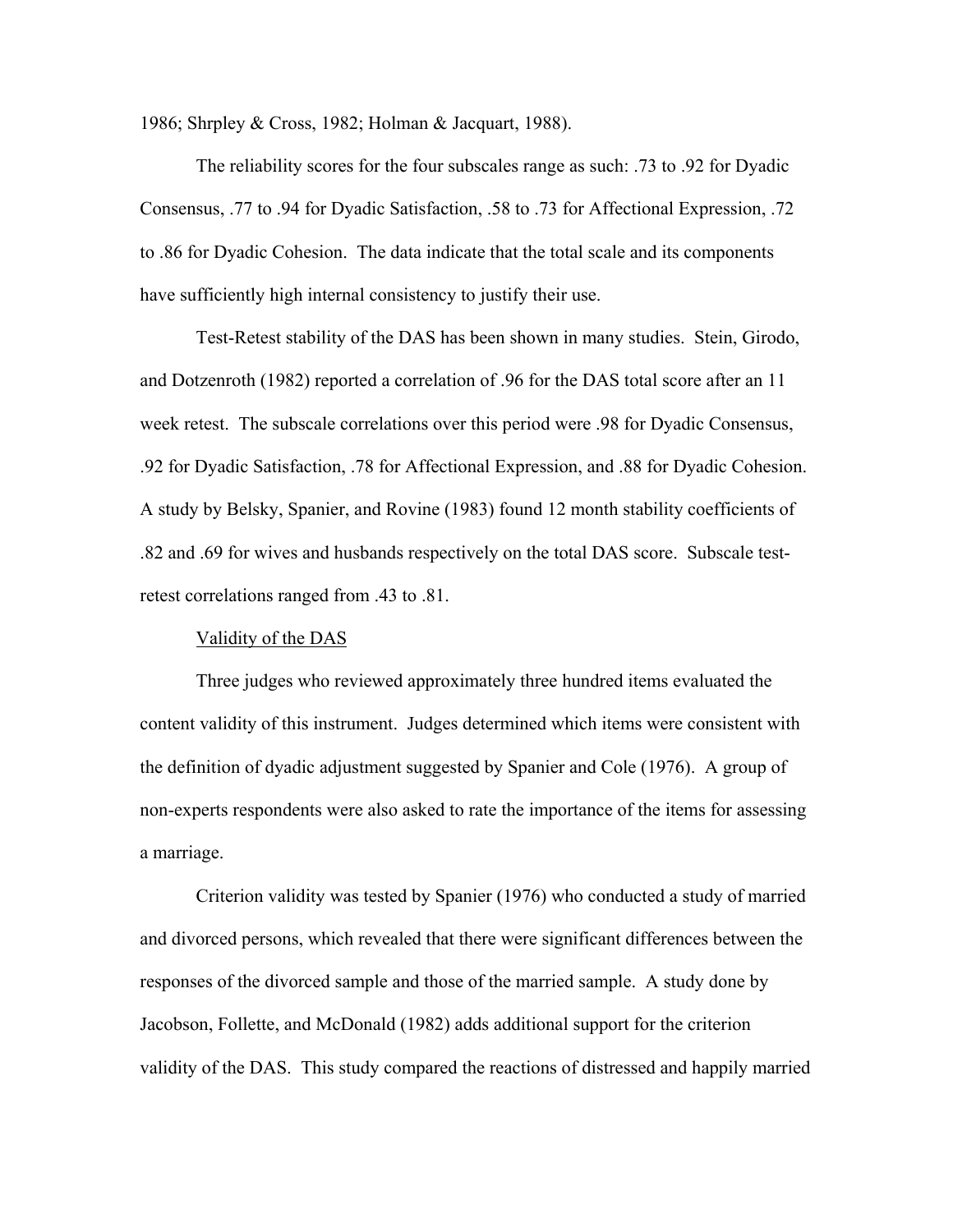1986; Shrpley & Cross, 1982; Holman & Jacquart, 1988).

The reliability scores for the four subscales range as such: .73 to .92 for Dyadic Consensus, .77 to .94 for Dyadic Satisfaction, .58 to .73 for Affectional Expression, .72 to .86 for Dyadic Cohesion. The data indicate that the total scale and its components have sufficiently high internal consistency to justify their use.

Test-Retest stability of the DAS has been shown in many studies. Stein, Girodo, and Dotzenroth (1982) reported a correlation of .96 for the DAS total score after an 11 week retest. The subscale correlations over this period were .98 for Dyadic Consensus, .92 for Dyadic Satisfaction, .78 for Affectional Expression, and .88 for Dyadic Cohesion. A study by Belsky, Spanier, and Rovine (1983) found 12 month stability coefficients of .82 and .69 for wives and husbands respectively on the total DAS score. Subscale test-retest correlations ranged from .43 to .81.

Validity of the DAS

Three judges who reviewed approximately three hundred items evaluated the content validity of this instrument. Judges determined which items were consistent with the definition of dyadic adjustment suggested by Spanier and Cole (1976). A group of non-experts respondents were also asked to rate the importance of the items for assessing a marriage.

Criterion validity was tested by Spanier (1976) who conducted a study of married and divorced persons, which revealed that there were significant differences between the responses of the divorced sample and those of the married sample. A study done by Jacobson, Follette, and McDonald (1982) adds additional support for the criterion validity of the DAS. This study compared the reactions of distressed and happily married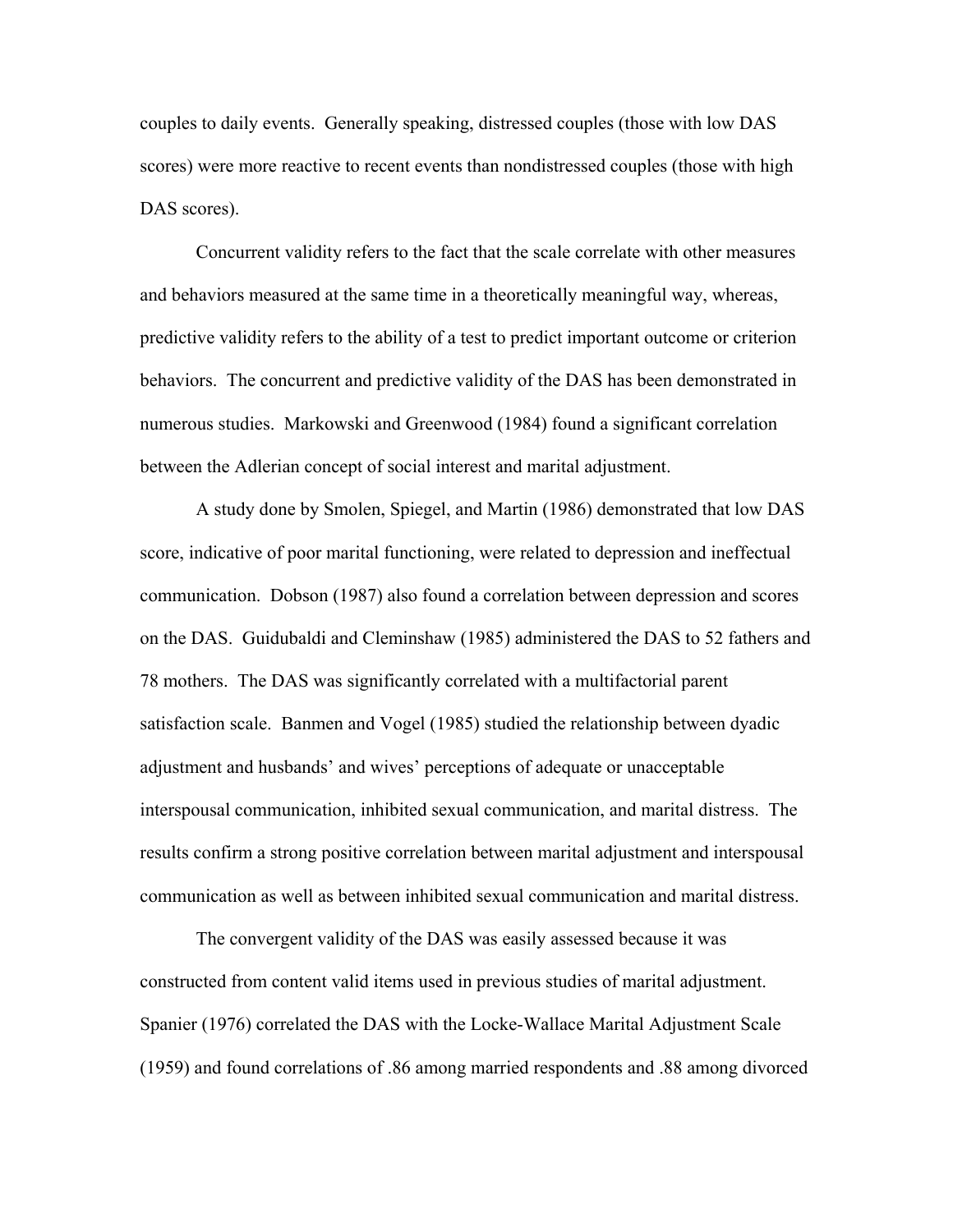couples to daily events. Generally speaking, distressed couples (those with low DAS scores) were more reactive to recent events than nondistressed couples (those with high DAS scores).

Concurrent validity refers to the fact that the scale correlate with other measures and behaviors measured at the same time in a theoretically meaningful way, whereas, predictive validity refers to the ability of a test to predict important outcome or criterion behaviors. The concurrent and predictive validity of the DAS has been demonstrated in numerous studies. Markowski and Greenwood (1984) found a significant correlation between the Adlerian concept of social interest and marital adjustment.

A study done by Smolen, Spiegel, and Martin (1986) demonstrated that low DAS score, indicative of poor marital functioning, were related to depression and ineffectual communication. Dobson (1987) also found a correlation between depression and scores on the DAS. Guidubaldi and Cleminshaw (1985) administered the DAS to 52 fathers and 78 mothers. The DAS was significantly correlated with a multifactorial parent satisfaction scale. Banmen and Vogel (1985) studied the relationship between dyadic adjustment and husbands' and wives' perceptions of adequate or unacceptable interspousal communication, inhibited sexual communication, and marital distress. The results confirm a strong positive correlation between marital adjustment and interspousal communication as well as between inhibited sexual communication and marital distress.

The convergent validity of the DAS was easily assessed because it was constructed from content valid items used in previous studies of marital adjustment. Spanier (1976) correlated the DAS with the Locke-Wallace Marital Adjustment Scale (1959) and found correlations of .86 among married respondents and .88 among divorced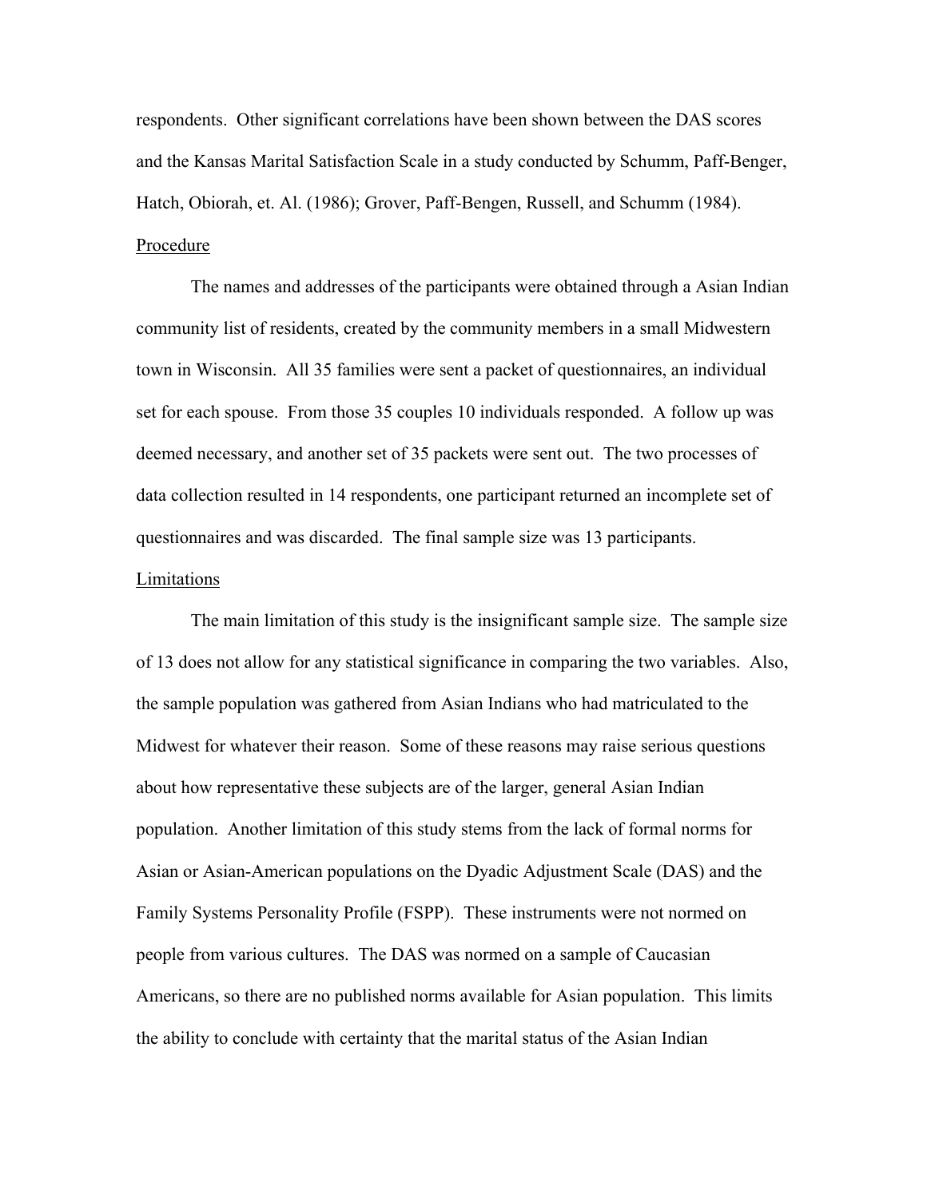respondents. Other significant correlations have been shown between the DAS scores and the Kansas Marital Satisfaction Scale in a study conducted by Schumm, Paff-Benger, Hatch, Obiorah, et. Al. (1986); Grover, Paff-Bengen, Russell, and Schumm (1984).

<u>Procedure</u>

The names and addresses of the participants were obtained through a Asian Indian community list of residents, created by the community members in a small Midwestern town in Wisconsin. All 35 families were sent a packet of questionnaires, an individual set for each spouse. From those 35 couples 10 individuals responded. A follow up was deemed necessary, and another set of 35 packets were sent out. The two processes of data collection resulted in 14 respondents, one participant returned an incomplete set of questionnaires and was discarded. The final sample size was 13 participants.

<u>Limitations</u>

The main limitation of this study is the insignificant sample size. The sample size of 13 does not allow for any statistical significance in comparing the two variables. Also, the sample population was gathered from Asian Indians who had matriculated to the Midwest for whatever their reason. Some of these reasons may raise serious questions about how representative these subjects are of the larger, general Asian Indian population. Another limitation of this study stems from the lack of formal norms for Asian or Asian-American populations on the Dyadic Adjustment Scale (DAS) and the Family Systems Personality Profile (FSPP). These instruments were not normed on people from various cultures. The DAS was normed on a sample of Caucasian Americans, so there are no published norms available for Asian population. This limits the ability to conclude with certainty that the marital status of the Asian Indian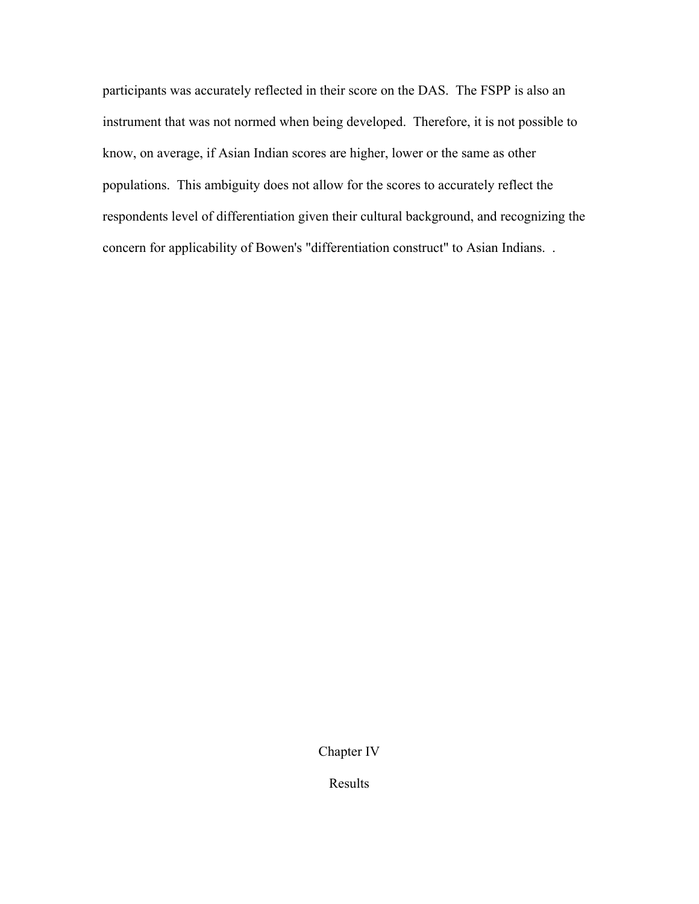participants was accurately reflected in their score on the DAS. The FSPP is also an instrument that was not normed when being developed. Therefore, it is not possible to know, on average, if Asian Indian scores are higher, lower or the same as other populations. This ambiguity does not allow for the scores to accurately reflect the respondents level of differentiation given their cultural background, and recognizing the concern for applicability of Bowen's "differentiation construct" to Asian Indians. .

# Chapter IV

## Results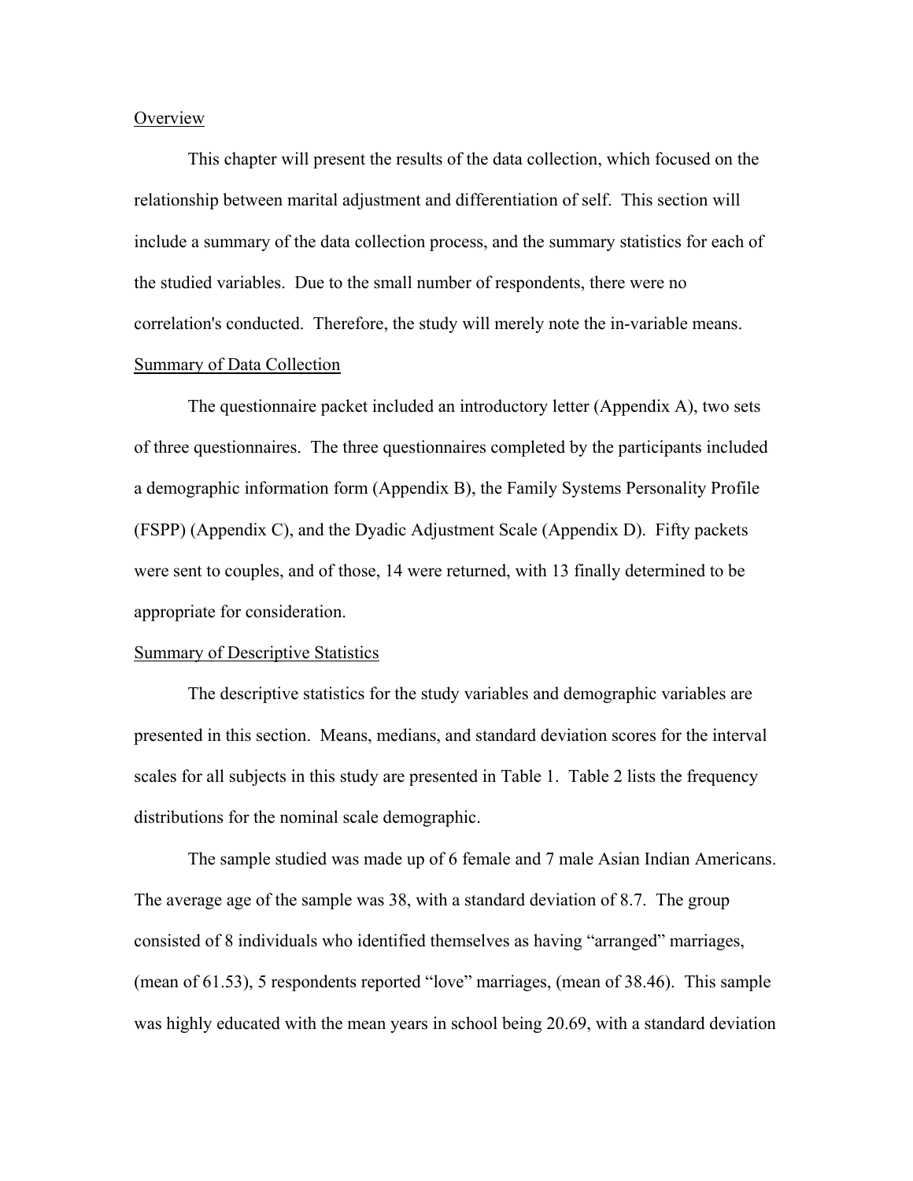Overview

This chapter will present the results of the data collection, which focused on the relationship between marital adjustment and differentiation of self. This section will include a summary of the data collection process, and the summary statistics for each of the studied variables. Due to the small number of respondents, there were no correlation's conducted. Therefore, the study will merely note the in-variable means.

Summary of Data Collection

The questionnaire packet included an introductory letter (Appendix A), two sets of three questionnaires. The three questionnaires completed by the participants included a demographic information form (Appendix B), the Family Systems Personality Profile (FSPP) (Appendix C), and the Dyadic Adjustment Scale (Appendix D). Fifty packets were sent to couples, and of those, 14 were returned, with 13 finally determined to be appropriate for consideration.

Summary of Descriptive Statistics

The descriptive statistics for the study variables and demographic variables are presented in this section. Means, medians, and standard deviation scores for the interval scales for all subjects in this study are presented in Table 1. Table 2 lists the frequency distributions for the nominal scale demographic.

The sample studied was made up of 6 female and 7 male Asian Indian Americans. The average age of the sample was 38, with a standard deviation of 8.7. The group consisted of 8 individuals who identified themselves as having "arranged" marriages, (mean of 61.53), 5 respondents reported "love" marriages, (mean of 38.46). This sample was highly educated with the mean years in school being 20.69, with a standard deviation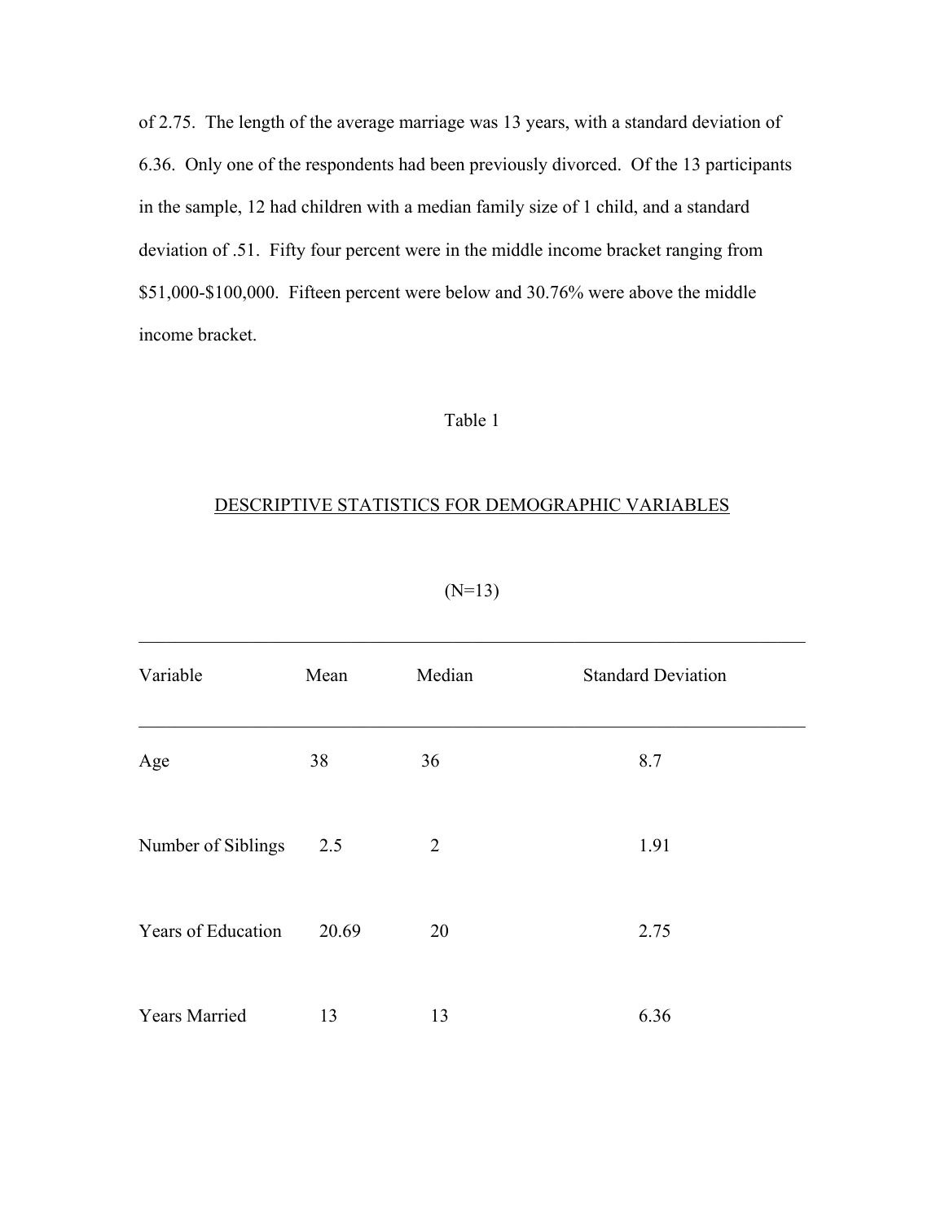of 2.75. The length of the average marriage was 13 years, with a standard deviation of 6.36. Only one of the respondents had been previously divorced. Of the 13 participants in the sample, 12 had children with a median family size of 1 child, and a standard deviation of .51. Fifty four percent were in the middle income bracket ranging from $51,000-$100,000. Fifteen percent were below and 30.76% were above the middle income bracket.

Table 1

DESCRIPTIVE STATISTICS FOR DEMOGRAPHIC VARIABLES

(N=13)

| Variable | Mean | Median | Standard Deviation |
|---|---|---|---|
| Age | 38 | 36 | 8.7 |
| Number of Siblings | 2.5 | 2 | 1.91 |
| Years of Education | 20.69 | 20 | 2.75 |
| Years Married | 13 | 13 | 6.36 |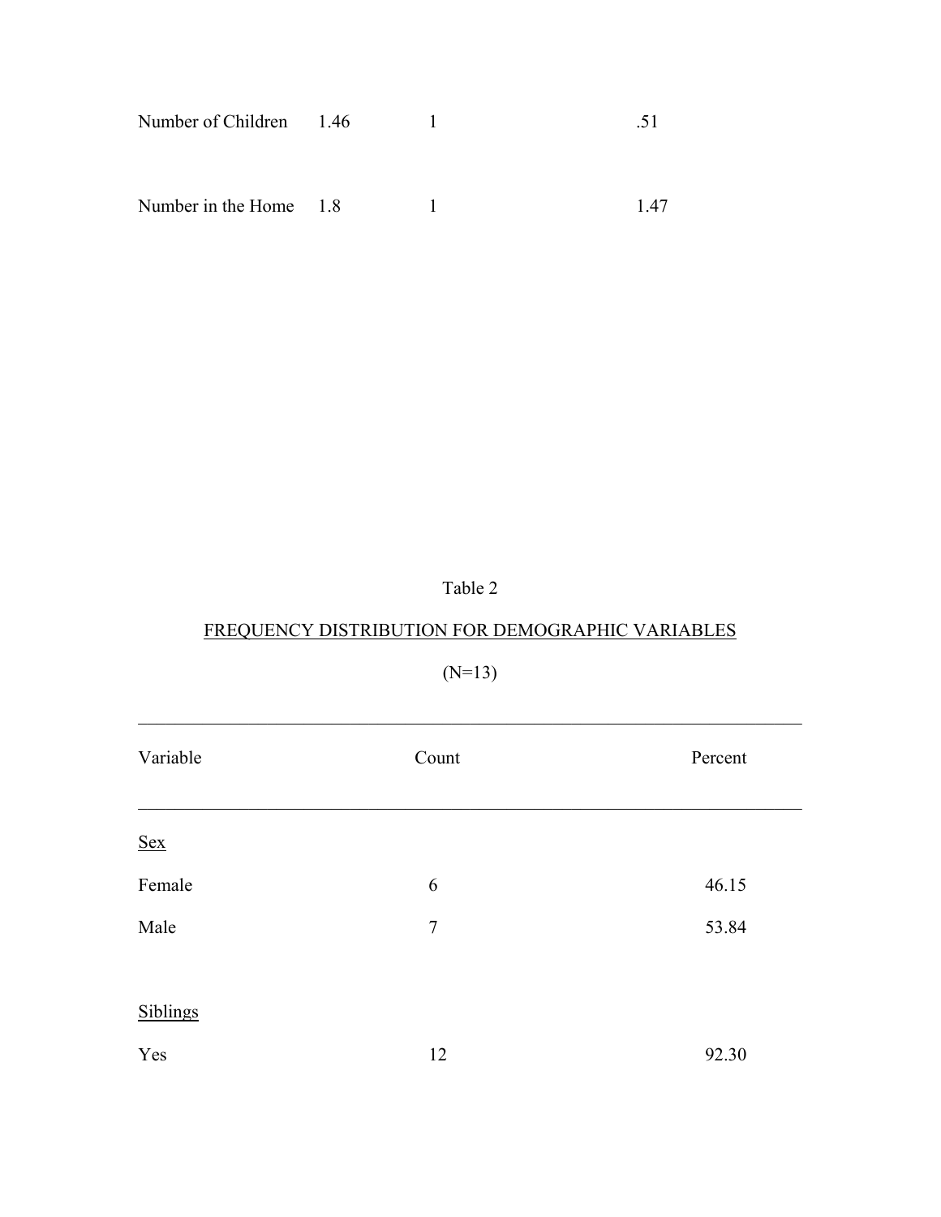| | | | |
|---|---|---|---|
| Number of Children | 1.46 | 1 | .51 |
| Number in the Home | 1.8 | 1 | 1.47 |

Table 2

FREQUENCY DISTRIBUTION FOR DEMOGRAPHIC VARIABLES

(N=13)

| Variable | Count | Percent |
|---|---|---|
| Sex | | |
| Female | 6 | 46.15 |
| Male | 7 | 53.84 |
| Siblings | | |
| Yes | 12 | 92.30 |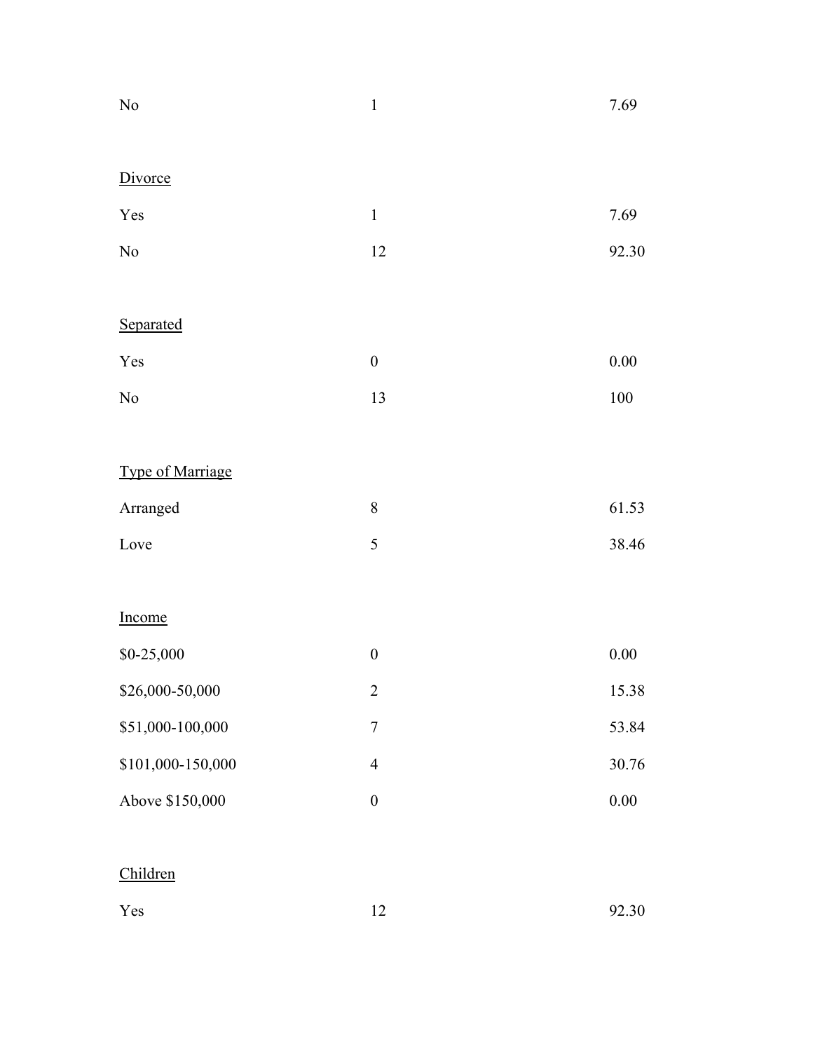| | | |
|---|---|---|
| No | 1 | 7.69 |
| | | |
| Divorce | | |
| Yes | 1 | 7.69 |
| No | 12 | 92.30 |
| | | |
| Separated | | |
| Yes | 0 | 0.00 |
| No | 13 | 100 |
| | | |
| Type of Marriage | | |
| Arranged | 8 | 61.53 |
| Love | 5 | 38.46 |
| | | |
| Income | | |
| $0-25,000 | 0 | 0.00 |
| $26,000-50,000 | 2 | 15.38 |
| $51,000-100,000 | 7 | 53.84 |
| $101,000-150,000 | 4 | 30.76 |
| Above $150,000 | 0 | 0.00 |
| | | |
| Children | | |
| Yes | 12 | 92.30 |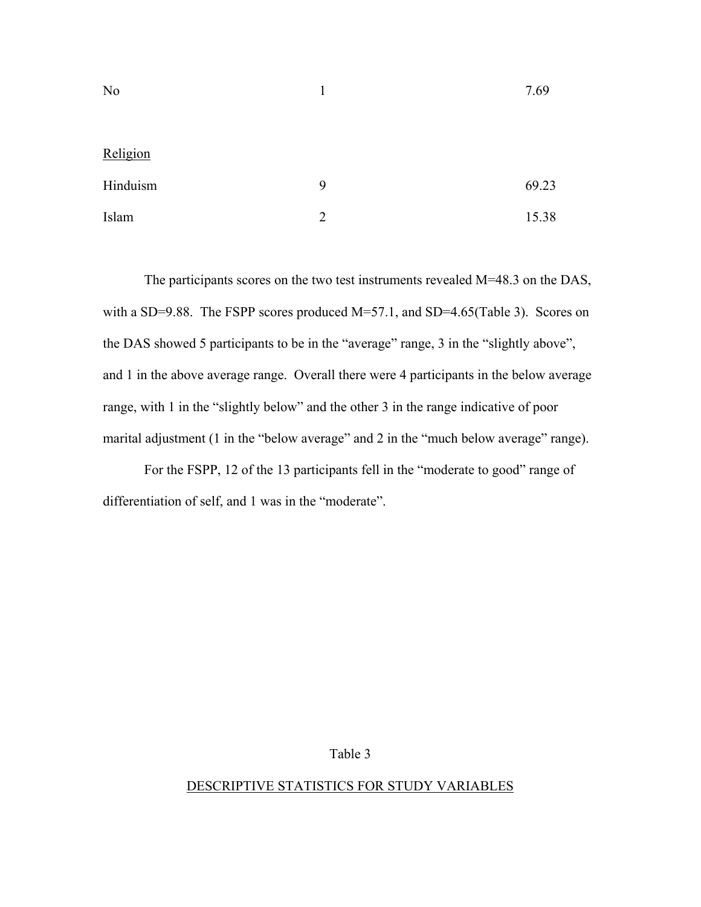| | | |
|---|---|---|
| No | 1 | 7.69 |
| <u>Religion</u> | | |
| Hinduism | 9 | 69.23 |
| Islam | 2 | 15.38 |

The participants scores on the two test instruments revealed M=48.3 on the DAS, with a SD=9.88. The FSPP scores produced M=57.1, and SD=4.65(Table 3). Scores on the DAS showed 5 participants to be in the "average" range, 3 in the "slightly above", and 1 in the above average range. Overall there were 4 participants in the below average range, with 1 in the "slightly below" and the other 3 in the range indicative of poor marital adjustment (1 in the "below average" and 2 in the "much below average" range).

For the FSPP, 12 of the 13 participants fell in the "moderate to good" range of differentiation of self, and 1 was in the "moderate".

Table 3

<u>DESCRIPTIVE STATISTICS FOR STUDY VARIABLES</u>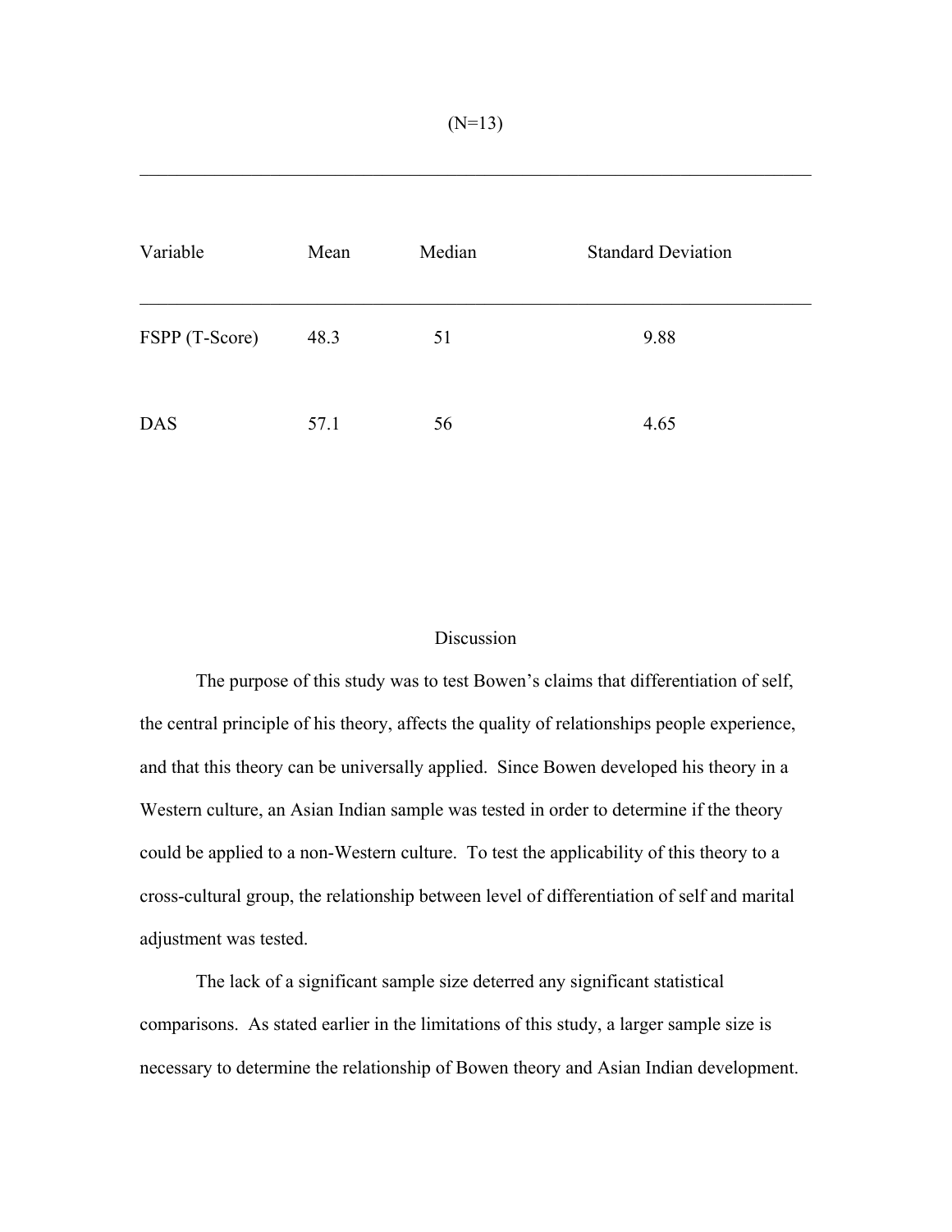(N=13)

| Variable | Mean | Median | Standard Deviation |
|---|---|---|---|
| FSPP (T-Score) | 48.3 | 51 | 9.88 |
| DAS | 57.1 | 56 | 4.65 |

## Discussion

The purpose of this study was to test Bowen's claims that differentiation of self, the central principle of his theory, affects the quality of relationships people experience, and that this theory can be universally applied. Since Bowen developed his theory in a Western culture, an Asian Indian sample was tested in order to determine if the theory could be applied to a non-Western culture. To test the applicability of this theory to a cross-cultural group, the relationship between level of differentiation of self and marital adjustment was tested.

The lack of a significant sample size deterred any significant statistical comparisons. As stated earlier in the limitations of this study, a larger sample size is necessary to determine the relationship of Bowen theory and Asian Indian development.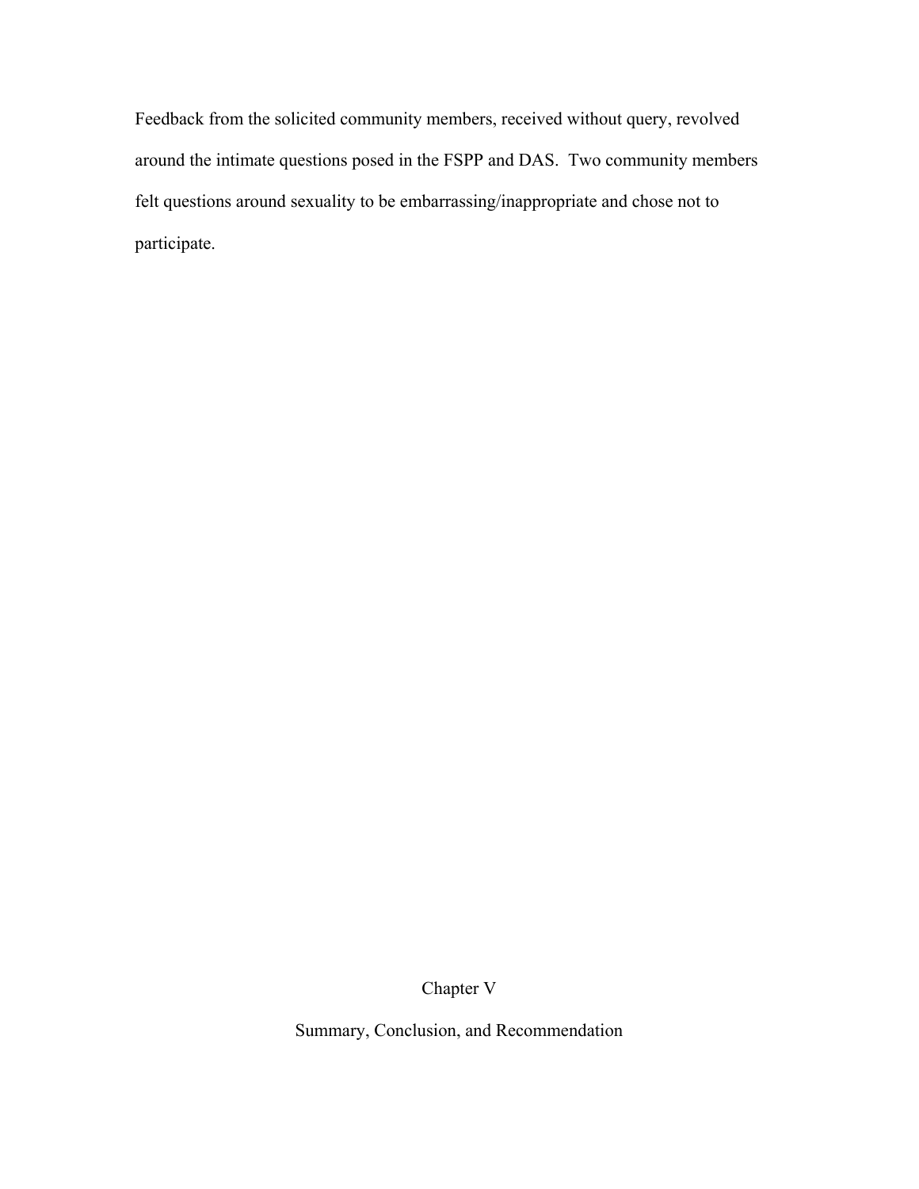Feedback from the solicited community members, received without query, revolved around the intimate questions posed in the FSPP and DAS. Two community members felt questions around sexuality to be embarrassing/inappropriate and chose not to participate.

# Chapter V

# Summary, Conclusion, and Recommendation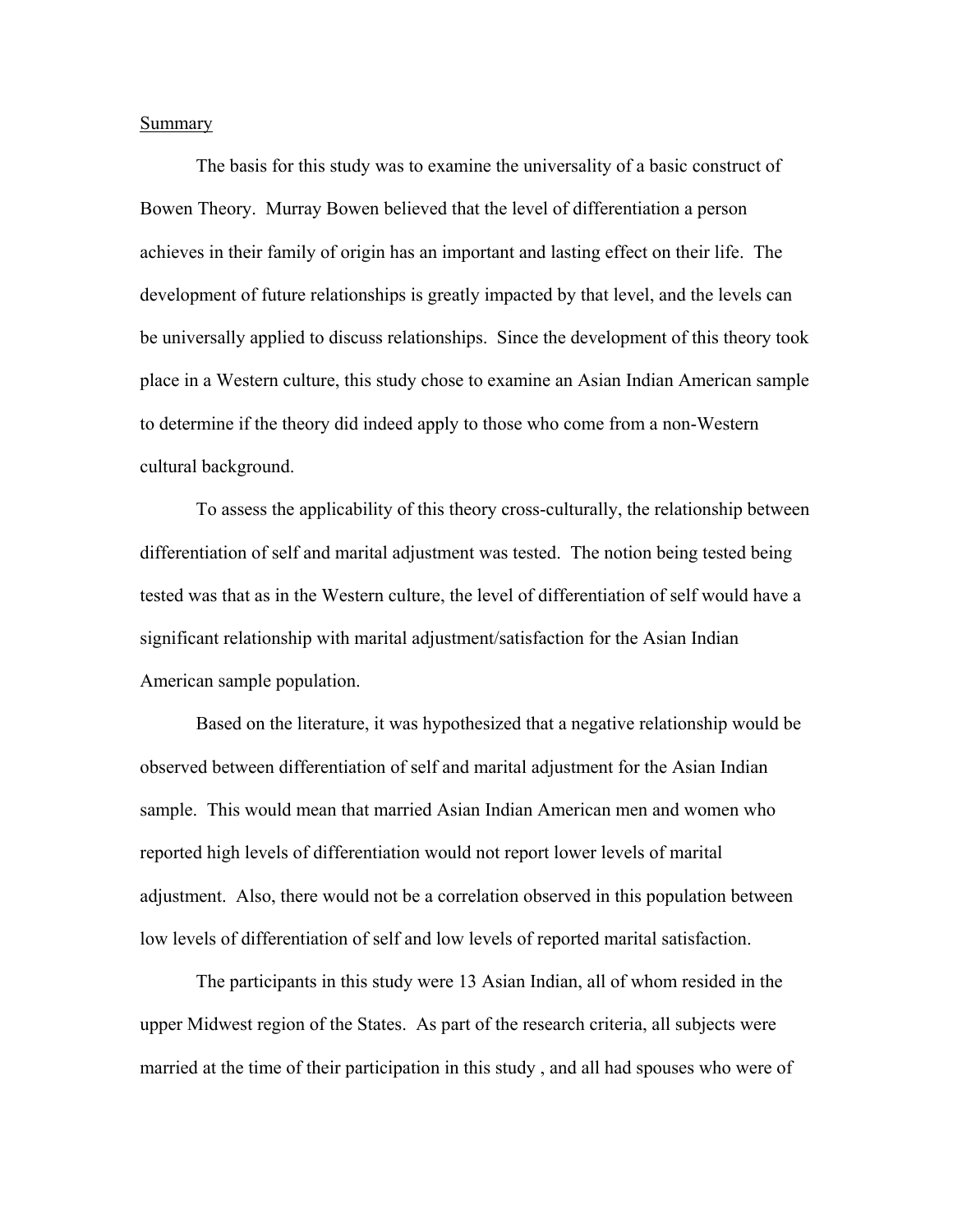Summary

The basis for this study was to examine the universality of a basic construct of Bowen Theory. Murray Bowen believed that the level of differentiation a person achieves in their family of origin has an important and lasting effect on their life. The development of future relationships is greatly impacted by that level, and the levels can be universally applied to discuss relationships. Since the development of this theory took place in a Western culture, this study chose to examine an Asian Indian American sample to determine if the theory did indeed apply to those who come from a non-Western cultural background.

To assess the applicability of this theory cross-culturally, the relationship between differentiation of self and marital adjustment was tested. The notion being tested being tested was that as in the Western culture, the level of differentiation of self would have a significant relationship with marital adjustment/satisfaction for the Asian Indian American sample population.

Based on the literature, it was hypothesized that a negative relationship would be observed between differentiation of self and marital adjustment for the Asian Indian sample. This would mean that married Asian Indian American men and women who reported high levels of differentiation would not report lower levels of marital adjustment. Also, there would not be a correlation observed in this population between low levels of differentiation of self and low levels of reported marital satisfaction.

The participants in this study were 13 Asian Indian, all of whom resided in the upper Midwest region of the States. As part of the research criteria, all subjects were married at the time of their participation in this study , and all had spouses who were of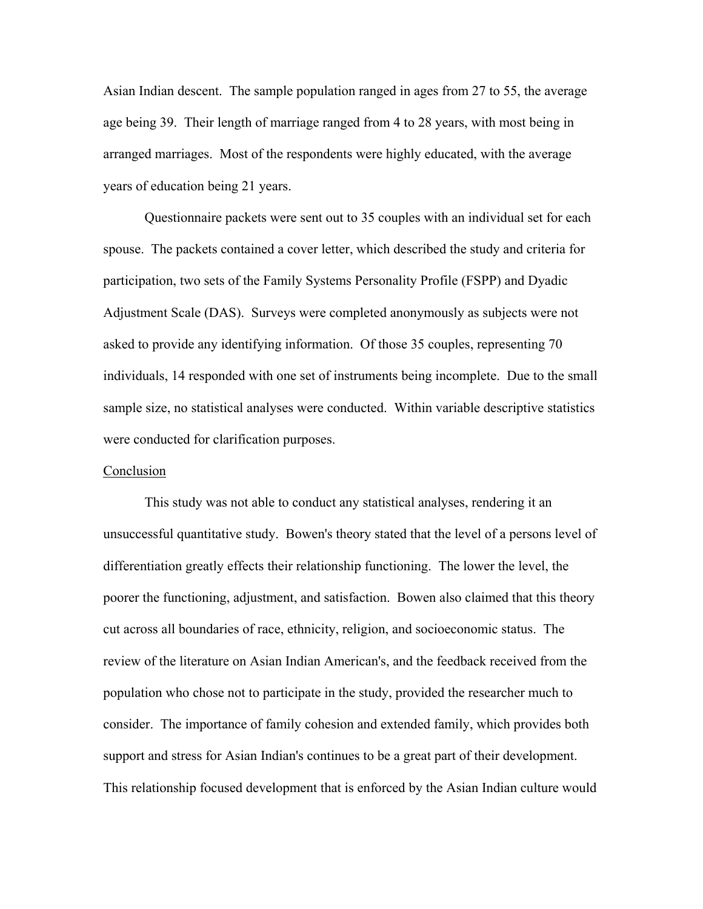Asian Indian descent. The sample population ranged in ages from 27 to 55, the average age being 39. Their length of marriage ranged from 4 to 28 years, with most being in arranged marriages. Most of the respondents were highly educated, with the average years of education being 21 years.

Questionnaire packets were sent out to 35 couples with an individual set for each spouse. The packets contained a cover letter, which described the study and criteria for participation, two sets of the Family Systems Personality Profile (FSPP) and Dyadic Adjustment Scale (DAS). Surveys were completed anonymously as subjects were not asked to provide any identifying information. Of those 35 couples, representing 70 individuals, 14 responded with one set of instruments being incomplete. Due to the small sample size, no statistical analyses were conducted. Within variable descriptive statistics were conducted for clarification purposes.

Conclusion

This study was not able to conduct any statistical analyses, rendering it an unsuccessful quantitative study. Bowen's theory stated that the level of a persons level of differentiation greatly effects their relationship functioning. The lower the level, the poorer the functioning, adjustment, and satisfaction. Bowen also claimed that this theory cut across all boundaries of race, ethnicity, religion, and socioeconomic status. The review of the literature on Asian Indian American's, and the feedback received from the population who chose not to participate in the study, provided the researcher much to consider. The importance of family cohesion and extended family, which provides both support and stress for Asian Indian's continues to be a great part of their development. This relationship focused development that is enforced by the Asian Indian culture would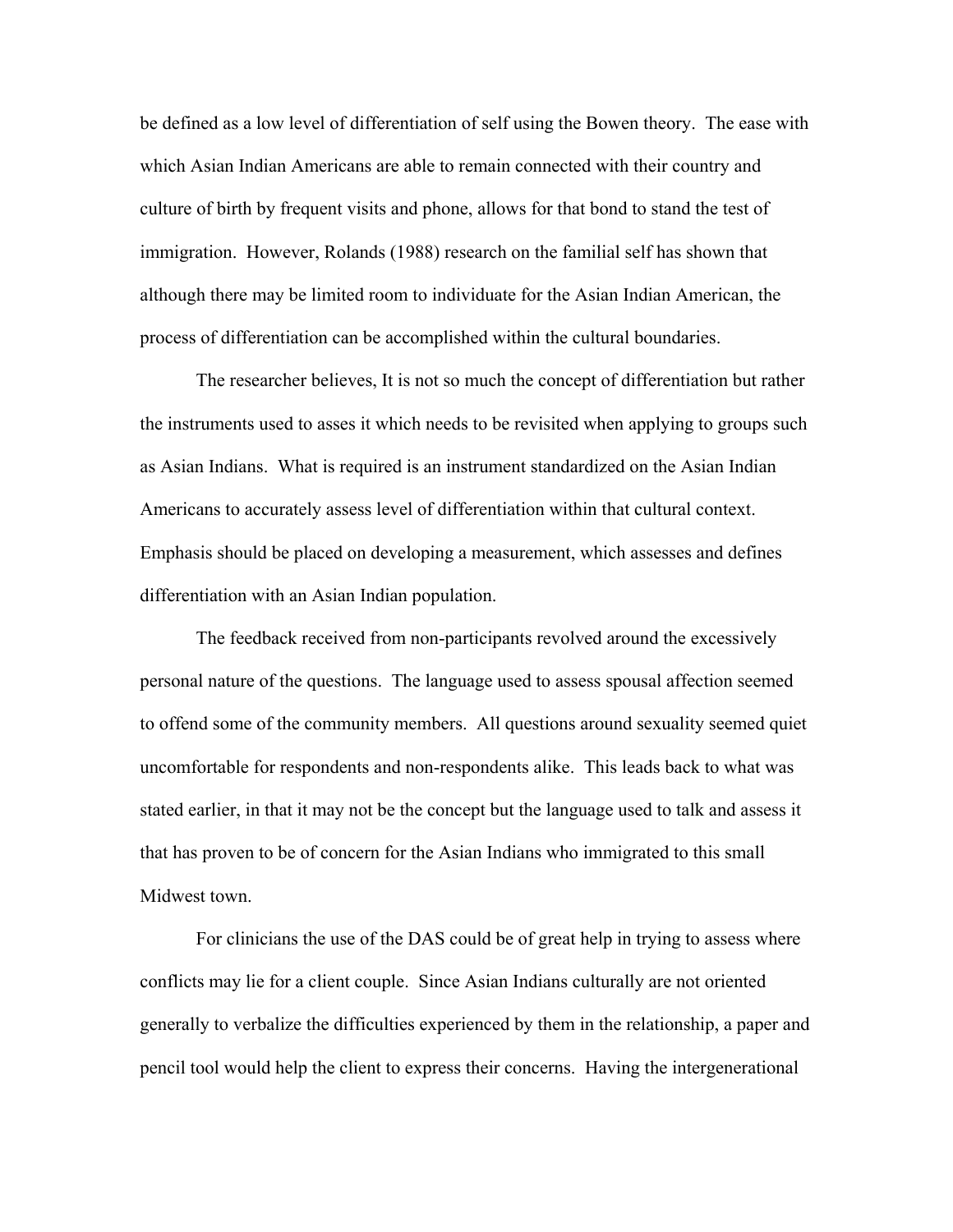be defined as a low level of differentiation of self using the Bowen theory. The ease with which Asian Indian Americans are able to remain connected with their country and culture of birth by frequent visits and phone, allows for that bond to stand the test of immigration. However, Rolands (1988) research on the familial self has shown that although there may be limited room to individuate for the Asian Indian American, the process of differentiation can be accomplished within the cultural boundaries.

The researcher believes, It is not so much the concept of differentiation but rather the instruments used to asses it which needs to be revisited when applying to groups such as Asian Indians. What is required is an instrument standardized on the Asian Indian Americans to accurately assess level of differentiation within that cultural context. Emphasis should be placed on developing a measurement, which assesses and defines differentiation with an Asian Indian population.

The feedback received from non-participants revolved around the excessively personal nature of the questions. The language used to assess spousal affection seemed to offend some of the community members. All questions around sexuality seemed quiet uncomfortable for respondents and non-respondents alike. This leads back to what was stated earlier, in that it may not be the concept but the language used to talk and assess it that has proven to be of concern for the Asian Indians who immigrated to this small Midwest town.

For clinicians the use of the DAS could be of great help in trying to assess where conflicts may lie for a client couple. Since Asian Indians culturally are not oriented generally to verbalize the difficulties experienced by them in the relationship, a paper and pencil tool would help the client to express their concerns. Having the intergenerational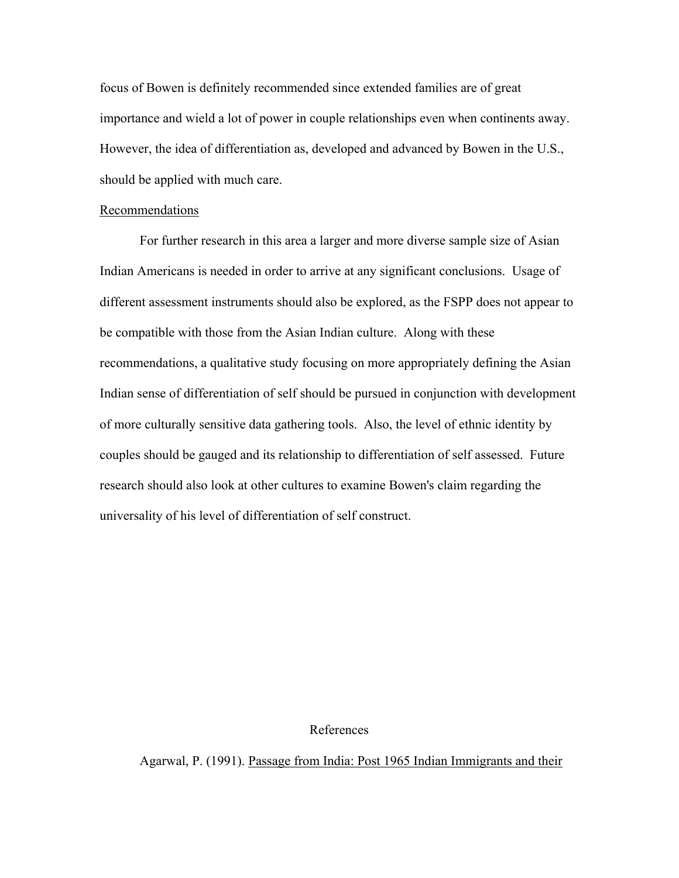focus of Bowen is definitely recommended since extended families are of great importance and wield a lot of power in couple relationships even when continents away. However, the idea of differentiation as, developed and advanced by Bowen in the U.S., should be applied with much care.

## Recommendations

For further research in this area a larger and more diverse sample size of Asian Indian Americans is needed in order to arrive at any significant conclusions. Usage of different assessment instruments should also be explored, as the FSPP does not appear to be compatible with those from the Asian Indian culture. Along with these recommendations, a qualitative study focusing on more appropriately defining the Asian Indian sense of differentiation of self should be pursued in conjunction with development of more culturally sensitive data gathering tools. Also, the level of ethnic identity by couples should be gauged and its relationship to differentiation of self assessed. Future research should also look at other cultures to examine Bowen's claim regarding the universality of his level of differentiation of self construct.

# References

Agarwal, P. (1991). Passage from India: Post 1965 Indian Immigrants and their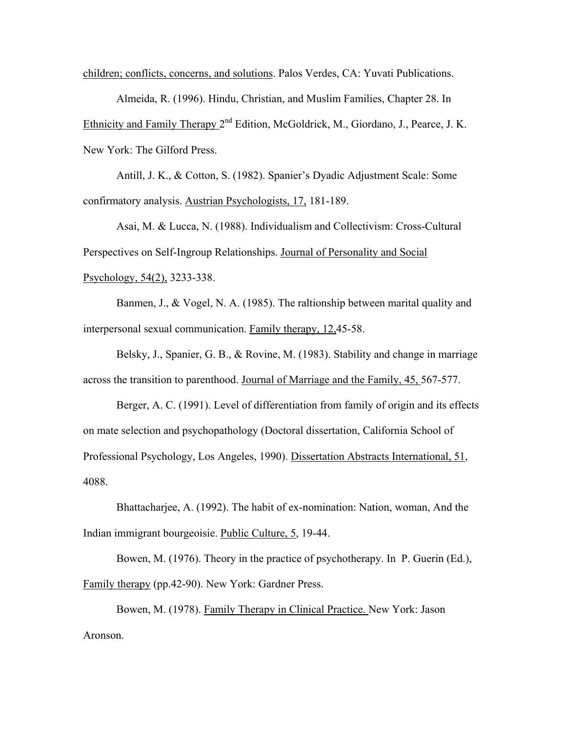children; conflicts, concerns, and solutions. Palos Verdes, CA: Yuvati Publications.

Almeida, R. (1996). Hindu, Christian, and Muslim Families, Chapter 28. In Ethnicity and Family Therapy 2nd Edition, McGoldrick, M., Giordano, J., Pearce, J. K. New York: The Gilford Press.

Antill, J. K., & Cotton, S. (1982). Spanier's Dyadic Adjustment Scale: Some confirmatory analysis. Austrian Psychologists, 17, 181-189.

Asai, M. & Lucca, N. (1988). Individualism and Collectivism: Cross-Cultural Perspectives on Self-Ingroup Relationships. Journal of Personality and Social Psychology, 54(2), 3233-338.

Banmen, J., & Vogel, N. A. (1985). The raltionship between marital quality and interpersonal sexual communication. Family therapy, 12,45-58.

Belsky, J., Spanier, G. B., & Rovine, M. (1983). Stability and change in marriage across the transition to parenthood. Journal of Marriage and the Family, 45, 567-577.

Berger, A. C. (1991). Level of differentiation from family of origin and its effects on mate selection and psychopathology (Doctoral dissertation, California School of Professional Psychology, Los Angeles, 1990). Dissertation Abstracts International, 51, 4088.

Bhattacharjee, A. (1992). The habit of ex-nomination: Nation, woman, And the Indian immigrant bourgeoisie. Public Culture, 5, 19-44.

Bowen, M. (1976). Theory in the practice of psychotherapy. In P. Guerin (Ed.), Family therapy (pp.42-90). New York: Gardner Press.

Bowen, M. (1978). Family Therapy in Clinical Practice. New York: Jason Aronson.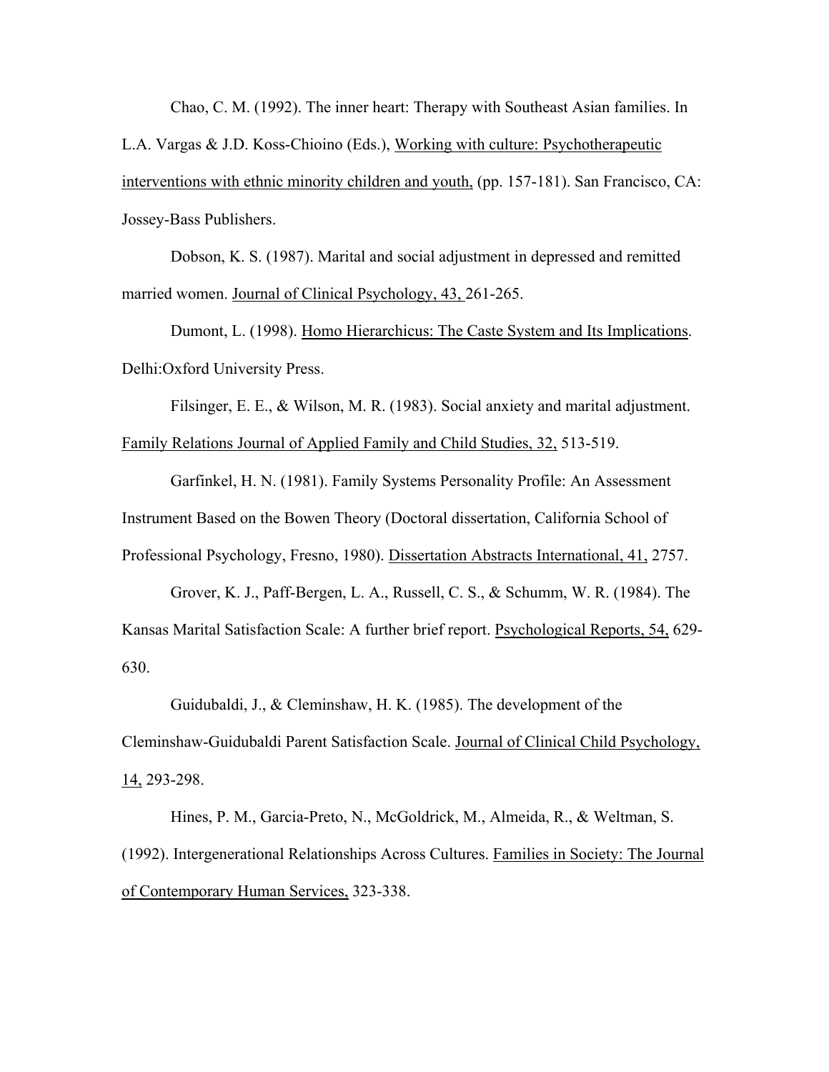Chao, C. M. (1992). The inner heart: Therapy with Southeast Asian families. In L.A. Vargas & J.D. Koss-Chioino (Eds.), Working with culture: Psychotherapeutic interventions with ethnic minority children and youth, (pp. 157-181). San Francisco, CA: Jossey-Bass Publishers.

Dobson, K. S. (1987). Marital and social adjustment in depressed and remitted married women. Journal of Clinical Psychology, 43, 261-265.

Dumont, L. (1998). Homo Hierarchicus: The Caste System and Its Implications. Delhi:Oxford University Press.

Filsinger, E. E., & Wilson, M. R. (1983). Social anxiety and marital adjustment. Family Relations Journal of Applied Family and Child Studies, 32, 513-519.

Garfinkel, H. N. (1981). Family Systems Personality Profile: An Assessment Instrument Based on the Bowen Theory (Doctoral dissertation, California School of Professional Psychology, Fresno, 1980). Dissertation Abstracts International, 41, 2757.

Grover, K. J., Paff-Bergen, L. A., Russell, C. S., & Schumm, W. R. (1984). The Kansas Marital Satisfaction Scale: A further brief report. Psychological Reports, 54, 629-630.

Guidubaldi, J., & Cleminshaw, H. K. (1985). The development of the Cleminshaw-Guidubaldi Parent Satisfaction Scale. Journal of Clinical Child Psychology, 14, 293-298.

Hines, P. M., Garcia-Preto, N., McGoldrick, M., Almeida, R., & Weltman, S. (1992). Intergenerational Relationships Across Cultures. Families in Society: The Journal of Contemporary Human Services, 323-338.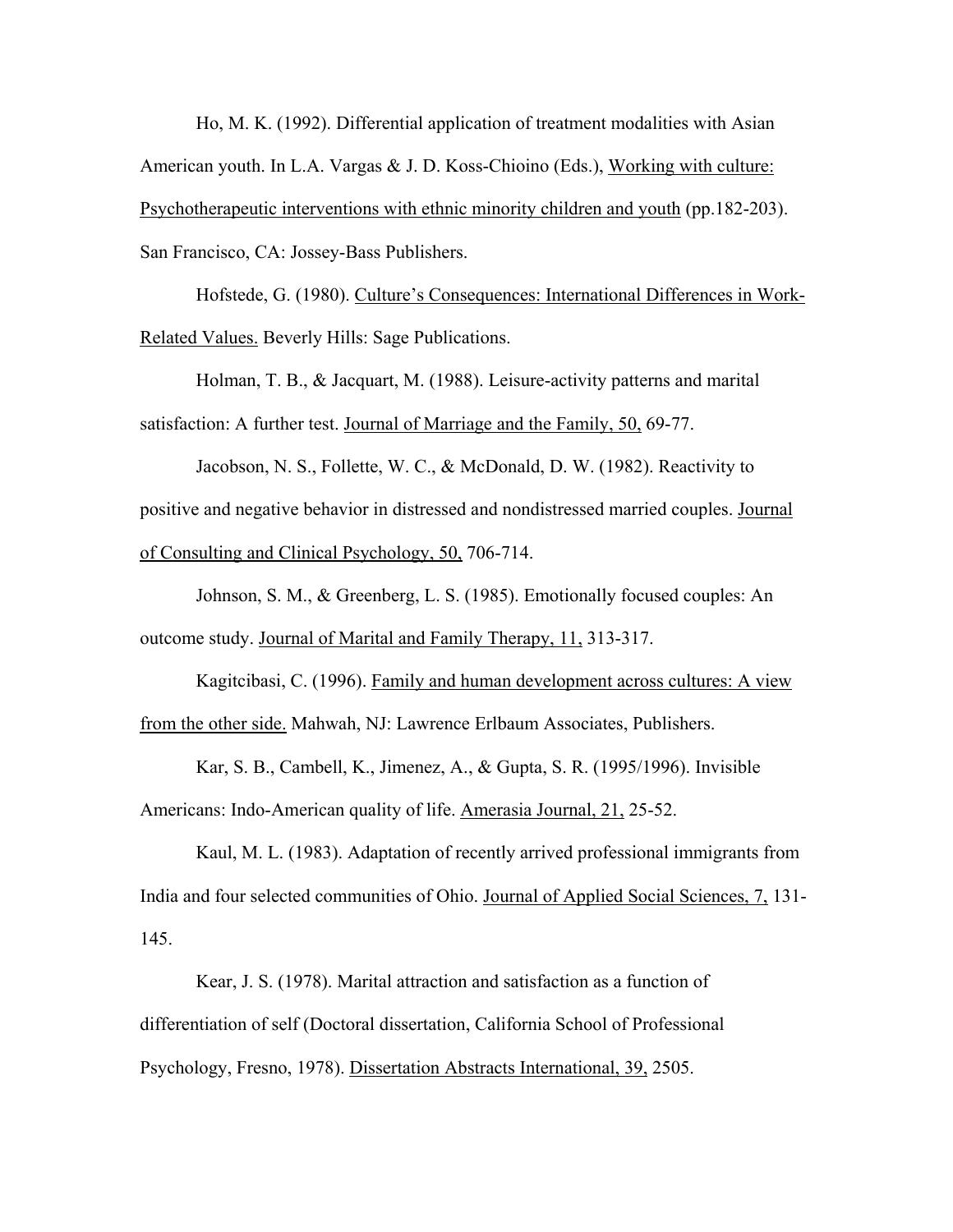Ho, M. K. (1992). Differential application of treatment modalities with Asian American youth. In L.A. Vargas & J. D. Koss-Chioino (Eds.), Working with culture: Psychotherapeutic interventions with ethnic minority children and youth (pp.182-203). San Francisco, CA: Jossey-Bass Publishers.

Hofstede, G. (1980). Culture's Consequences: International Differences in Work-Related Values. Beverly Hills: Sage Publications.

Holman, T. B., & Jacquart, M. (1988). Leisure-activity patterns and marital satisfaction: A further test. Journal of Marriage and the Family, 50, 69-77.

Jacobson, N. S., Follette, W. C., & McDonald, D. W. (1982). Reactivity to positive and negative behavior in distressed and nondistressed married couples. Journal of Consulting and Clinical Psychology, 50, 706-714.

Johnson, S. M., & Greenberg, L. S. (1985). Emotionally focused couples: An outcome study. Journal of Marital and Family Therapy, 11, 313-317.

Kagitcibasi, C. (1996). Family and human development across cultures: A view from the other side. Mahwah, NJ: Lawrence Erlbaum Associates, Publishers.

Kar, S. B., Cambell, K., Jimenez, A., & Gupta, S. R. (1995/1996). Invisible Americans: Indo-American quality of life. Amerasia Journal, 21, 25-52.

Kaul, M. L. (1983). Adaptation of recently arrived professional immigrants from India and four selected communities of Ohio. Journal of Applied Social Sciences, 7, 131-145.

Kear, J. S. (1978). Marital attraction and satisfaction as a function of differentiation of self (Doctoral dissertation, California School of Professional Psychology, Fresno, 1978). Dissertation Abstracts International, 39, 2505.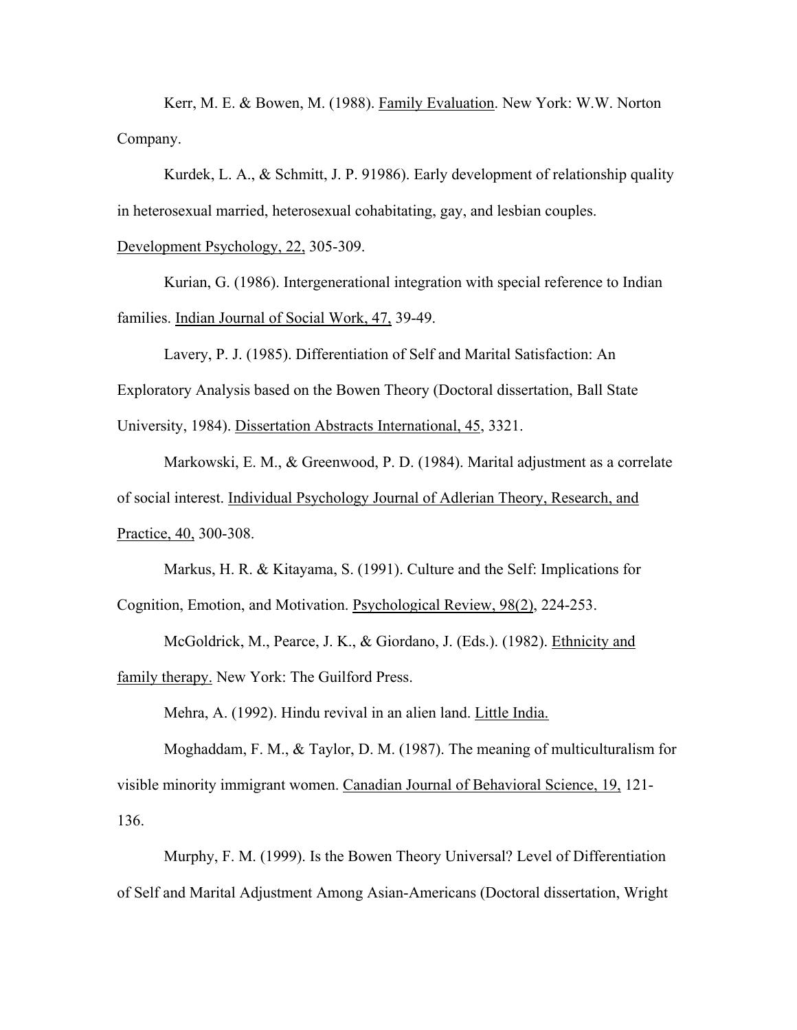Kerr, M. E. & Bowen, M. (1988). Family Evaluation. New York: W.W. Norton Company.

Kurdek, L. A., & Schmitt, J. P. 91986). Early development of relationship quality in heterosexual married, heterosexual cohabitating, gay, and lesbian couples. Development Psychology, 22, 305-309.

Kurian, G. (1986). Intergenerational integration with special reference to Indian families. Indian Journal of Social Work, 47, 39-49.

Lavery, P. J. (1985). Differentiation of Self and Marital Satisfaction: An Exploratory Analysis based on the Bowen Theory (Doctoral dissertation, Ball State University, 1984). Dissertation Abstracts International, 45, 3321.

Markowski, E. M., & Greenwood, P. D. (1984). Marital adjustment as a correlate of social interest. Individual Psychology Journal of Adlerian Theory, Research, and Practice, 40, 300-308.

Markus, H. R. & Kitayama, S. (1991). Culture and the Self: Implications for Cognition, Emotion, and Motivation. Psychological Review, 98(2), 224-253.

McGoldrick, M., Pearce, J. K., & Giordano, J. (Eds.). (1982). Ethnicity and family therapy. New York: The Guilford Press.

Mehra, A. (1992). Hindu revival in an alien land. Little India.

Moghaddam, F. M., & Taylor, D. M. (1987). The meaning of multiculturalism for visible minority immigrant women. Canadian Journal of Behavioral Science, 19, 121-136.

Murphy, F. M. (1999). Is the Bowen Theory Universal? Level of Differentiation of Self and Marital Adjustment Among Asian-Americans (Doctoral dissertation, Wright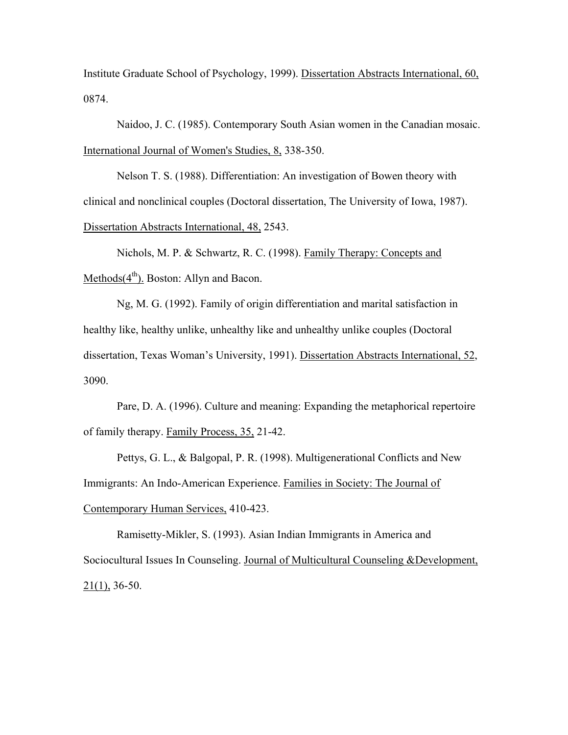Institute Graduate School of Psychology, 1999). Dissertation Abstracts International, 60, 0874.

Naidoo, J. C. (1985). Contemporary South Asian women in the Canadian mosaic. International Journal of Women's Studies, 8, 338-350.

Nelson T. S. (1988). Differentiation: An investigation of Bowen theory with clinical and nonclinical couples (Doctoral dissertation, The University of Iowa, 1987). Dissertation Abstracts International, 48, 2543.

Nichols, M. P. & Schwartz, R. C. (1998). Family Therapy: Concepts and Methods(4th). Boston: Allyn and Bacon.

Ng, M. G. (1992). Family of origin differentiation and marital satisfaction in healthy like, healthy unlike, unhealthy like and unhealthy unlike couples (Doctoral dissertation, Texas Woman's University, 1991). Dissertation Abstracts International, 52, 3090.

Pare, D. A. (1996). Culture and meaning: Expanding the metaphorical repertoire of family therapy. Family Process, 35, 21-42.

Pettys, G. L., & Balgopal, P. R. (1998). Multigenerational Conflicts and New Immigrants: An Indo-American Experience. Families in Society: The Journal of Contemporary Human Services, 410-423.

Ramisetty-Mikler, S. (1993). Asian Indian Immigrants in America and Sociocultural Issues In Counseling. Journal of Multicultural Counseling &Development, 21(1), 36-50.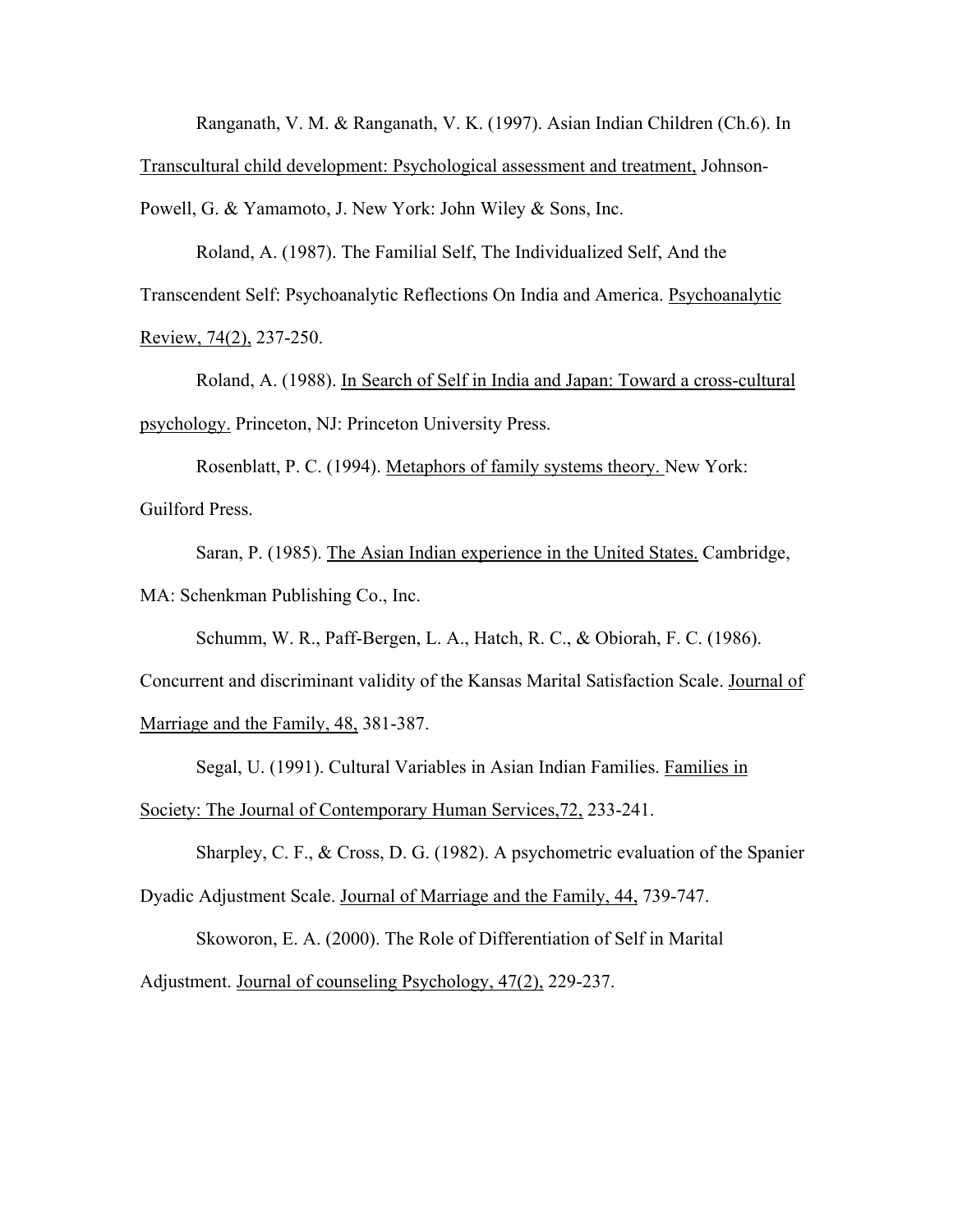Ranganath, V. M. & Ranganath, V. K. (1997). Asian Indian Children (Ch.6). In Transcultural child development: Psychological assessment and treatment, Johnson-Powell, G. & Yamamoto, J. New York: John Wiley & Sons, Inc.

Roland, A. (1987). The Familial Self, The Individualized Self, And the Transcendent Self: Psychoanalytic Reflections On India and America. Psychoanalytic Review, 74(2), 237-250.

Roland, A. (1988). In Search of Self in India and Japan: Toward a cross-cultural psychology. Princeton, NJ: Princeton University Press.

Rosenblatt, P. C. (1994). Metaphors of family systems theory. New York: Guilford Press.

Saran, P. (1985). The Asian Indian experience in the United States. Cambridge, MA: Schenkman Publishing Co., Inc.

Schumm, W. R., Paff-Bergen, L. A., Hatch, R. C., & Obiorah, F. C. (1986). Concurrent and discriminant validity of the Kansas Marital Satisfaction Scale. Journal of Marriage and the Family, 48, 381-387.

Segal, U. (1991). Cultural Variables in Asian Indian Families. Families in Society: The Journal of Contemporary Human Services,72, 233-241.

Sharpley, C. F., & Cross, D. G. (1982). A psychometric evaluation of the Spanier Dyadic Adjustment Scale. Journal of Marriage and the Family, 44, 739-747.

Skoworon, E. A. (2000). The Role of Differentiation of Self in Marital Adjustment. Journal of counseling Psychology, 47(2), 229-237.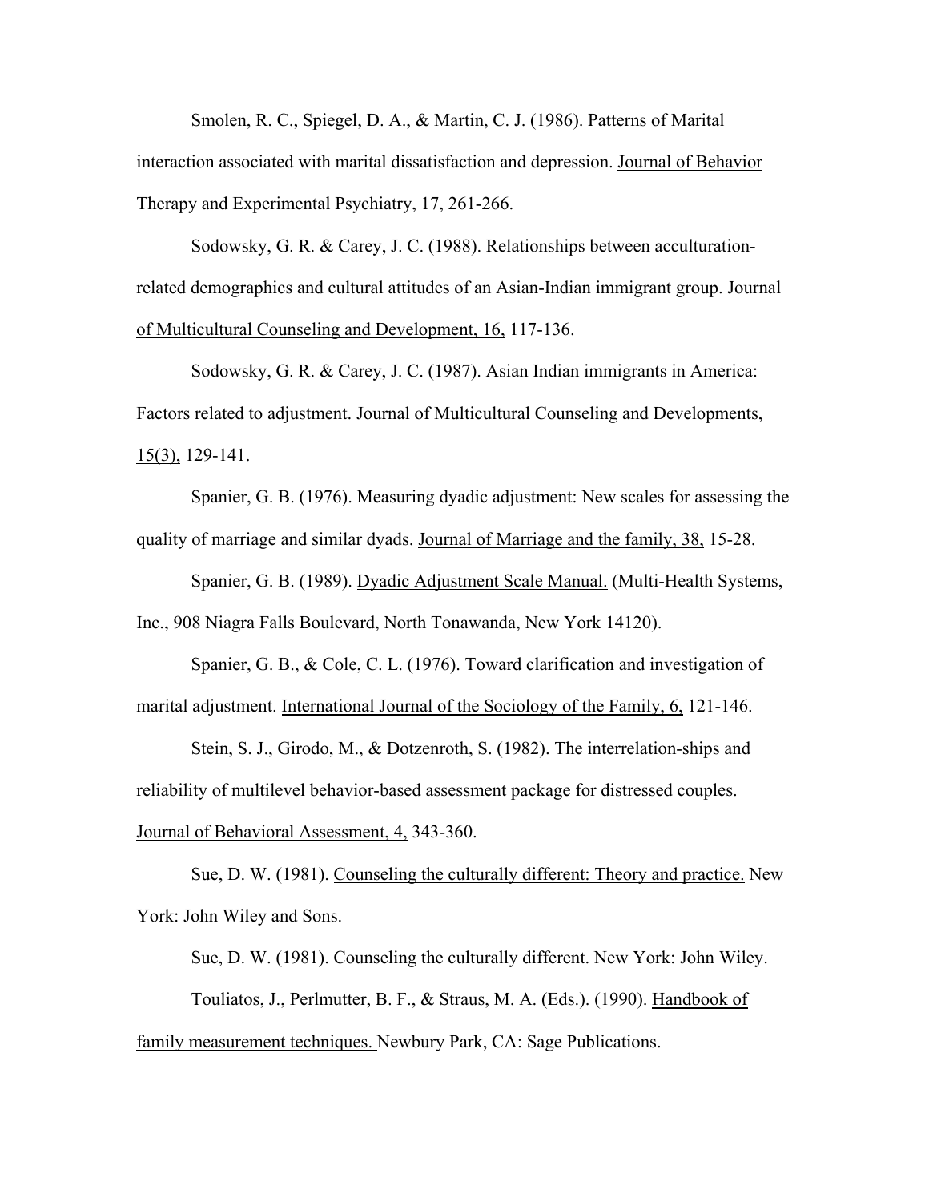Smolen, R. C., Spiegel, D. A., & Martin, C. J. (1986). Patterns of Marital interaction associated with marital dissatisfaction and depression. Journal of Behavior Therapy and Experimental Psychiatry, 17, 261-266.

Sodowsky, G. R. & Carey, J. C. (1988). Relationships between acculturation-related demographics and cultural attitudes of an Asian-Indian immigrant group. Journal of Multicultural Counseling and Development, 16, 117-136.

Sodowsky, G. R. & Carey, J. C. (1987). Asian Indian immigrants in America: Factors related to adjustment. Journal of Multicultural Counseling and Developments, 15(3), 129-141.

Spanier, G. B. (1976). Measuring dyadic adjustment: New scales for assessing the quality of marriage and similar dyads. Journal of Marriage and the family, 38, 15-28.

Spanier, G. B. (1989). Dyadic Adjustment Scale Manual. (Multi-Health Systems, Inc., 908 Niagra Falls Boulevard, North Tonawanda, New York 14120).

Spanier, G. B., & Cole, C. L. (1976). Toward clarification and investigation of marital adjustment. International Journal of the Sociology of the Family, 6, 121-146.

Stein, S. J., Girodo, M., & Dotzenroth, S. (1982). The interrelation-ships and reliability of multilevel behavior-based assessment package for distressed couples. Journal of Behavioral Assessment, 4, 343-360.

Sue, D. W. (1981). Counseling the culturally different: Theory and practice. New York: John Wiley and Sons.

Sue, D. W. (1981). Counseling the culturally different. New York: John Wiley.

Touliatos, J., Perlmutter, B. F., & Straus, M. A. (Eds.). (1990). Handbook of family measurement techniques. Newbury Park, CA: Sage Publications.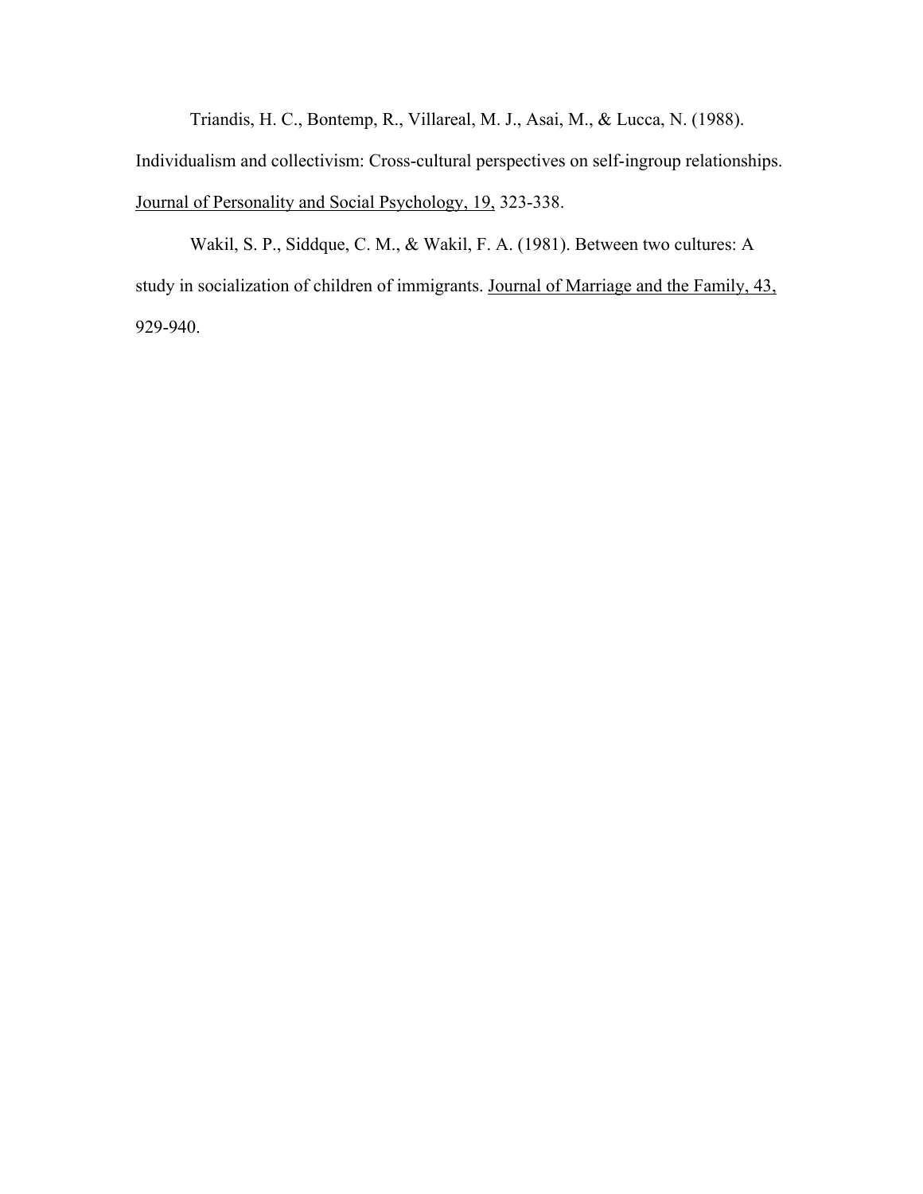Triandis, H. C., Bontemp, R., Villareal, M. J., Asai, M., & Lucca, N. (1988). Individualism and collectivism: Cross-cultural perspectives on self-ingroup relationships. Journal of Personality and Social Psychology, 19, 323-338.

Wakil, S. P., Siddque, C. M., & Wakil, F. A. (1981). Between two cultures: A study in socialization of children of immigrants. Journal of Marriage and the Family, 43, 929-940.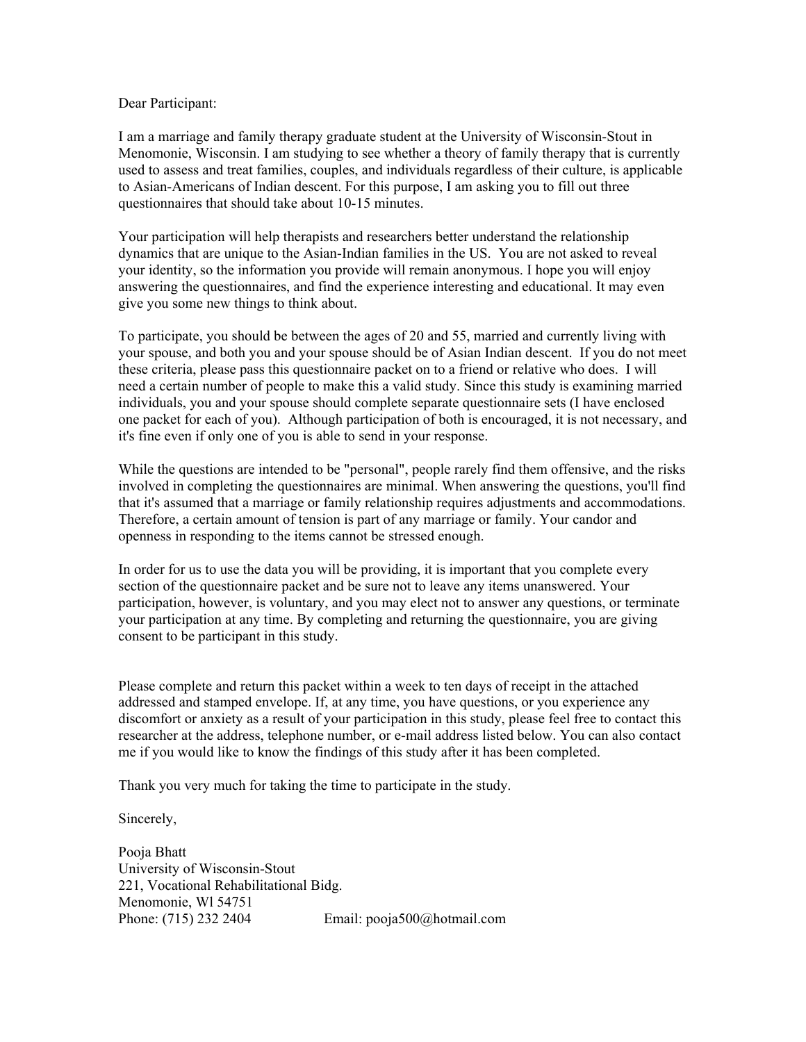Dear Participant:

I am a marriage and family therapy graduate student at the University of Wisconsin-Stout in Menomonie, Wisconsin. I am studying to see whether a theory of family therapy that is currently used to assess and treat families, couples, and individuals regardless of their culture, is applicable to Asian-Americans of Indian descent. For this purpose, I am asking you to fill out three questionnaires that should take about 10-15 minutes.

Your participation will help therapists and researchers better understand the relationship dynamics that are unique to the Asian-Indian families in the US. You are not asked to reveal your identity, so the information you provide will remain anonymous. I hope you will enjoy answering the questionnaires, and find the experience interesting and educational. It may even give you some new things to think about.

To participate, you should be between the ages of 20 and 55, married and currently living with your spouse, and both you and your spouse should be of Asian Indian descent. If you do not meet these criteria, please pass this questionnaire packet on to a friend or relative who does. I will need a certain number of people to make this a valid study. Since this study is examining married individuals, you and your spouse should complete separate questionnaire sets (I have enclosed one packet for each of you). Although participation of both is encouraged, it is not necessary, and it's fine even if only one of you is able to send in your response.

While the questions are intended to be "personal", people rarely find them offensive, and the risks involved in completing the questionnaires are minimal. When answering the questions, you'll find that it's assumed that a marriage or family relationship requires adjustments and accommodations. Therefore, a certain amount of tension is part of any marriage or family. Your candor and openness in responding to the items cannot be stressed enough.

In order for us to use the data you will be providing, it is important that you complete every section of the questionnaire packet and be sure not to leave any items unanswered. Your participation, however, is voluntary, and you may elect not to answer any questions, or terminate your participation at any time. By completing and returning the questionnaire, you are giving consent to be participant in this study.

Please complete and return this packet within a week to ten days of receipt in the attached addressed and stamped envelope. If, at any time, you have questions, or you experience any discomfort or anxiety as a result of your participation in this study, please feel free to contact this researcher at the address, telephone number, or e-mail address listed below. You can also contact me if you would like to know the findings of this study after it has been completed.

Thank you very much for taking the time to participate in the study.

Sincerely,

Pooja Bhatt  
University of Wisconsin-Stout  
221, Vocational Rehabilitational Bidg.  
Menomonie, Wl 54751  
Phone: (715) 232 2404 Email: pooja500@hotmail.com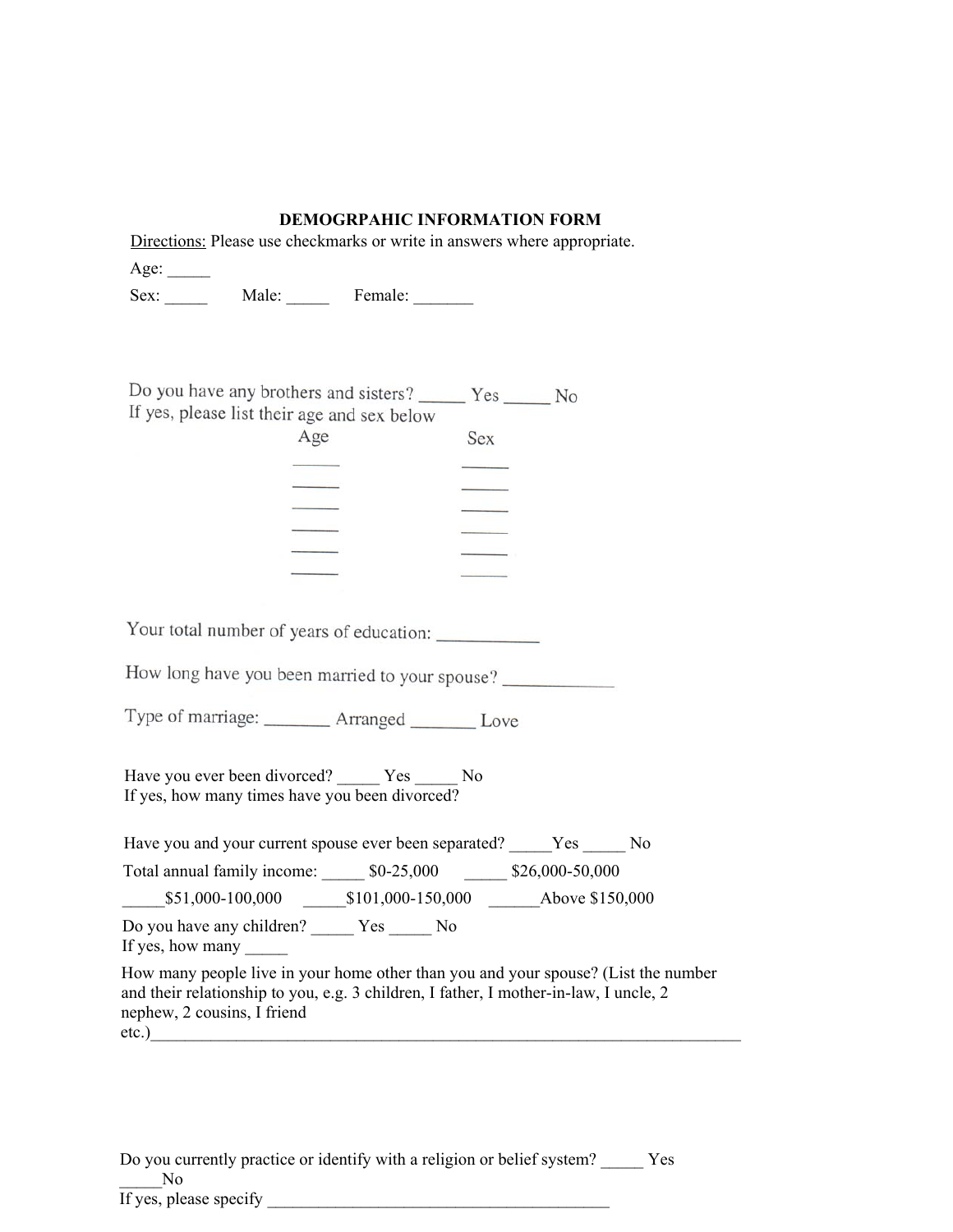**DEMOGRPAHIC INFORMATION FORM**

Directions: Please use checkmarks or write in answers where appropriate.

Age: _____

Sex: _____ Male: _____ Female: _______

Do you have any brothers and sisters? _____ Yes _____ No
If yes, please list their age and sex below

| Age | Sex |
|---|---|
| _____ | _____ |
| _____ | _____ |
| _____ | _____ |
| _____ | _____ |
| _____ | _____ |
| _____ | _____ |

Your total number of years of education: ___________

How long have you been married to your spouse? ____________

Type of marriage: _______ Arranged _______ Love

Have you ever been divorced? _____ Yes _____ No
If yes, how many times have you been divorced?

Have you and your current spouse ever been separated? _____Yes _____ No

Total annual family income: _____ $0-25,000 _____ $26,000-50,000
_____$51,000-100,000 _____$101,000-150,000 ______Above $150,000

Do you have any children? _____ Yes _____ No
If yes, how many _____

How many people live in your home other than you and your spouse? (List the number and their relationship to you, e.g. 3 children, I father, I mother-in-law, I uncle, 2 nephew, 2 cousins, I friend etc.)______________________________________________________________________

Do you currently practice or identify with a religion or belief system? _____ Yes _____No
If yes, please specify _________________________________________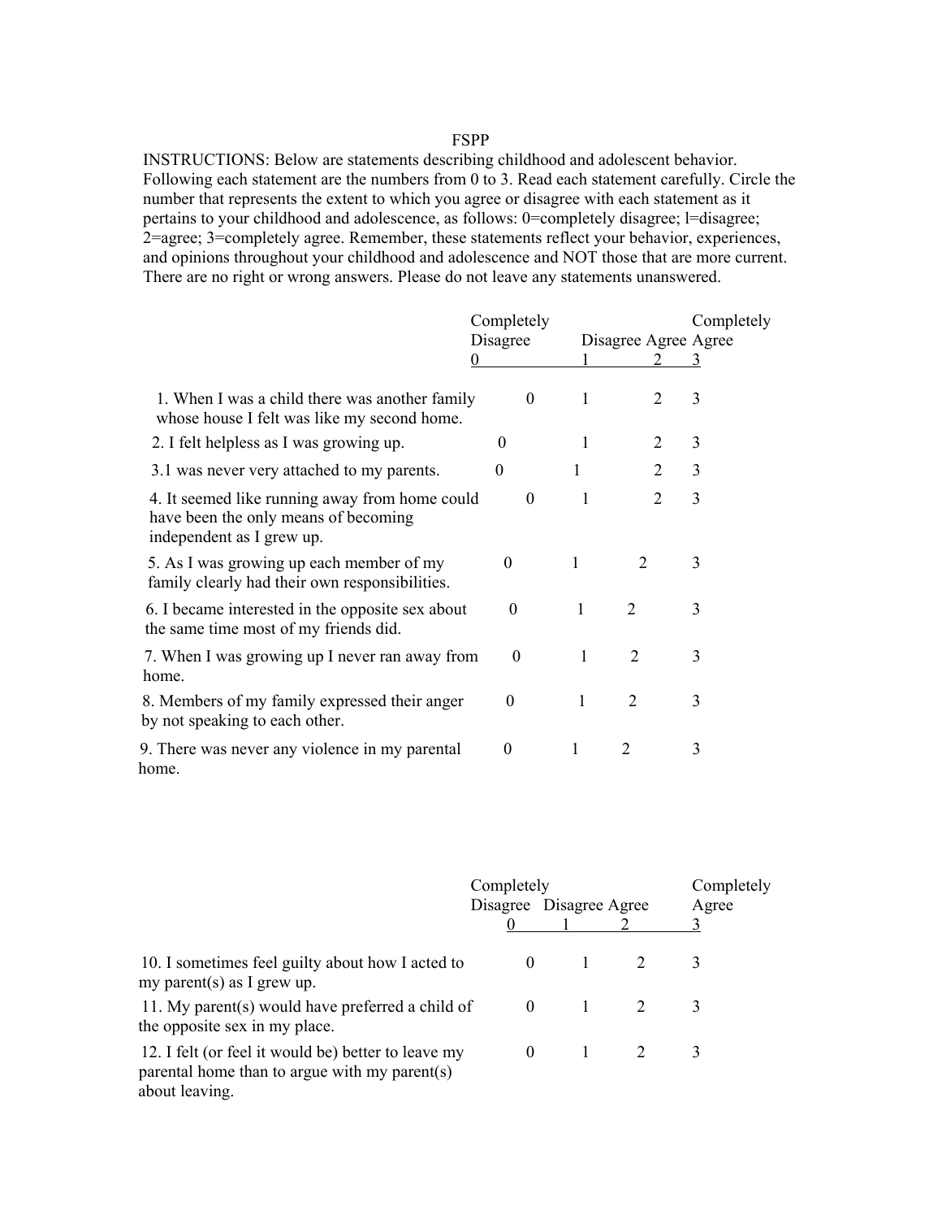FSPP

INSTRUCTIONS: Below are statements describing childhood and adolescent behavior. Following each statement are the numbers from 0 to 3. Read each statement carefully. Circle the number that represents the extent to which you agree or disagree with each statement as it pertains to your childhood and adolescence, as follows: 0=completely disagree; l=disagree; 2=agree; 3=completely agree. Remember, these statements reflect your behavior, experiences, and opinions throughout your childhood and adolescence and NOT those that are more current. There are no right or wrong answers. Please do not leave any statements unanswered.

| | Completely Disagree 0 | Disagree 1 | Agree 2 | Completely Agree 3 |
|---|---|---|---|---|
| 1. When I was a child there was another family whose house I felt was like my second home. | 0 | 1 | 2 | 3 |
| 2. I felt helpless as I was growing up. | 0 | 1 | 2 | 3 |
| 3.1 was never very attached to my parents. | 0 | 1 | 2 | 3 |
| 4. It seemed like running away from home could have been the only means of becoming independent as I grew up. | 0 | 1 | 2 | 3 |
| 5. As I was growing up each member of my family clearly had their own responsibilities. | 0 | 1 | 2 | 3 |
| 6. I became interested in the opposite sex about the same time most of my friends did. | 0 | 1 | 2 | 3 |
| 7. When I was growing up I never ran away from home. | 0 | 1 | 2 | 3 |
| 8. Members of my family expressed their anger by not speaking to each other. | 0 | 1 | 2 | 3 |
| 9. There was never any violence in my parental home. | 0 | 1 | 2 | 3 |

| | Completely Disagree 0 | Disagree 1 | Agree 2 | Completely Agree 3 |
|---|---|---|---|---|
| 10. I sometimes feel guilty about how I acted to my parent(s) as I grew up. | 0 | 1 | 2 | 3 |
| 11. My parent(s) would have preferred a child of the opposite sex in my place. | 0 | 1 | 2 | 3 |
| 12. I felt (or feel it would be) better to leave my parental home than to argue with my parent(s) about leaving. | 0 | 1 | 2 | 3 |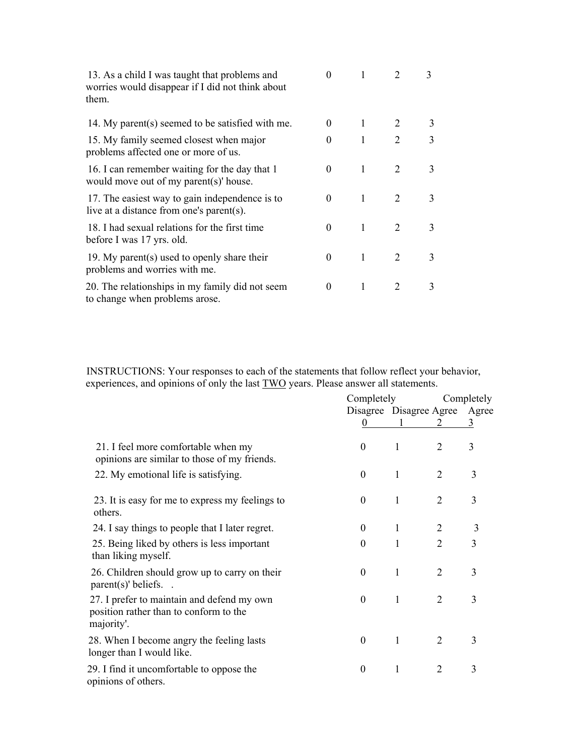| | | | | |
|---|---|---|---|---|
| 13. As a child I was taught that problems and worries would disappear if I did not think about them. | 0 | 1 | 2 | 3 |
| 14. My parent(s) seemed to be satisfied with me. | 0 | 1 | 2 | 3 |
| 15. My family seemed closest when major problems affected one or more of us. | 0 | 1 | 2 | 3 |
| 16. I can remember waiting for the day that 1 would move out of my parent(s)' house. | 0 | 1 | 2 | 3 |
| 17. The easiest way to gain independence is to live at a distance from one's parent(s). | 0 | 1 | 2 | 3 |
| 18. I had sexual relations for the first time before I was 17 yrs. old. | 0 | 1 | 2 | 3 |
| 19. My parent(s) used to openly share their problems and worries with me. | 0 | 1 | 2 | 3 |
| 20. The relationships in my family did not seem to change when problems arose. | 0 | 1 | 2 | 3 |

INSTRUCTIONS: Your responses to each of the statements that follow reflect your behavior, experiences, and opinions of only the last <u>TWO</u> years. Please answer all statements.

| | Completely Disagree | Disagree | Agree | Completely Agree |
|---|---|---|---|---|
| | 0 | 1 | 2 | 3 |
| 21. I feel more comfortable when my opinions are similar to those of my friends. | 0 | 1 | 2 | 3 |
| 22. My emotional life is satisfying. | 0 | 1 | 2 | 3 |
| 23. It is easy for me to express my feelings to others. | 0 | 1 | 2 | 3 |
| 24. I say things to people that I later regret. | 0 | 1 | 2 | 3 |
| 25. Being liked by others is less important than liking myself. | 0 | 1 | 2 | 3 |
| 26. Children should grow up to carry on their parent(s)' beliefs. . | 0 | 1 | 2 | 3 |
| 27. I prefer to maintain and defend my own position rather than to conform to the majority'. | 0 | 1 | 2 | 3 |
| 28. When I become angry the feeling lasts longer than I would like. | 0 | 1 | 2 | 3 |
| 29. I find it uncomfortable to oppose the opinions of others. | 0 | 1 | 2 | 3 |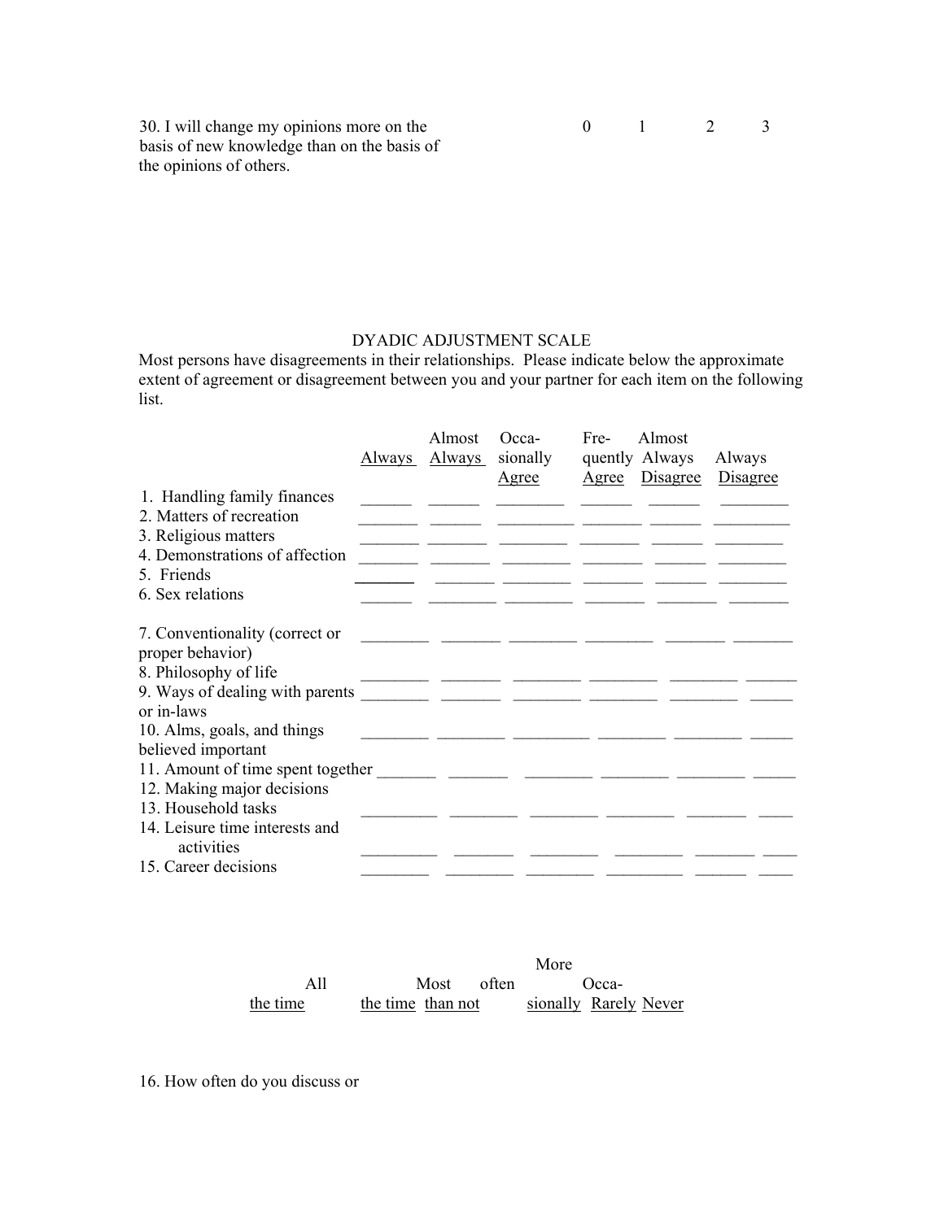30. I will change my opinions more on the basis of new knowledge than on the basis of the opinions of others. 0 1 2 3

## DYADIC ADJUSTMENT SCALE

Most persons have disagreements in their relationships. Please indicate below the approximate extent of agreement or disagreement between you and your partner for each item on the following list.

| | Always | Almost Always | Occasionally Agree | Frequently Agree | Almost Always Disagree | Always Disagree |
|---|---|---|---|---|---|---|
| 1. Handling family finances | ______ | ______ | ______ | ______ | ______ | ______ |
| 2. Matters of recreation | ______ | ______ | ______ | ______ | ______ | ______ |
| 3. Religious matters | ______ | ______ | ______ | ______ | ______ | ______ |
| 4. Demonstrations of affection | ______ | ______ | ______ | ______ | ______ | ______ |
| 5. Friends | ______ | ______ | ______ | ______ | ______ | ______ |
| 6. Sex relations | ______ | ______ | ______ | ______ | ______ | ______ |
| 7. Conventionality (correct or proper behavior) | ______ | ______ | ______ | ______ | ______ | ______ |
| 8. Philosophy of life | ______ | ______ | ______ | ______ | ______ | ______ |
| 9. Ways of dealing with parents or in-laws | ______ | ______ | ______ | ______ | ______ | ______ |
| 10. Alms, goals, and things believed important | ______ | ______ | ______ | ______ | ______ | ______ |
| 11. Amount of time spent together | ______ | ______ | ______ | ______ | ______ | ______ |
| 12. Making major decisions | | | | | | |
| 13. Household tasks | ______ | ______ | ______ | ______ | ______ | ______ |
| 14. Leisure time interests and activities | ______ | ______ | ______ | ______ | ______ | ______ |
| 15. Career decisions | ______ | ______ | ______ | ______ | ______ | ______ |

| All the time | Most the time | More often than not | Occasionally | Rarely | Never |
|---|---|---|---|---|---|

16. How often do you discuss or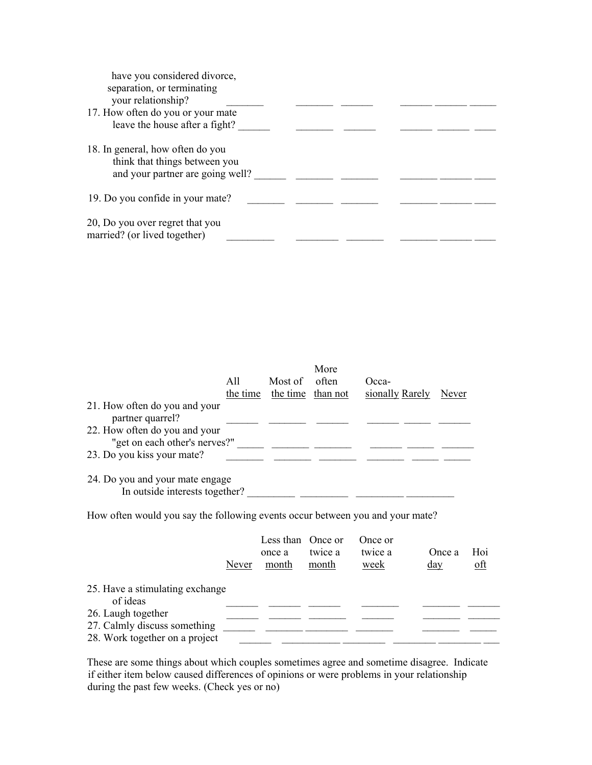| | | | | | | |
|---|---|---|---|---|---|---|
| have you considered divorce, separation, or terminating your relationship? | _______ | _______ | ______ | ______ | ______ | _____ |
| 17. How often do you or your mate leave the house after a fight? | ______ | _______ | ______ | ______ | ______ | ____ |
| 18. In general, how often do you think that things between you and your partner are going well? | ______ | _______ | _______ | _______ | ______ | ____ |
| 19. Do you confide in your mate? | _______ | _______ | _______ | _______ | ______ | ____ |
| 20, Do you over regret that you married? (or lived together) | _________ | ________ | _______ | _______ | ______ | ____ |

| | All the time | Most of the time | More often than not | Occa-sionally | Rarely | Never |
|---|---|---|---|---|---|---|
| 21. How often do you and your partner quarrel? | ______ | _______ | ______ | ______ | _____ | ______ |
| 22. How often do you and your "get on each other's nerves?" | _____ | _______ | _______ | ______ | _____ | ______ |
| 23. Do you kiss your mate? | _______ | _______ | _______ | _______ | _____ | _____ |
| 24. Do you and your mate engage In outside interests together? | _________ | _________ | _________ | _________ | | |

How often would you say the following events occur between you and your mate?

| | Never | Less than once a month | Once or twice a month | Once or twice a week | Once a day | Hoi oft |
|---|---|---|---|---|---|---|
| 25. Have a stimulating exchange of ideas | ______ | ______ | ______ | _______ | _______ | ______ |
| 26. Laugh together | ______ | ______ | _______ | ______ | _______ | ______ |
| 27. Calmly discuss something | ______ | _______ | ________ | _______ | _______ | _____ |
| 28. Work together on a project | ______ | ___________ | ________ | ________ | ________ | ___ |

These are some things about which couples sometimes agree and sometime disagree. Indicate if either item below caused differences of opinions or were problems in your relationship during the past few weeks. (Check yes or no)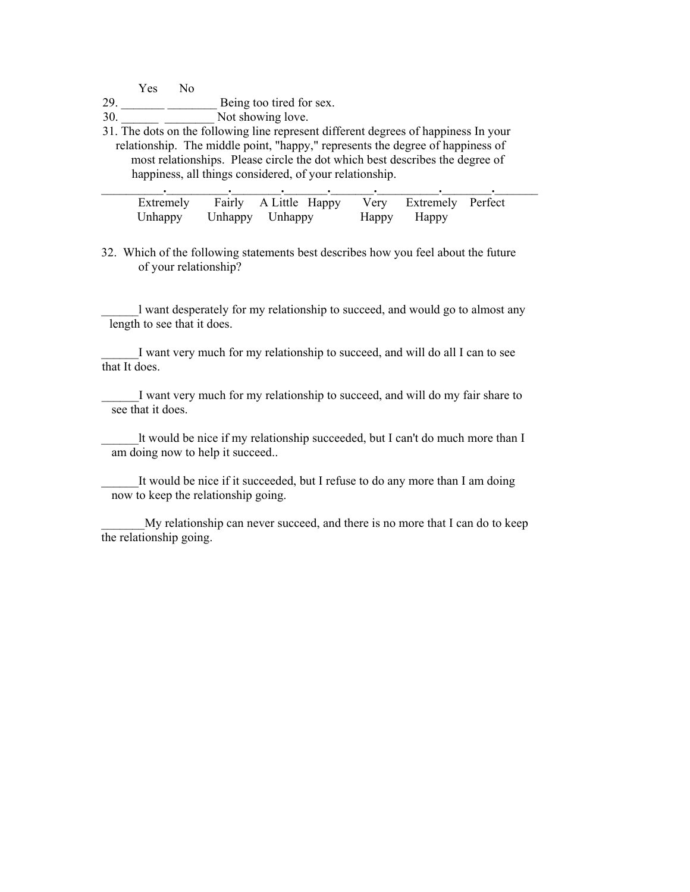| | Yes | No | |
|---|---|---|---|
| 29. | _______ | ________ | Being too tired for sex. |
| 30. | ______ | ________ | Not showing love. |

31. The dots on the following line represent different degrees of happiness In your relationship. The middle point, "happy," represents the degree of happiness of most relationships. Please circle the dot which best describes the degree of happiness, all things considered, of your relationship.

__________•__________•________•_______•_______•__________•________•_______

| Extremely Unhappy | Fairly Unhappy | A Little Unhappy | Happy | Very Happy | Extremely Happy | Perfect |
|---|---|---|---|---|---|---|

32. Which of the following statements best describes how you feel about the future of your relationship?

______I want desperately for my relationship to succeed, and would go to almost any length to see that it does.

______I want very much for my relationship to succeed, and will do all I can to see that It does.

______I want very much for my relationship to succeed, and will do my fair share to see that it does.

______It would be nice if my relationship succeeded, but I can't do much more than I am doing now to help it succeed..

______It would be nice if it succeeded, but I refuse to do any more than I am doing now to keep the relationship going.

_______My relationship can never succeed, and there is no more that I can do to keep the relationship going.